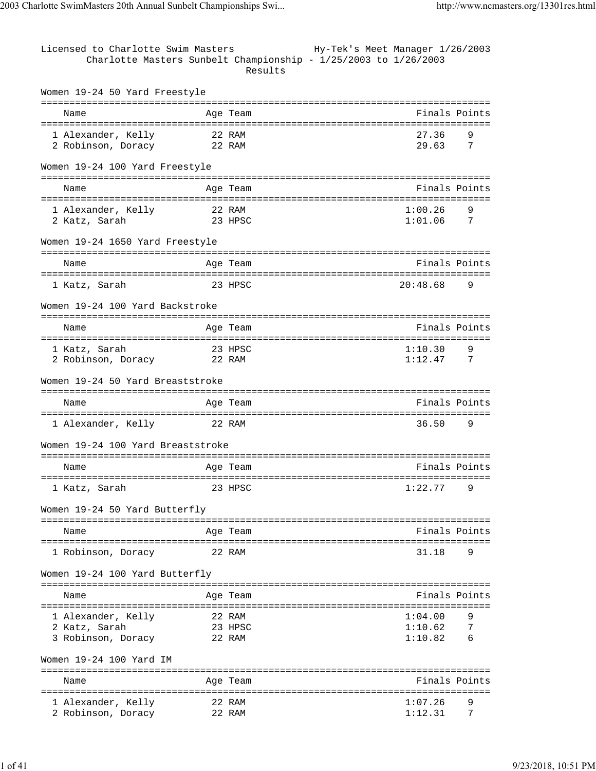Licensed to Charlotte Swim Masters — Hy-Tek's Meet Manager 1/26/2003

Charlotte Masters Sunbelt Championship - 1/25/2003 to 1/26/2003

Results

## Women 19-24 50 Yard Freestyle

| | Name | Age | Team | Finals | Points |
|---|---|---|---|---|---|
| 1 | Alexander, Kelly | 22 | RAM | 27.36 | 9 |
| 2 | Robinson, Doracy | 22 | RAM | 29.63 | 7 |

## Women 19-24 100 Yard Freestyle

| | Name | Age | Team | Finals | Points |
|---|---|---|---|---|---|
| 1 | Alexander, Kelly | 22 | RAM | 1:00.26 | 9 |
| 2 | Katz, Sarah | 23 | HPSC | 1:01.06 | 7 |

## Women 19-24 1650 Yard Freestyle

| | Name | Age | Team | Finals | Points |
|---|---|---|---|---|---|
| 1 | Katz, Sarah | 23 | HPSC | 20:48.68 | 9 |

## Women 19-24 100 Yard Backstroke

| | Name | Age | Team | Finals | Points |
|---|---|---|---|---|---|
| 1 | Katz, Sarah | 23 | HPSC | 1:10.30 | 9 |
| 2 | Robinson, Doracy | 22 | RAM | 1:12.47 | 7 |

## Women 19-24 50 Yard Breaststroke

| | Name | Age | Team | Finals | Points |
|---|---|---|---|---|---|
| 1 | Alexander, Kelly | 22 | RAM | 36.50 | 9 |

## Women 19-24 100 Yard Breaststroke

| | Name | Age | Team | Finals | Points |
|---|---|---|---|---|---|
| 1 | Katz, Sarah | 23 | HPSC | 1:22.77 | 9 |

## Women 19-24 50 Yard Butterfly

| | Name | Age | Team | Finals | Points |
|---|---|---|---|---|---|
| 1 | Robinson, Doracy | 22 | RAM | 31.18 | 9 |

## Women 19-24 100 Yard Butterfly

| | Name | Age | Team | Finals | Points |
|---|---|---|---|---|---|
| 1 | Alexander, Kelly | 22 | RAM | 1:04.00 | 9 |
| 2 | Katz, Sarah | 23 | HPSC | 1:10.62 | 7 |
| 3 | Robinson, Doracy | 22 | RAM | 1:10.82 | 6 |

## Women 19-24 100 Yard IM

| | Name | Age | Team | Finals | Points |
|---|---|---|---|---|---|
| 1 | Alexander, Kelly | 22 | RAM | 1:07.26 | 9 |
| 2 | Robinson, Doracy | 22 | RAM | 1:12.31 | 7 |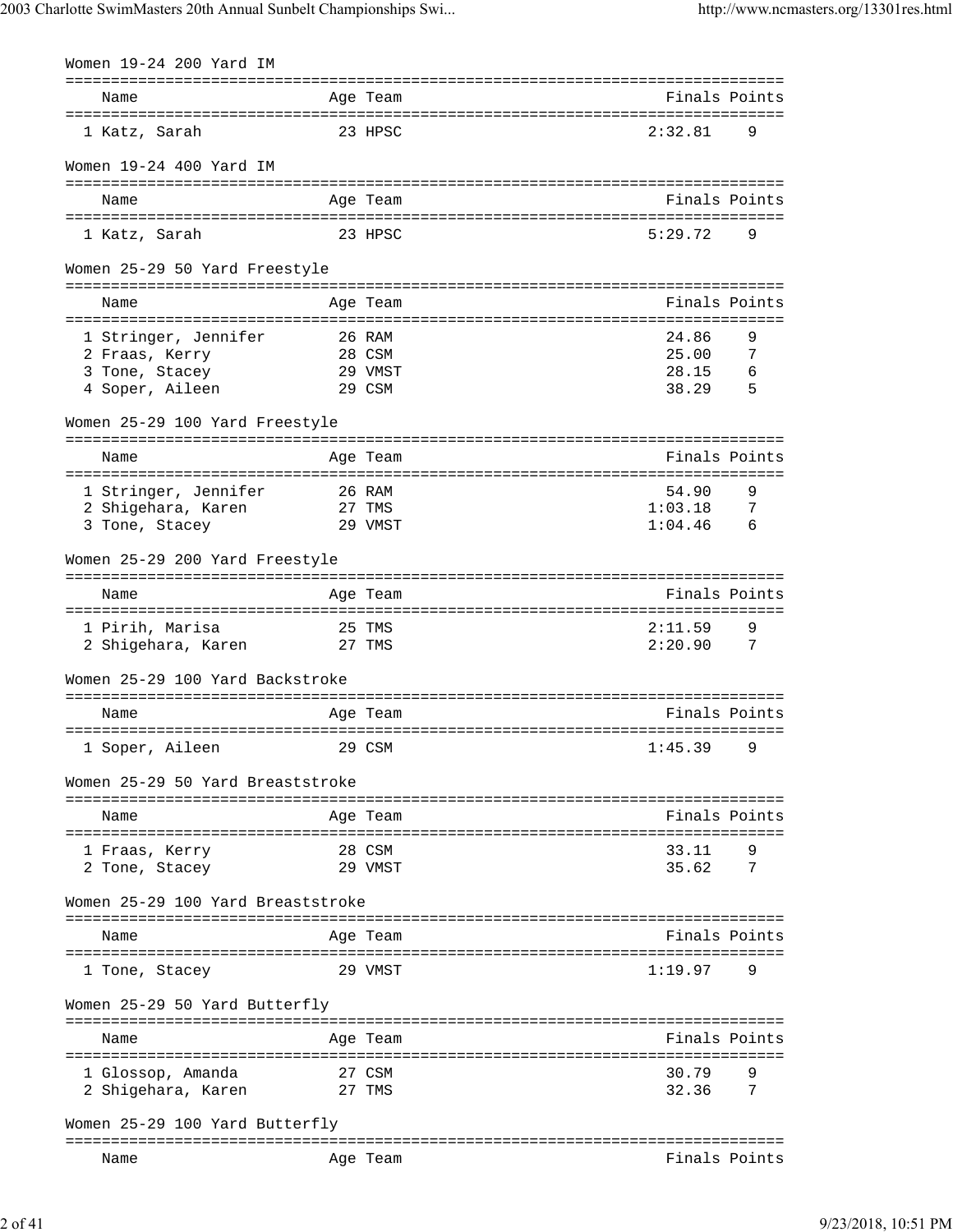### Women 19-24 200 Yard IM

| | Name | Age | Team | Finals | Points |
|---|---|---|---|---|---|
| 1 | Katz, Sarah | 23 | HPSC | 2:32.81 | 9 |

### Women 19-24 400 Yard IM

| | Name | Age | Team | Finals | Points |
|---|---|---|---|---|---|
| 1 | Katz, Sarah | 23 | HPSC | 5:29.72 | 9 |

### Women 25-29 50 Yard Freestyle

| | Name | Age | Team | Finals | Points |
|---|---|---|---|---|---|
| 1 | Stringer, Jennifer | 26 | RAM | 24.86 | 9 |
| 2 | Fraas, Kerry | 28 | CSM | 25.00 | 7 |
| 3 | Tone, Stacey | 29 | VMST | 28.15 | 6 |
| 4 | Soper, Aileen | 29 | CSM | 38.29 | 5 |

### Women 25-29 100 Yard Freestyle

| | Name | Age | Team | Finals | Points |
|---|---|---|---|---|---|
| 1 | Stringer, Jennifer | 26 | RAM | 54.90 | 9 |
| 2 | Shigehara, Karen | 27 | TMS | 1:03.18 | 7 |
| 3 | Tone, Stacey | 29 | VMST | 1:04.46 | 6 |

### Women 25-29 200 Yard Freestyle

| | Name | Age | Team | Finals | Points |
|---|---|---|---|---|---|
| 1 | Pirih, Marisa | 25 | TMS | 2:11.59 | 9 |
| 2 | Shigehara, Karen | 27 | TMS | 2:20.90 | 7 |

### Women 25-29 100 Yard Backstroke

| | Name | Age | Team | Finals | Points |
|---|---|---|---|---|---|
| 1 | Soper, Aileen | 29 | CSM | 1:45.39 | 9 |

### Women 25-29 50 Yard Breaststroke

| | Name | Age | Team | Finals | Points |
|---|---|---|---|---|---|
| 1 | Fraas, Kerry | 28 | CSM | 33.11 | 9 |
| 2 | Tone, Stacey | 29 | VMST | 35.62 | 7 |

### Women 25-29 100 Yard Breaststroke

| | Name | Age | Team | Finals | Points |
|---|---|---|---|---|---|
| 1 | Tone, Stacey | 29 | VMST | 1:19.97 | 9 |

### Women 25-29 50 Yard Butterfly

| | Name | Age | Team | Finals | Points |
|---|---|---|---|---|---|
| 1 | Glossop, Amanda | 27 | CSM | 30.79 | 9 |
| 2 | Shigehara, Karen | 27 | TMS | 32.36 | 7 |

### Women 25-29 100 Yard Butterfly

| | Name | Age | Team | Finals | Points |
|---|---|---|---|---|---|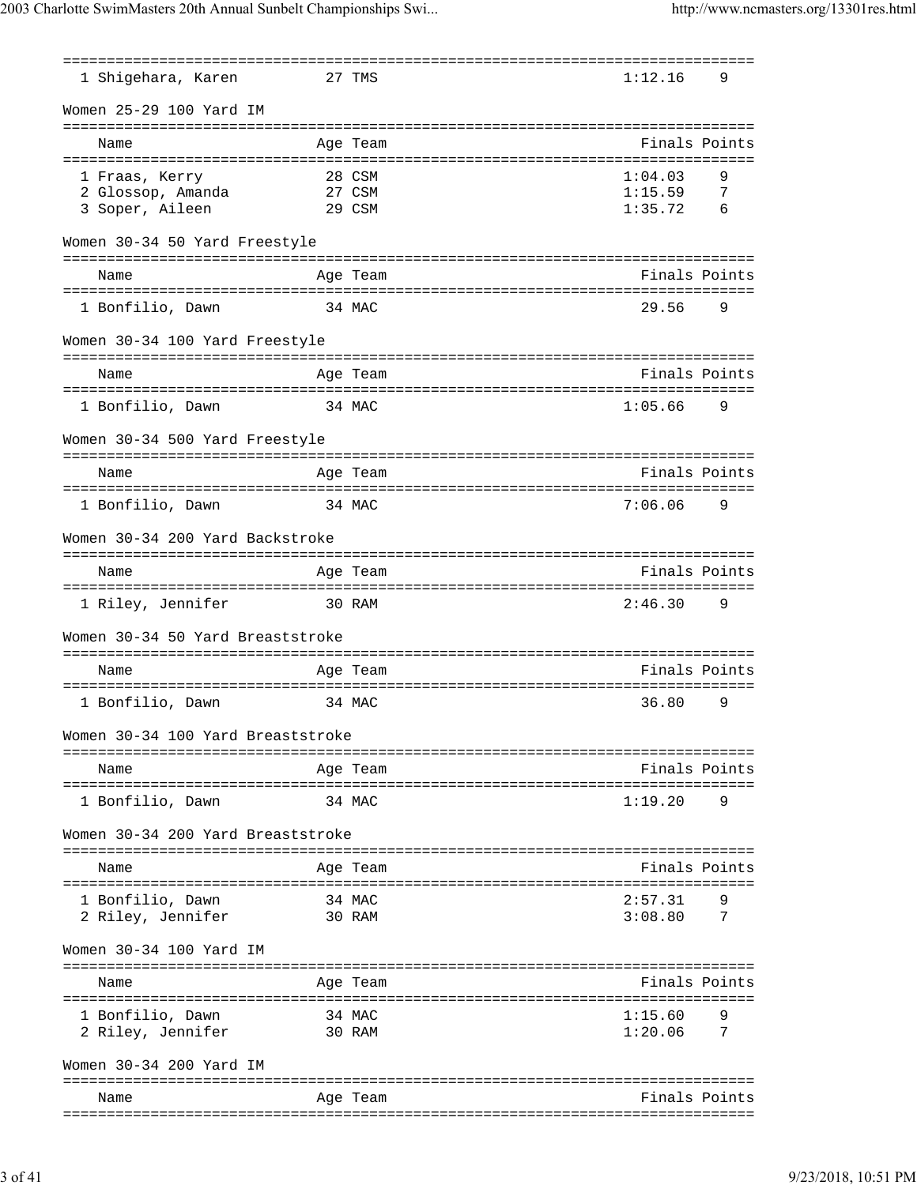| Name | Age | Team | Finals | Points |
|---|---|---|---|---|
| 1 Shigehara, Karen | 27 | TMS | 1:12.16 | 9 |

Women 25-29 100 Yard IM

| Name | Age | Team | Finals | Points |
|---|---|---|---|---|
| 1 Fraas, Kerry | 28 | CSM | 1:04.03 | 9 |
| 2 Glossop, Amanda | 27 | CSM | 1:15.59 | 7 |
| 3 Soper, Aileen | 29 | CSM | 1:35.72 | 6 |

Women 30-34 50 Yard Freestyle

| Name | Age | Team | Finals | Points |
|---|---|---|---|---|
| 1 Bonfilio, Dawn | 34 | MAC | 29.56 | 9 |

Women 30-34 100 Yard Freestyle

| Name | Age | Team | Finals | Points |
|---|---|---|---|---|
| 1 Bonfilio, Dawn | 34 | MAC | 1:05.66 | 9 |

Women 30-34 500 Yard Freestyle

| Name | Age | Team | Finals | Points |
|---|---|---|---|---|
| 1 Bonfilio, Dawn | 34 | MAC | 7:06.06 | 9 |

Women 30-34 200 Yard Backstroke

| Name | Age | Team | Finals | Points |
|---|---|---|---|---|
| 1 Riley, Jennifer | 30 | RAM | 2:46.30 | 9 |

Women 30-34 50 Yard Breaststroke

| Name | Age | Team | Finals | Points |
|---|---|---|---|---|
| 1 Bonfilio, Dawn | 34 | MAC | 36.80 | 9 |

Women 30-34 100 Yard Breaststroke

| Name | Age | Team | Finals | Points |
|---|---|---|---|---|
| 1 Bonfilio, Dawn | 34 | MAC | 1:19.20 | 9 |

Women 30-34 200 Yard Breaststroke

| Name | Age | Team | Finals | Points |
|---|---|---|---|---|
| 1 Bonfilio, Dawn | 34 | MAC | 2:57.31 | 9 |
| 2 Riley, Jennifer | 30 | RAM | 3:08.80 | 7 |

Women 30-34 100 Yard IM

| Name | Age | Team | Finals | Points |
|---|---|---|---|---|
| 1 Bonfilio, Dawn | 34 | MAC | 1:15.60 | 9 |
| 2 Riley, Jennifer | 30 | RAM | 1:20.06 | 7 |

Women 30-34 200 Yard IM

| Name | Age | Team | Finals | Points |
|---|---|---|---|---|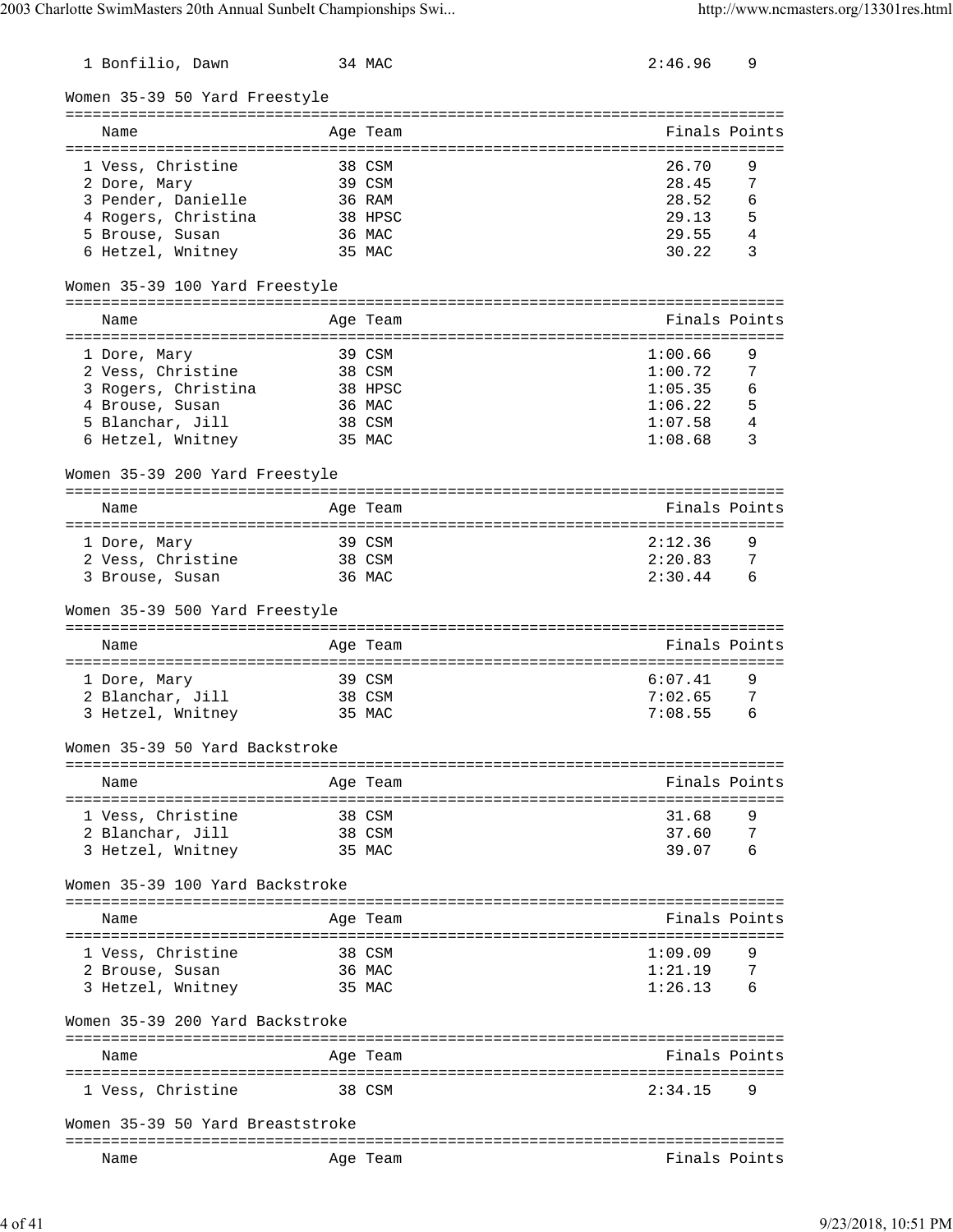| | Name | Age | Team | Finals | Points |
|---|---|---|---|---|---|
| 1 | Bonfilio, Dawn | 34 | MAC | 2:46.96 | 9 |

### Women 35-39 50 Yard Freestyle

| | Name | Age | Team | Finals | Points |
|---|---|---|---|---|---|
| 1 | Vess, Christine | 38 | CSM | 26.70 | 9 |
| 2 | Dore, Mary | 39 | CSM | 28.45 | 7 |
| 3 | Pender, Danielle | 36 | RAM | 28.52 | 6 |
| 4 | Rogers, Christina | 38 | HPSC | 29.13 | 5 |
| 5 | Brouse, Susan | 36 | MAC | 29.55 | 4 |
| 6 | Hetzel, Wnitney | 35 | MAC | 30.22 | 3 |

### Women 35-39 100 Yard Freestyle

| | Name | Age | Team | Finals | Points |
|---|---|---|---|---|---|
| 1 | Dore, Mary | 39 | CSM | 1:00.66 | 9 |
| 2 | Vess, Christine | 38 | CSM | 1:00.72 | 7 |
| 3 | Rogers, Christina | 38 | HPSC | 1:05.35 | 6 |
| 4 | Brouse, Susan | 36 | MAC | 1:06.22 | 5 |
| 5 | Blanchar, Jill | 38 | CSM | 1:07.58 | 4 |
| 6 | Hetzel, Wnitney | 35 | MAC | 1:08.68 | 3 |

### Women 35-39 200 Yard Freestyle

| | Name | Age | Team | Finals | Points |
|---|---|---|---|---|---|
| 1 | Dore, Mary | 39 | CSM | 2:12.36 | 9 |
| 2 | Vess, Christine | 38 | CSM | 2:20.83 | 7 |
| 3 | Brouse, Susan | 36 | MAC | 2:30.44 | 6 |

### Women 35-39 500 Yard Freestyle

| | Name | Age | Team | Finals | Points |
|---|---|---|---|---|---|
| 1 | Dore, Mary | 39 | CSM | 6:07.41 | 9 |
| 2 | Blanchar, Jill | 38 | CSM | 7:02.65 | 7 |
| 3 | Hetzel, Wnitney | 35 | MAC | 7:08.55 | 6 |

### Women 35-39 50 Yard Backstroke

| | Name | Age | Team | Finals | Points |
|---|---|---|---|---|---|
| 1 | Vess, Christine | 38 | CSM | 31.68 | 9 |
| 2 | Blanchar, Jill | 38 | CSM | 37.60 | 7 |
| 3 | Hetzel, Wnitney | 35 | MAC | 39.07 | 6 |

### Women 35-39 100 Yard Backstroke

| | Name | Age | Team | Finals | Points |
|---|---|---|---|---|---|
| 1 | Vess, Christine | 38 | CSM | 1:09.09 | 9 |
| 2 | Brouse, Susan | 36 | MAC | 1:21.19 | 7 |
| 3 | Hetzel, Wnitney | 35 | MAC | 1:26.13 | 6 |

### Women 35-39 200 Yard Backstroke

| | Name | Age | Team | Finals | Points |
|---|---|---|---|---|---|
| 1 | Vess, Christine | 38 | CSM | 2:34.15 | 9 |

### Women 35-39 50 Yard Breaststroke

| | Name | Age | Team | Finals | Points |
|---|---|---|---|---|---|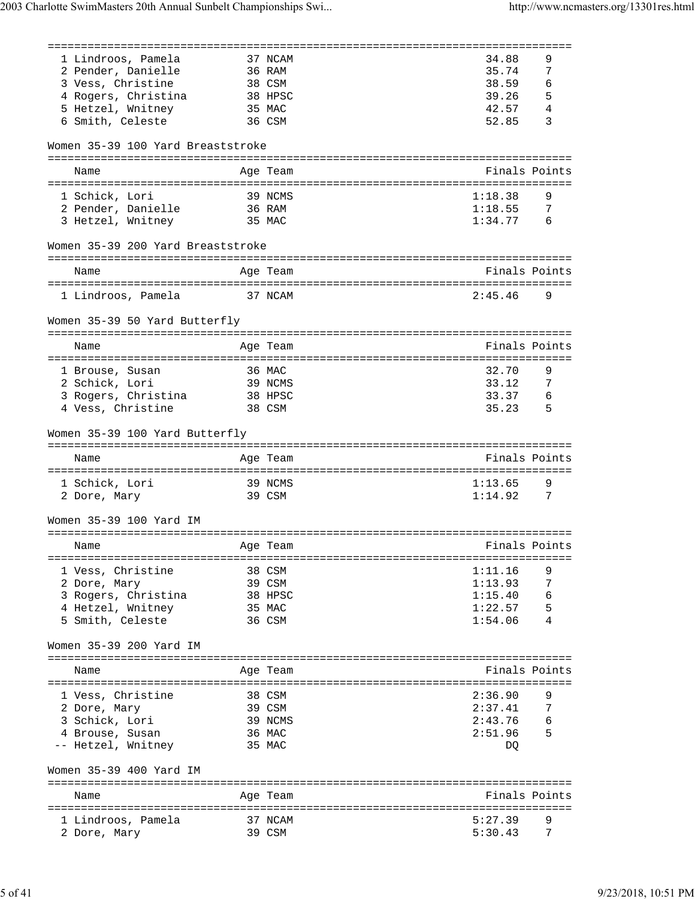| Name | Age | Team | Finals | Points |
| --- | --- | --- | --- | --- |
| 1 Lindroos, Pamela | 37 | NCAM | 34.88 | 9 |
| 2 Pender, Danielle | 36 | RAM | 35.74 | 7 |
| 3 Vess, Christine | 38 | CSM | 38.59 | 6 |
| 4 Rogers, Christina | 38 | HPSC | 39.26 | 5 |
| 5 Hetzel, Wnitney | 35 | MAC | 42.57 | 4 |
| 6 Smith, Celeste | 36 | CSM | 52.85 | 3 |

Women 35-39 100 Yard Breaststroke

| Name | Age | Team | Finals | Points |
| --- | --- | --- | --- | --- |
| 1 Schick, Lori | 39 | NCMS | 1:18.38 | 9 |
| 2 Pender, Danielle | 36 | RAM | 1:18.55 | 7 |
| 3 Hetzel, Wnitney | 35 | MAC | 1:34.77 | 6 |

Women 35-39 200 Yard Breaststroke

| Name | Age | Team | Finals | Points |
| --- | --- | --- | --- | --- |
| 1 Lindroos, Pamela | 37 | NCAM | 2:45.46 | 9 |

Women 35-39 50 Yard Butterfly

| Name | Age | Team | Finals | Points |
| --- | --- | --- | --- | --- |
| 1 Brouse, Susan | 36 | MAC | 32.70 | 9 |
| 2 Schick, Lori | 39 | NCMS | 33.12 | 7 |
| 3 Rogers, Christina | 38 | HPSC | 33.37 | 6 |
| 4 Vess, Christine | 38 | CSM | 35.23 | 5 |

Women 35-39 100 Yard Butterfly

| Name | Age | Team | Finals | Points |
| --- | --- | --- | --- | --- |
| 1 Schick, Lori | 39 | NCMS | 1:13.65 | 9 |
| 2 Dore, Mary | 39 | CSM | 1:14.92 | 7 |

Women 35-39 100 Yard IM

| Name | Age | Team | Finals | Points |
| --- | --- | --- | --- | --- |
| 1 Vess, Christine | 38 | CSM | 1:11.16 | 9 |
| 2 Dore, Mary | 39 | CSM | 1:13.93 | 7 |
| 3 Rogers, Christina | 38 | HPSC | 1:15.40 | 6 |
| 4 Hetzel, Wnitney | 35 | MAC | 1:22.57 | 5 |
| 5 Smith, Celeste | 36 | CSM | 1:54.06 | 4 |

Women 35-39 200 Yard IM

| Name | Age | Team | Finals | Points |
| --- | --- | --- | --- | --- |
| 1 Vess, Christine | 38 | CSM | 2:36.90 | 9 |
| 2 Dore, Mary | 39 | CSM | 2:37.41 | 7 |
| 3 Schick, Lori | 39 | NCMS | 2:43.76 | 6 |
| 4 Brouse, Susan | 36 | MAC | 2:51.96 | 5 |
| -- Hetzel, Wnitney | 35 | MAC | DQ | |

Women 35-39 400 Yard IM

| Name | Age | Team | Finals | Points |
| --- | --- | --- | --- | --- |
| 1 Lindroos, Pamela | 37 | NCAM | 5:27.39 | 9 |
| 2 Dore, Mary | 39 | CSM | 5:30.43 | 7 |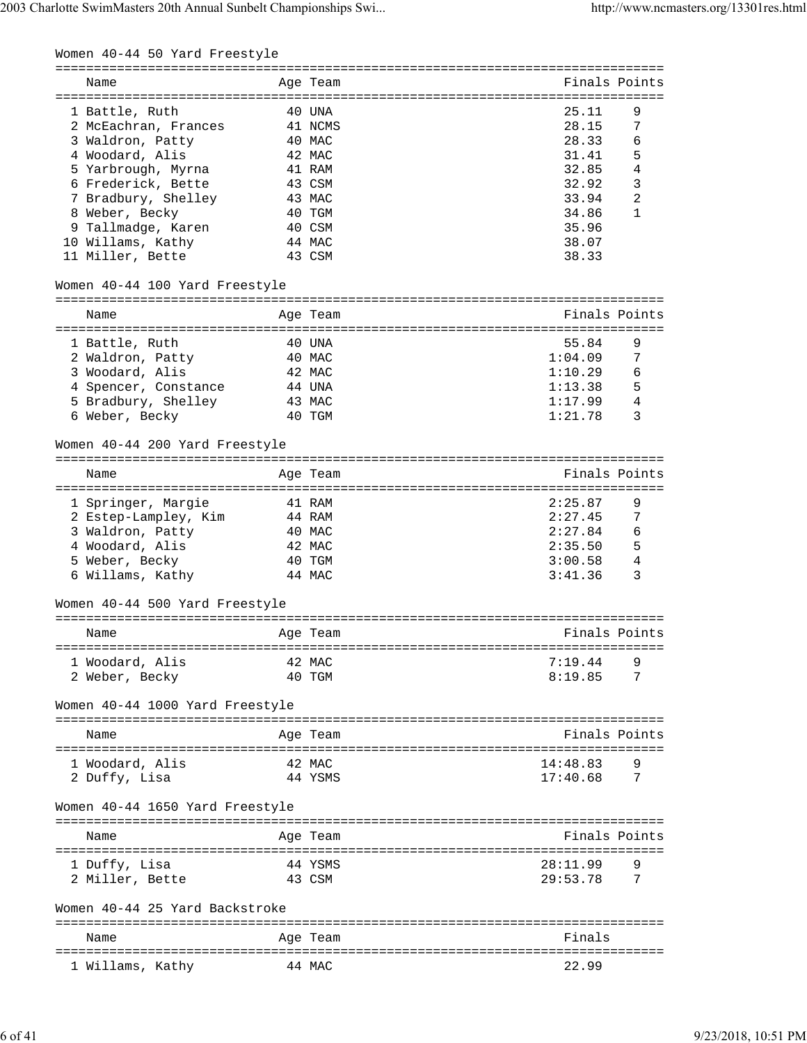## Women 40-44 50 Yard Freestyle

| | Name | Age | Team | Finals | Points |
|---|---|---|---|---|---|
| 1 | Battle, Ruth | 40 | UNA | 25.11 | 9 |
| 2 | McEachran, Frances | 41 | NCMS | 28.15 | 7 |
| 3 | Waldron, Patty | 40 | MAC | 28.33 | 6 |
| 4 | Woodard, Alis | 42 | MAC | 31.41 | 5 |
| 5 | Yarbrough, Myrna | 41 | RAM | 32.85 | 4 |
| 6 | Frederick, Bette | 43 | CSM | 32.92 | 3 |
| 7 | Bradbury, Shelley | 43 | MAC | 33.94 | 2 |
| 8 | Weber, Becky | 40 | TGM | 34.86 | 1 |
| 9 | Tallmadge, Karen | 40 | CSM | 35.96 | |
| 10 | Willams, Kathy | 44 | MAC | 38.07 | |
| 11 | Miller, Bette | 43 | CSM | 38.33 | |

## Women 40-44 100 Yard Freestyle

| | Name | Age | Team | Finals | Points |
|---|---|---|---|---|---|
| 1 | Battle, Ruth | 40 | UNA | 55.84 | 9 |
| 2 | Waldron, Patty | 40 | MAC | 1:04.09 | 7 |
| 3 | Woodard, Alis | 42 | MAC | 1:10.29 | 6 |
| 4 | Spencer, Constance | 44 | UNA | 1:13.38 | 5 |
| 5 | Bradbury, Shelley | 43 | MAC | 1:17.99 | 4 |
| 6 | Weber, Becky | 40 | TGM | 1:21.78 | 3 |

## Women 40-44 200 Yard Freestyle

| | Name | Age | Team | Finals | Points |
|---|---|---|---|---|---|
| 1 | Springer, Margie | 41 | RAM | 2:25.87 | 9 |
| 2 | Estep-Lampley, Kim | 44 | RAM | 2:27.45 | 7 |
| 3 | Waldron, Patty | 40 | MAC | 2:27.84 | 6 |
| 4 | Woodard, Alis | 42 | MAC | 2:35.50 | 5 |
| 5 | Weber, Becky | 40 | TGM | 3:00.58 | 4 |
| 6 | Willams, Kathy | 44 | MAC | 3:41.36 | 3 |

## Women 40-44 500 Yard Freestyle

| | Name | Age | Team | Finals | Points |
|---|---|---|---|---|---|
| 1 | Woodard, Alis | 42 | MAC | 7:19.44 | 9 |
| 2 | Weber, Becky | 40 | TGM | 8:19.85 | 7 |

## Women 40-44 1000 Yard Freestyle

| | Name | Age | Team | Finals | Points |
|---|---|---|---|---|---|
| 1 | Woodard, Alis | 42 | MAC | 14:48.83 | 9 |
| 2 | Duffy, Lisa | 44 | YSMS | 17:40.68 | 7 |

## Women 40-44 1650 Yard Freestyle

| | Name | Age | Team | Finals | Points |
|---|---|---|---|---|---|
| 1 | Duffy, Lisa | 44 | YSMS | 28:11.99 | 9 |
| 2 | Miller, Bette | 43 | CSM | 29:53.78 | 7 |

## Women 40-44 25 Yard Backstroke

| | Name | Age | Team | Finals |
|---|---|---|---|---|
| 1 | Willams, Kathy | 44 | MAC | 22.99 |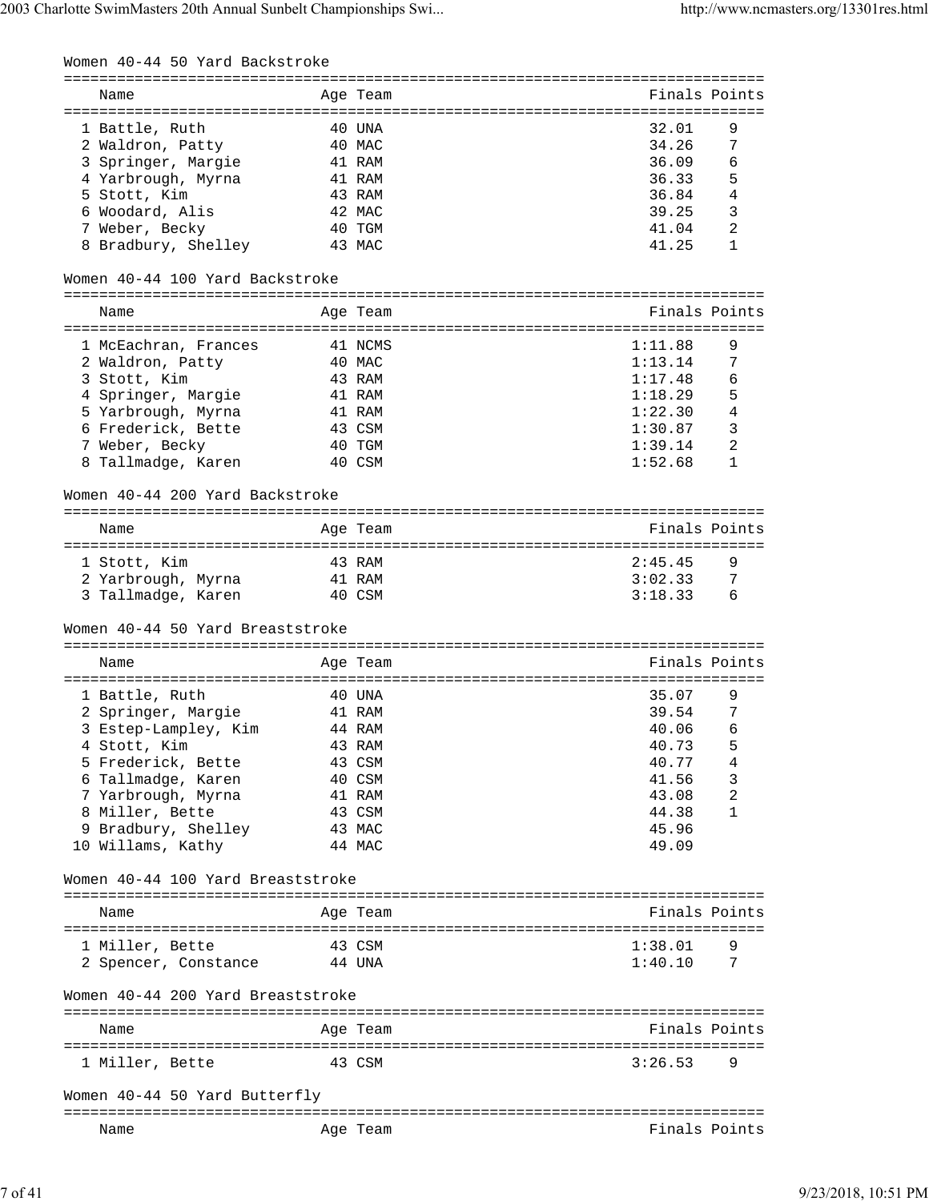### Women 40-44 50 Yard Backstroke

| | Name | Age | Team | Finals | Points |
|---|---|---|---|---|---|
| 1 | Battle, Ruth | 40 | UNA | 32.01 | 9 |
| 2 | Waldron, Patty | 40 | MAC | 34.26 | 7 |
| 3 | Springer, Margie | 41 | RAM | 36.09 | 6 |
| 4 | Yarbrough, Myrna | 41 | RAM | 36.33 | 5 |
| 5 | Stott, Kim | 43 | RAM | 36.84 | 4 |
| 6 | Woodard, Alis | 42 | MAC | 39.25 | 3 |
| 7 | Weber, Becky | 40 | TGM | 41.04 | 2 |
| 8 | Bradbury, Shelley | 43 | MAC | 41.25 | 1 |

### Women 40-44 100 Yard Backstroke

| | Name | Age | Team | Finals | Points |
|---|---|---|---|---|---|
| 1 | McEachran, Frances | 41 | NCMS | 1:11.88 | 9 |
| 2 | Waldron, Patty | 40 | MAC | 1:13.14 | 7 |
| 3 | Stott, Kim | 43 | RAM | 1:17.48 | 6 |
| 4 | Springer, Margie | 41 | RAM | 1:18.29 | 5 |
| 5 | Yarbrough, Myrna | 41 | RAM | 1:22.30 | 4 |
| 6 | Frederick, Bette | 43 | CSM | 1:30.87 | 3 |
| 7 | Weber, Becky | 40 | TGM | 1:39.14 | 2 |
| 8 | Tallmadge, Karen | 40 | CSM | 1:52.68 | 1 |

### Women 40-44 200 Yard Backstroke

| | Name | Age | Team | Finals | Points |
|---|---|---|---|---|---|
| 1 | Stott, Kim | 43 | RAM | 2:45.45 | 9 |
| 2 | Yarbrough, Myrna | 41 | RAM | 3:02.33 | 7 |
| 3 | Tallmadge, Karen | 40 | CSM | 3:18.33 | 6 |

### Women 40-44 50 Yard Breaststroke

| | Name | Age | Team | Finals | Points |
|---|---|---|---|---|---|
| 1 | Battle, Ruth | 40 | UNA | 35.07 | 9 |
| 2 | Springer, Margie | 41 | RAM | 39.54 | 7 |
| 3 | Estep-Lampley, Kim | 44 | RAM | 40.06 | 6 |
| 4 | Stott, Kim | 43 | RAM | 40.73 | 5 |
| 5 | Frederick, Bette | 43 | CSM | 40.77 | 4 |
| 6 | Tallmadge, Karen | 40 | CSM | 41.56 | 3 |
| 7 | Yarbrough, Myrna | 41 | RAM | 43.08 | 2 |
| 8 | Miller, Bette | 43 | CSM | 44.38 | 1 |
| 9 | Bradbury, Shelley | 43 | MAC | 45.96 | |
| 10 | Willams, Kathy | 44 | MAC | 49.09 | |

### Women 40-44 100 Yard Breaststroke

| | Name | Age | Team | Finals | Points |
|---|---|---|---|---|---|
| 1 | Miller, Bette | 43 | CSM | 1:38.01 | 9 |
| 2 | Spencer, Constance | 44 | UNA | 1:40.10 | 7 |

### Women 40-44 200 Yard Breaststroke

| | Name | Age | Team | Finals | Points |
|---|---|---|---|---|---|
| 1 | Miller, Bette | 43 | CSM | 3:26.53 | 9 |

### Women 40-44 50 Yard Butterfly

| | Name | Age | Team | Finals | Points |
|---|---|---|---|---|---|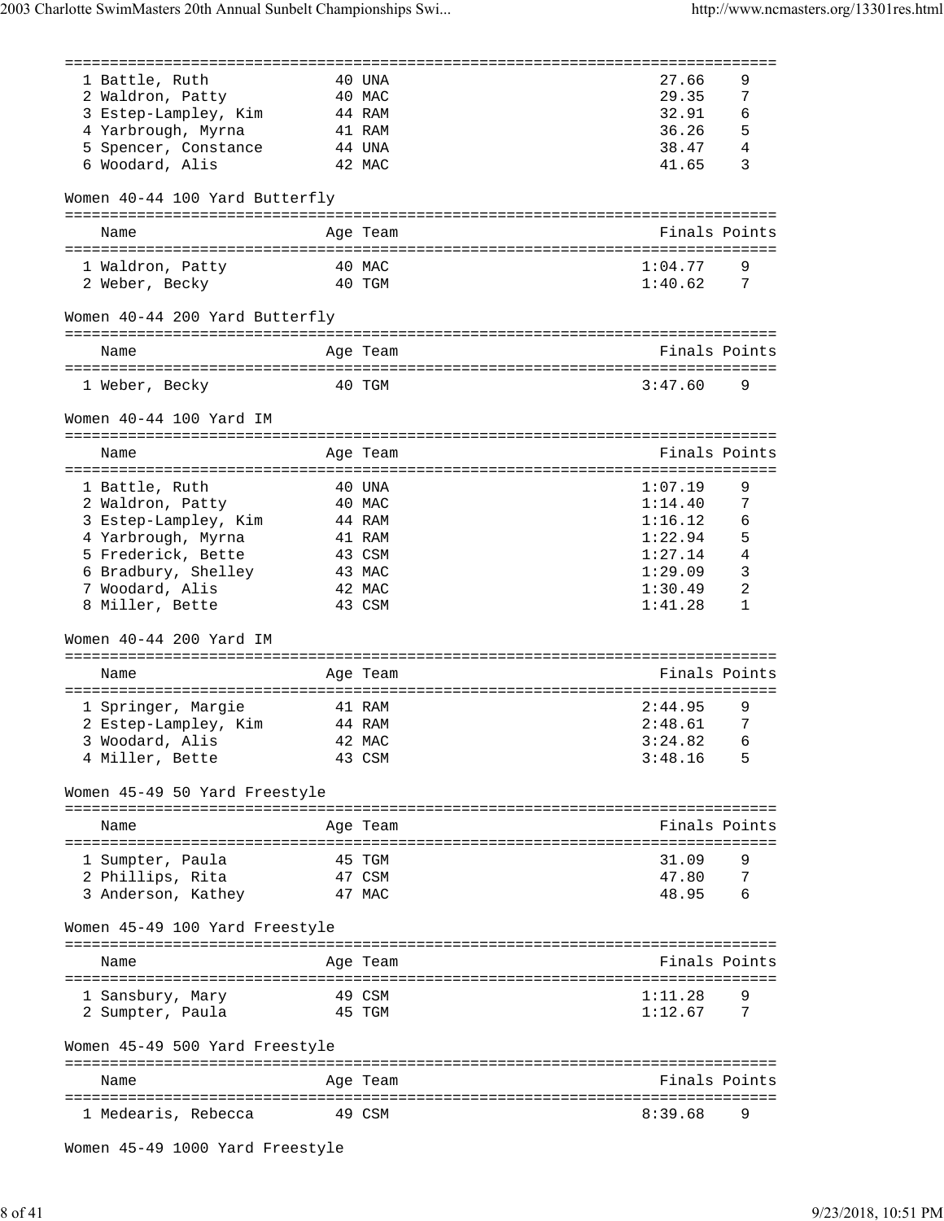| Place | Name | Age | Team | Finals | Points |
|---|---|---|---|---|---|
| 1 | Battle, Ruth | 40 | UNA | 27.66 | 9 |
| 2 | Waldron, Patty | 40 | MAC | 29.35 | 7 |
| 3 | Estep-Lampley, Kim | 44 | RAM | 32.91 | 6 |
| 4 | Yarbrough, Myrna | 41 | RAM | 36.26 | 5 |
| 5 | Spencer, Constance | 44 | UNA | 38.47 | 4 |
| 6 | Woodard, Alis | 42 | MAC | 41.65 | 3 |

Women 40-44 100 Yard Butterfly

| Place | Name | Age | Team | Finals | Points |
|---|---|---|---|---|---|
| 1 | Waldron, Patty | 40 | MAC | 1:04.77 | 9 |
| 2 | Weber, Becky | 40 | TGM | 1:40.62 | 7 |

Women 40-44 200 Yard Butterfly

| Place | Name | Age | Team | Finals | Points |
|---|---|---|---|---|---|
| 1 | Weber, Becky | 40 | TGM | 3:47.60 | 9 |

Women 40-44 100 Yard IM

| Place | Name | Age | Team | Finals | Points |
|---|---|---|---|---|---|
| 1 | Battle, Ruth | 40 | UNA | 1:07.19 | 9 |
| 2 | Waldron, Patty | 40 | MAC | 1:14.40 | 7 |
| 3 | Estep-Lampley, Kim | 44 | RAM | 1:16.12 | 6 |
| 4 | Yarbrough, Myrna | 41 | RAM | 1:22.94 | 5 |
| 5 | Frederick, Bette | 43 | CSM | 1:27.14 | 4 |
| 6 | Bradbury, Shelley | 43 | MAC | 1:29.09 | 3 |
| 7 | Woodard, Alis | 42 | MAC | 1:30.49 | 2 |
| 8 | Miller, Bette | 43 | CSM | 1:41.28 | 1 |

Women 40-44 200 Yard IM

| Place | Name | Age | Team | Finals | Points |
|---|---|---|---|---|---|
| 1 | Springer, Margie | 41 | RAM | 2:44.95 | 9 |
| 2 | Estep-Lampley, Kim | 44 | RAM | 2:48.61 | 7 |
| 3 | Woodard, Alis | 42 | MAC | 3:24.82 | 6 |
| 4 | Miller, Bette | 43 | CSM | 3:48.16 | 5 |

Women 45-49 50 Yard Freestyle

| Place | Name | Age | Team | Finals | Points |
|---|---|---|---|---|---|
| 1 | Sumpter, Paula | 45 | TGM | 31.09 | 9 |
| 2 | Phillips, Rita | 47 | CSM | 47.80 | 7 |
| 3 | Anderson, Kathey | 47 | MAC | 48.95 | 6 |

Women 45-49 100 Yard Freestyle

| Place | Name | Age | Team | Finals | Points |
|---|---|---|---|---|---|
| 1 | Sansbury, Mary | 49 | CSM | 1:11.28 | 9 |
| 2 | Sumpter, Paula | 45 | TGM | 1:12.67 | 7 |

Women 45-49 500 Yard Freestyle

| Place | Name | Age | Team | Finals | Points |
|---|---|---|---|---|---|
| 1 | Medearis, Rebecca | 49 | CSM | 8:39.68 | 9 |

Women 45-49 1000 Yard Freestyle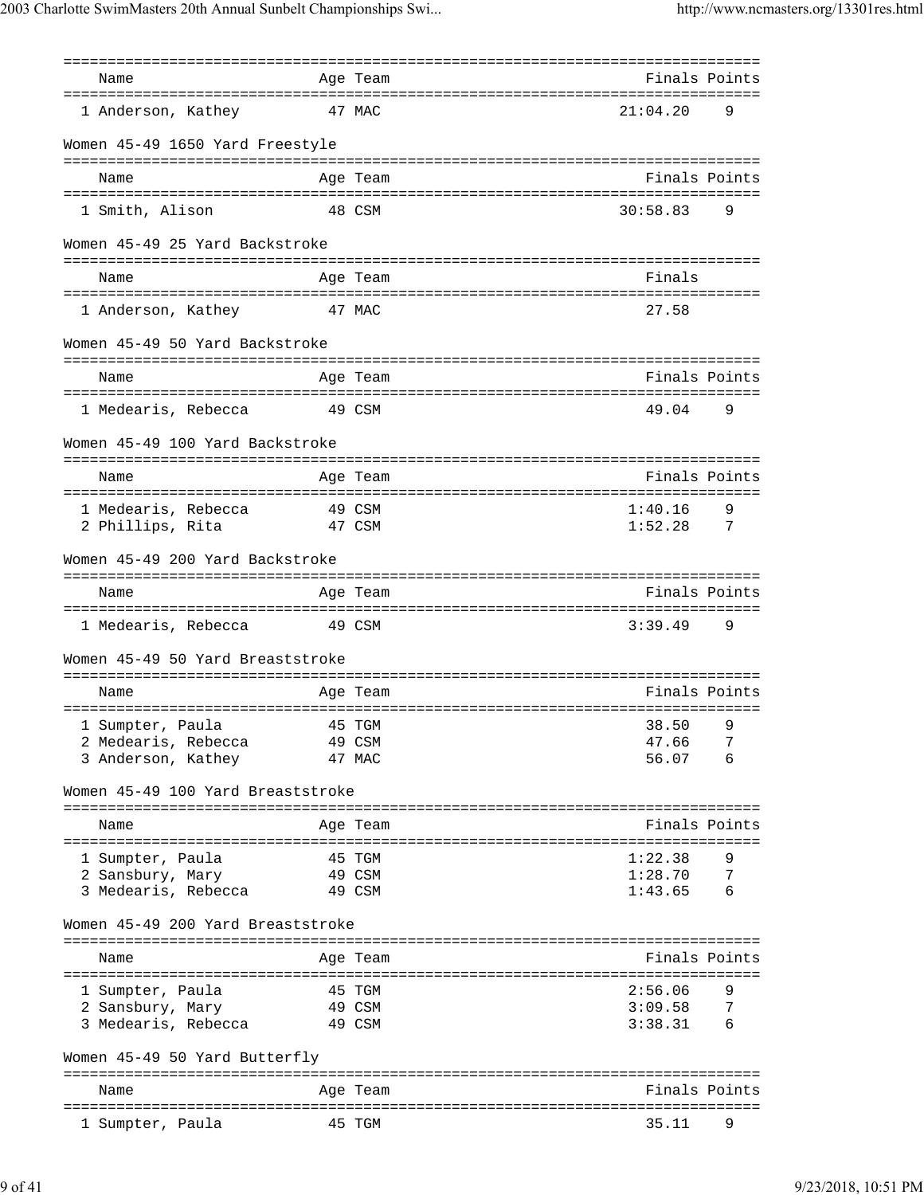| Name | Age | Team | Finals | Points |
|---|---|---|---|---|
| 1 Anderson, Kathey | 47 | MAC | 21:04.20 | 9 |

Women 45-49 1650 Yard Freestyle

| Name | Age | Team | Finals | Points |
|---|---|---|---|---|
| 1 Smith, Alison | 48 | CSM | 30:58.83 | 9 |

Women 45-49 25 Yard Backstroke

| Name | Age | Team | Finals |
|---|---|---|---|
| 1 Anderson, Kathey | 47 | MAC | 27.58 |

Women 45-49 50 Yard Backstroke

| Name | Age | Team | Finals | Points |
|---|---|---|---|---|
| 1 Medearis, Rebecca | 49 | CSM | 49.04 | 9 |

Women 45-49 100 Yard Backstroke

| Name | Age | Team | Finals | Points |
|---|---|---|---|---|
| 1 Medearis, Rebecca | 49 | CSM | 1:40.16 | 9 |
| 2 Phillips, Rita | 47 | CSM | 1:52.28 | 7 |

Women 45-49 200 Yard Backstroke

| Name | Age | Team | Finals | Points |
|---|---|---|---|---|
| 1 Medearis, Rebecca | 49 | CSM | 3:39.49 | 9 |

Women 45-49 50 Yard Breaststroke

| Name | Age | Team | Finals | Points |
|---|---|---|---|---|
| 1 Sumpter, Paula | 45 | TGM | 38.50 | 9 |
| 2 Medearis, Rebecca | 49 | CSM | 47.66 | 7 |
| 3 Anderson, Kathey | 47 | MAC | 56.07 | 6 |

Women 45-49 100 Yard Breaststroke

| Name | Age | Team | Finals | Points |
|---|---|---|---|---|
| 1 Sumpter, Paula | 45 | TGM | 1:22.38 | 9 |
| 2 Sansbury, Mary | 49 | CSM | 1:28.70 | 7 |
| 3 Medearis, Rebecca | 49 | CSM | 1:43.65 | 6 |

Women 45-49 200 Yard Breaststroke

| Name | Age | Team | Finals | Points |
|---|---|---|---|---|
| 1 Sumpter, Paula | 45 | TGM | 2:56.06 | 9 |
| 2 Sansbury, Mary | 49 | CSM | 3:09.58 | 7 |
| 3 Medearis, Rebecca | 49 | CSM | 3:38.31 | 6 |

Women 45-49 50 Yard Butterfly

| Name | Age | Team | Finals | Points |
|---|---|---|---|---|
| 1 Sumpter, Paula | 45 | TGM | 35.11 | 9 |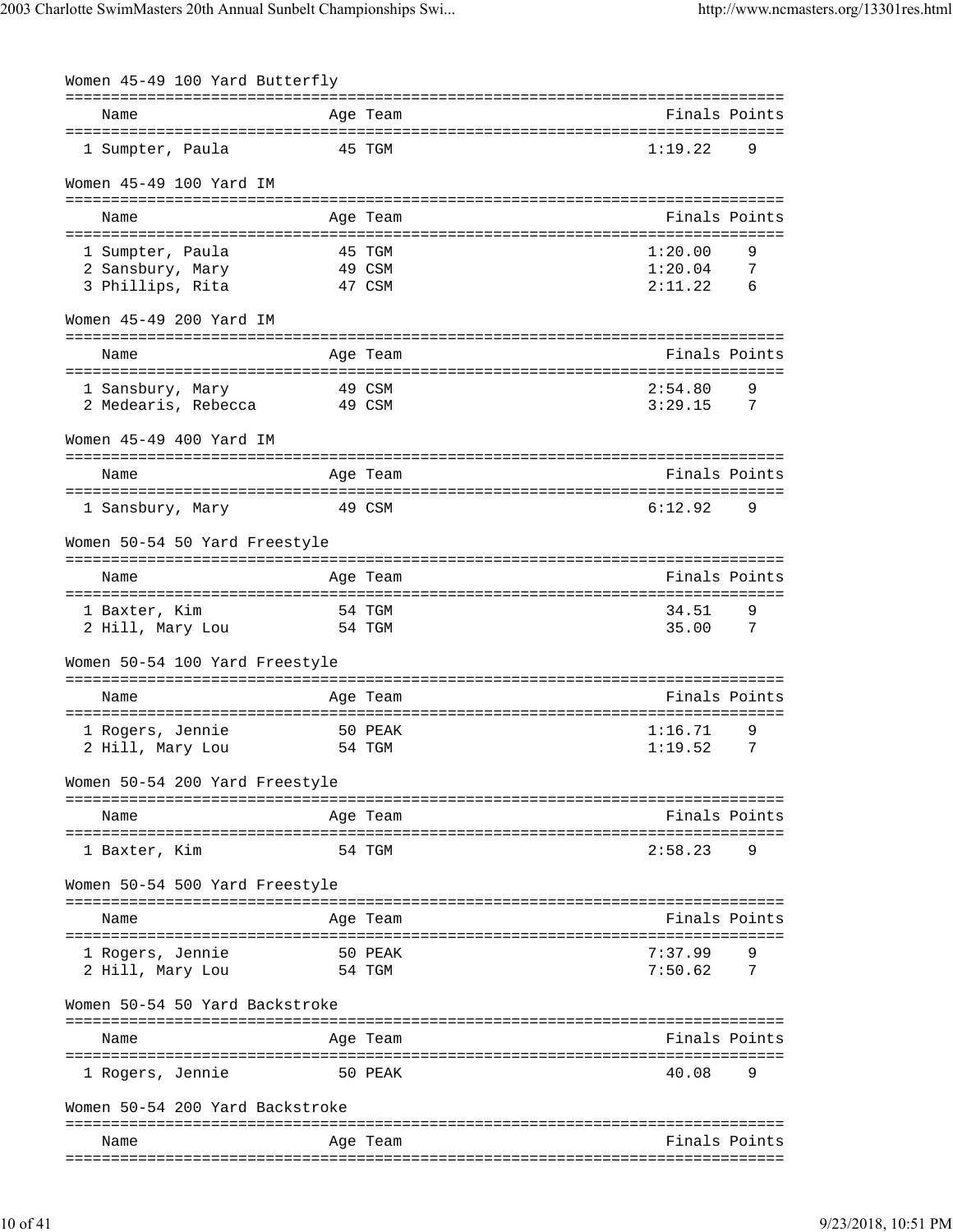### Women 45-49 100 Yard Butterfly

| | Name | Age | Team | Finals | Points |
|---|---|---|---|---|---|
| 1 | Sumpter, Paula | 45 | TGM | 1:19.22 | 9 |

### Women 45-49 100 Yard IM

| | Name | Age | Team | Finals | Points |
|---|---|---|---|---|---|
| 1 | Sumpter, Paula | 45 | TGM | 1:20.00 | 9 |
| 2 | Sansbury, Mary | 49 | CSM | 1:20.04 | 7 |
| 3 | Phillips, Rita | 47 | CSM | 2:11.22 | 6 |

### Women 45-49 200 Yard IM

| | Name | Age | Team | Finals | Points |
|---|---|---|---|---|---|
| 1 | Sansbury, Mary | 49 | CSM | 2:54.80 | 9 |
| 2 | Medearis, Rebecca | 49 | CSM | 3:29.15 | 7 |

### Women 45-49 400 Yard IM

| | Name | Age | Team | Finals | Points |
|---|---|---|---|---|---|
| 1 | Sansbury, Mary | 49 | CSM | 6:12.92 | 9 |

### Women 50-54 50 Yard Freestyle

| | Name | Age | Team | Finals | Points |
|---|---|---|---|---|---|
| 1 | Baxter, Kim | 54 | TGM | 34.51 | 9 |
| 2 | Hill, Mary Lou | 54 | TGM | 35.00 | 7 |

### Women 50-54 100 Yard Freestyle

| | Name | Age | Team | Finals | Points |
|---|---|---|---|---|---|
| 1 | Rogers, Jennie | 50 | PEAK | 1:16.71 | 9 |
| 2 | Hill, Mary Lou | 54 | TGM | 1:19.52 | 7 |

### Women 50-54 200 Yard Freestyle

| | Name | Age | Team | Finals | Points |
|---|---|---|---|---|---|
| 1 | Baxter, Kim | 54 | TGM | 2:58.23 | 9 |

### Women 50-54 500 Yard Freestyle

| | Name | Age | Team | Finals | Points |
|---|---|---|---|---|---|
| 1 | Rogers, Jennie | 50 | PEAK | 7:37.99 | 9 |
| 2 | Hill, Mary Lou | 54 | TGM | 7:50.62 | 7 |

### Women 50-54 50 Yard Backstroke

| | Name | Age | Team | Finals | Points |
|---|---|---|---|---|---|
| 1 | Rogers, Jennie | 50 | PEAK | 40.08 | 9 |

### Women 50-54 200 Yard Backstroke

| | Name | Age | Team | Finals | Points |
|---|---|---|---|---|---|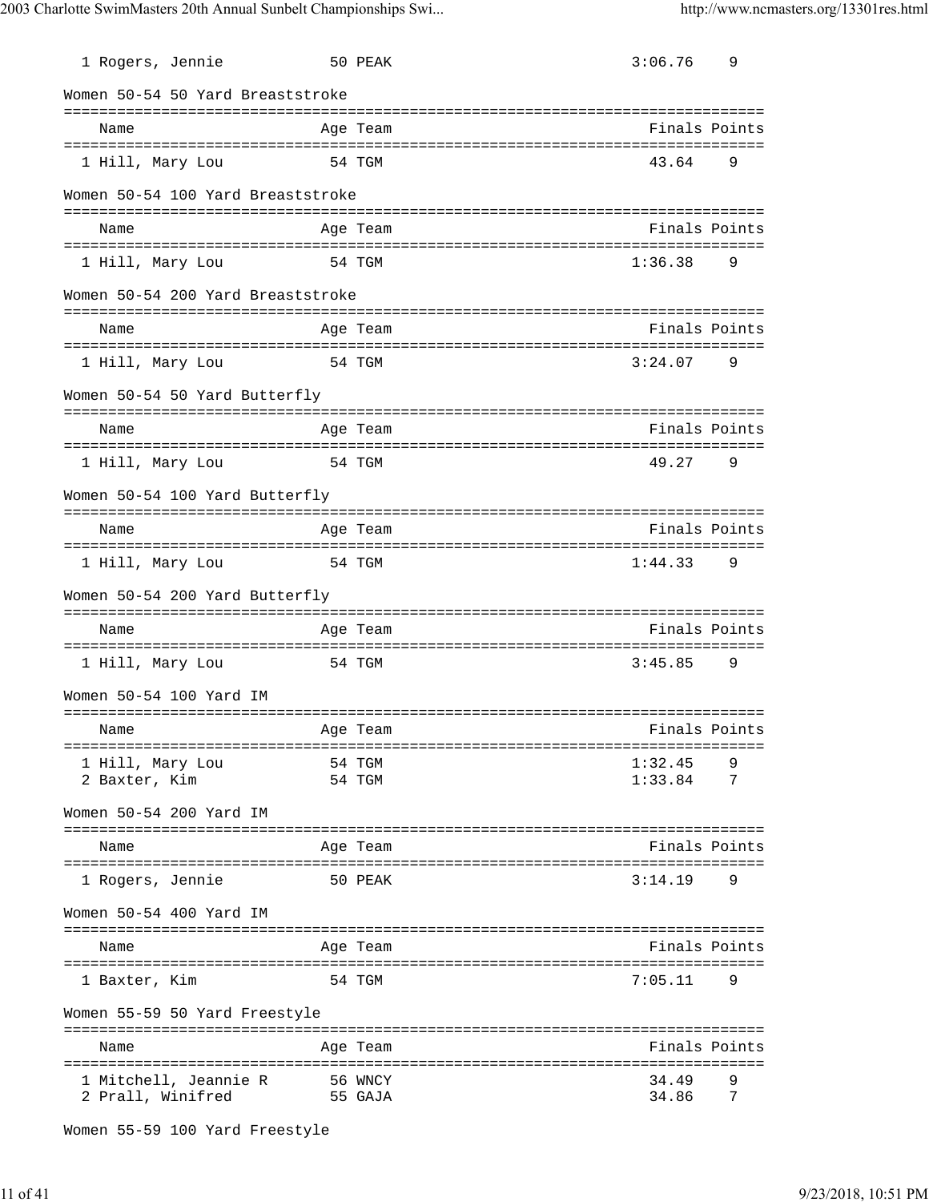| Name | Age | Team | Finals | Points |
|---|---|---|---|---|
| 1 Rogers, Jennie | 50 | PEAK | 3:06.76 | 9 |

### Women 50-54 50 Yard Breaststroke

| Name | Age | Team | Finals | Points |
|---|---|---|---|---|
| 1 Hill, Mary Lou | 54 | TGM | 43.64 | 9 |

### Women 50-54 100 Yard Breaststroke

| Name | Age | Team | Finals | Points |
|---|---|---|---|---|
| 1 Hill, Mary Lou | 54 | TGM | 1:36.38 | 9 |

### Women 50-54 200 Yard Breaststroke

| Name | Age | Team | Finals | Points |
|---|---|---|---|---|
| 1 Hill, Mary Lou | 54 | TGM | 3:24.07 | 9 |

### Women 50-54 50 Yard Butterfly

| Name | Age | Team | Finals | Points |
|---|---|---|---|---|
| 1 Hill, Mary Lou | 54 | TGM | 49.27 | 9 |

### Women 50-54 100 Yard Butterfly

| Name | Age | Team | Finals | Points |
|---|---|---|---|---|
| 1 Hill, Mary Lou | 54 | TGM | 1:44.33 | 9 |

### Women 50-54 200 Yard Butterfly

| Name | Age | Team | Finals | Points |
|---|---|---|---|---|
| 1 Hill, Mary Lou | 54 | TGM | 3:45.85 | 9 |

### Women 50-54 100 Yard IM

| Name | Age | Team | Finals | Points |
|---|---|---|---|---|
| 1 Hill, Mary Lou | 54 | TGM | 1:32.45 | 9 |
| 2 Baxter, Kim | 54 | TGM | 1:33.84 | 7 |

### Women 50-54 200 Yard IM

| Name | Age | Team | Finals | Points |
|---|---|---|---|---|
| 1 Rogers, Jennie | 50 | PEAK | 3:14.19 | 9 |

### Women 50-54 400 Yard IM

| Name | Age | Team | Finals | Points |
|---|---|---|---|---|
| 1 Baxter, Kim | 54 | TGM | 7:05.11 | 9 |

### Women 55-59 50 Yard Freestyle

| Name | Age | Team | Finals | Points |
|---|---|---|---|---|
| 1 Mitchell, Jeannie R | 56 | WNCY | 34.49 | 9 |
| 2 Prall, Winifred | 55 | GAJA | 34.86 | 7 |

### Women 55-59 100 Yard Freestyle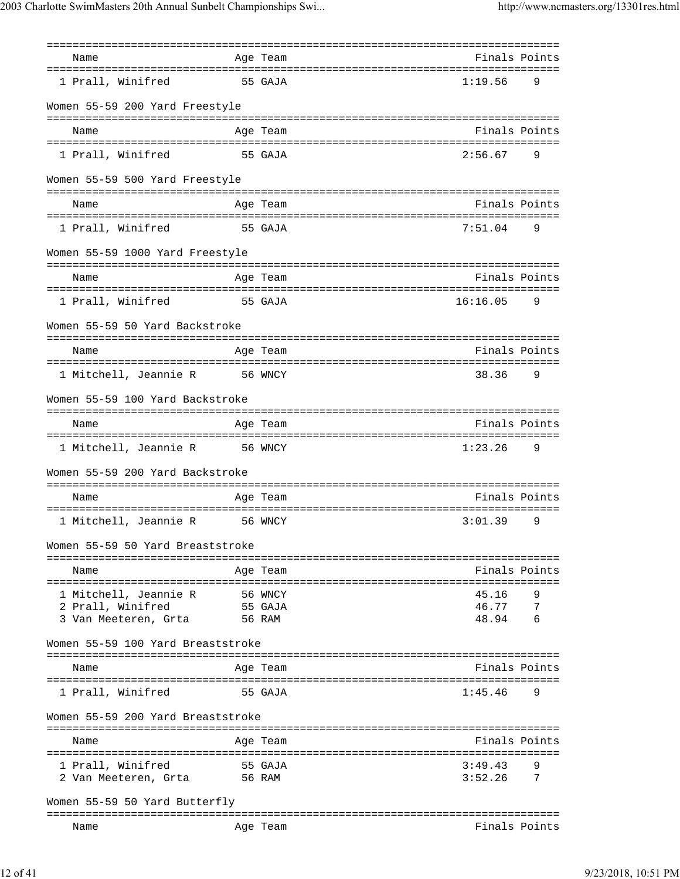| | Name | Age | Team | Finals | Points |
|---|---|---|---|---|---|
| 1 | Prall, Winifred | 55 | GAJA | 1:19.56 | 9 |

Women 55-59 200 Yard Freestyle

| | Name | Age | Team | Finals | Points |
|---|---|---|---|---|---|
| 1 | Prall, Winifred | 55 | GAJA | 2:56.67 | 9 |

Women 55-59 500 Yard Freestyle

| | Name | Age | Team | Finals | Points |
|---|---|---|---|---|---|
| 1 | Prall, Winifred | 55 | GAJA | 7:51.04 | 9 |

Women 55-59 1000 Yard Freestyle

| | Name | Age | Team | Finals | Points |
|---|---|---|---|---|---|
| 1 | Prall, Winifred | 55 | GAJA | 16:16.05 | 9 |

Women 55-59 50 Yard Backstroke

| | Name | Age | Team | Finals | Points |
|---|---|---|---|---|---|
| 1 | Mitchell, Jeannie R | 56 | WNCY | 38.36 | 9 |

Women 55-59 100 Yard Backstroke

| | Name | Age | Team | Finals | Points |
|---|---|---|---|---|---|
| 1 | Mitchell, Jeannie R | 56 | WNCY | 1:23.26 | 9 |

Women 55-59 200 Yard Backstroke

| | Name | Age | Team | Finals | Points |
|---|---|---|---|---|---|
| 1 | Mitchell, Jeannie R | 56 | WNCY | 3:01.39 | 9 |

Women 55-59 50 Yard Breaststroke

| | Name | Age | Team | Finals | Points |
|---|---|---|---|---|---|
| 1 | Mitchell, Jeannie R | 56 | WNCY | 45.16 | 9 |
| 2 | Prall, Winifred | 55 | GAJA | 46.77 | 7 |
| 3 | Van Meeteren, Grta | 56 | RAM | 48.94 | 6 |

Women 55-59 100 Yard Breaststroke

| | Name | Age | Team | Finals | Points |
|---|---|---|---|---|---|
| 1 | Prall, Winifred | 55 | GAJA | 1:45.46 | 9 |

Women 55-59 200 Yard Breaststroke

| | Name | Age | Team | Finals | Points |
|---|---|---|---|---|---|
| 1 | Prall, Winifred | 55 | GAJA | 3:49.43 | 9 |
| 2 | Van Meeteren, Grta | 56 | RAM | 3:52.26 | 7 |

Women 55-59 50 Yard Butterfly

| | Name | Age | Team | Finals | Points |
|---|---|---|---|---|---|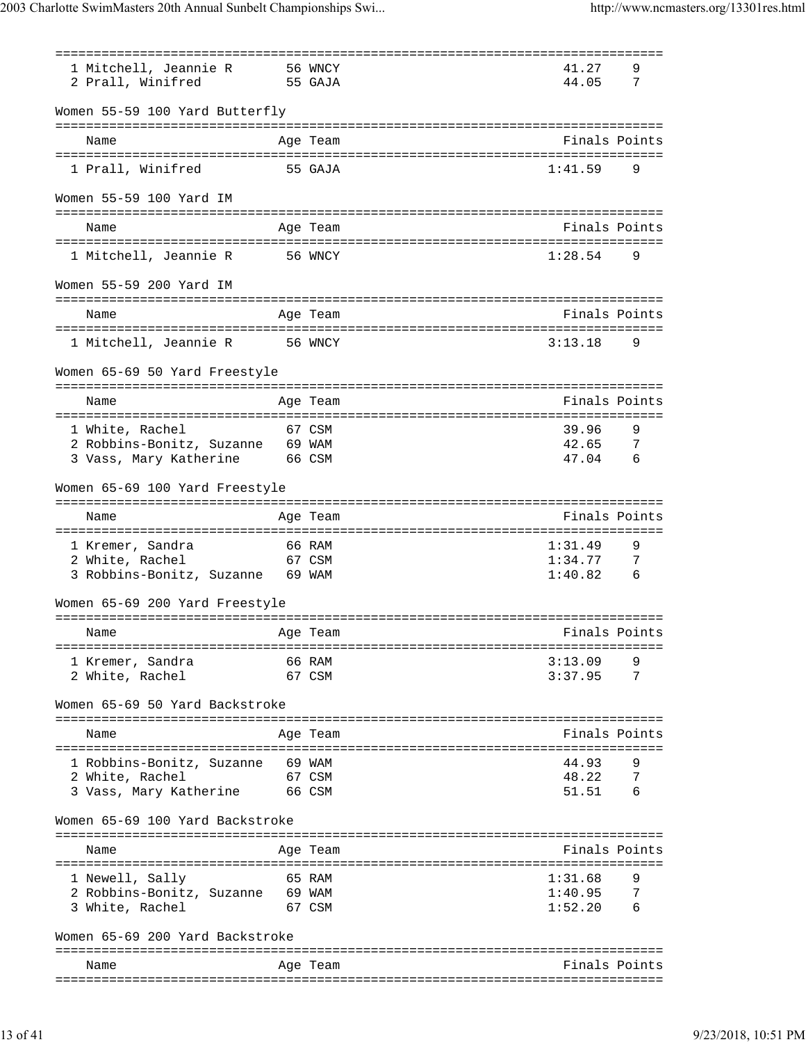| | Name | Age | Team | Finals | Points |
|---|---|---|---|---|---|
| 1 | Mitchell, Jeannie R | 56 | WNCY | 41.27 | 9 |
| 2 | Prall, Winifred | 55 | GAJA | 44.05 | 7 |

## Women 55-59 100 Yard Butterfly

| | Name | Age | Team | Finals | Points |
|---|---|---|---|---|---|
| 1 | Prall, Winifred | 55 | GAJA | 1:41.59 | 9 |

## Women 55-59 100 Yard IM

| | Name | Age | Team | Finals | Points |
|---|---|---|---|---|---|
| 1 | Mitchell, Jeannie R | 56 | WNCY | 1:28.54 | 9 |

## Women 55-59 200 Yard IM

| | Name | Age | Team | Finals | Points |
|---|---|---|---|---|---|
| 1 | Mitchell, Jeannie R | 56 | WNCY | 3:13.18 | 9 |

## Women 65-69 50 Yard Freestyle

| | Name | Age | Team | Finals | Points |
|---|---|---|---|---|---|
| 1 | White, Rachel | 67 | CSM | 39.96 | 9 |
| 2 | Robbins-Bonitz, Suzanne | 69 | WAM | 42.65 | 7 |
| 3 | Vass, Mary Katherine | 66 | CSM | 47.04 | 6 |

## Women 65-69 100 Yard Freestyle

| | Name | Age | Team | Finals | Points |
|---|---|---|---|---|---|
| 1 | Kremer, Sandra | 66 | RAM | 1:31.49 | 9 |
| 2 | White, Rachel | 67 | CSM | 1:34.77 | 7 |
| 3 | Robbins-Bonitz, Suzanne | 69 | WAM | 1:40.82 | 6 |

## Women 65-69 200 Yard Freestyle

| | Name | Age | Team | Finals | Points |
|---|---|---|---|---|---|
| 1 | Kremer, Sandra | 66 | RAM | 3:13.09 | 9 |
| 2 | White, Rachel | 67 | CSM | 3:37.95 | 7 |

## Women 65-69 50 Yard Backstroke

| | Name | Age | Team | Finals | Points |
|---|---|---|---|---|---|
| 1 | Robbins-Bonitz, Suzanne | 69 | WAM | 44.93 | 9 |
| 2 | White, Rachel | 67 | CSM | 48.22 | 7 |
| 3 | Vass, Mary Katherine | 66 | CSM | 51.51 | 6 |

## Women 65-69 100 Yard Backstroke

| | Name | Age | Team | Finals | Points |
|---|---|---|---|---|---|
| 1 | Newell, Sally | 65 | RAM | 1:31.68 | 9 |
| 2 | Robbins-Bonitz, Suzanne | 69 | WAM | 1:40.95 | 7 |
| 3 | White, Rachel | 67 | CSM | 1:52.20 | 6 |

## Women 65-69 200 Yard Backstroke

| | Name | Age | Team | Finals | Points |
|---|---|---|---|---|---|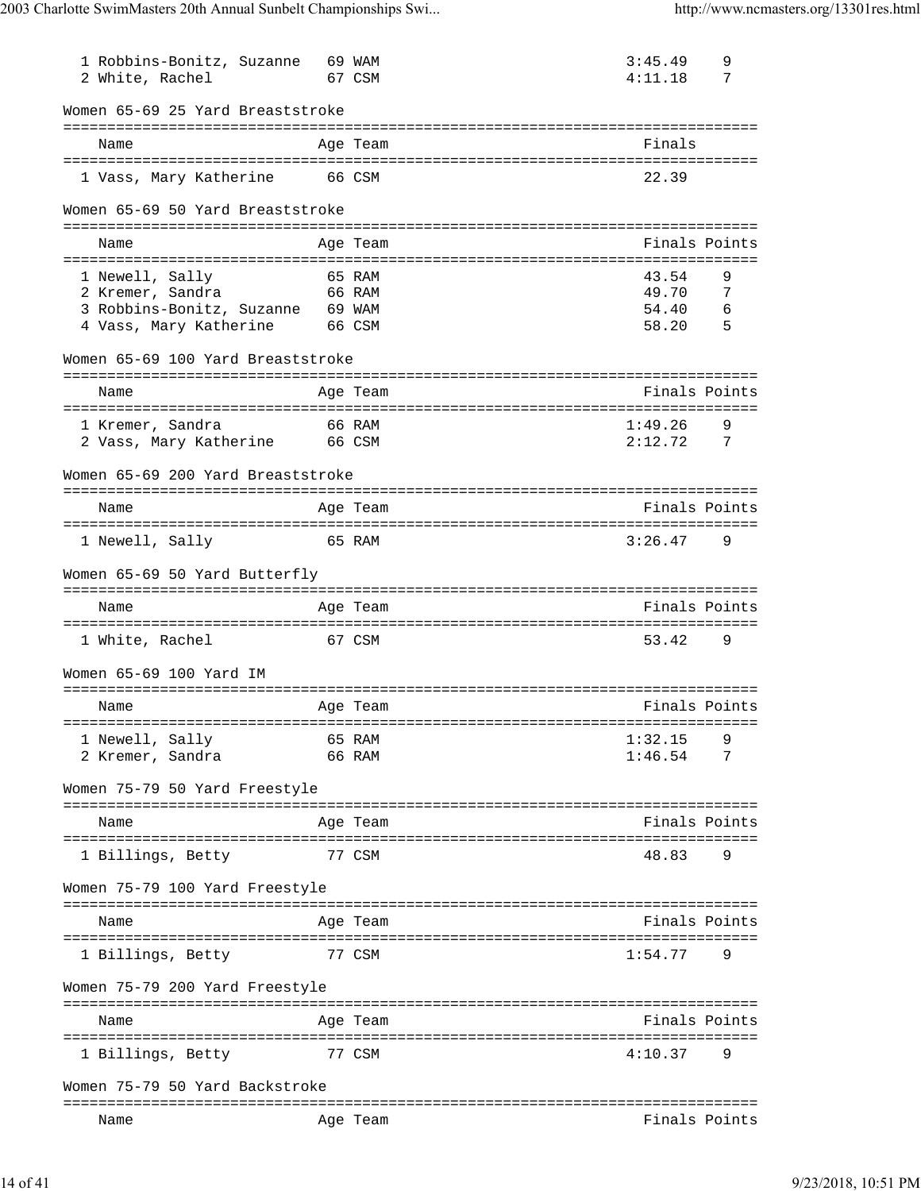| Place | Name | Age | Team | Finals | Points |
|---|---|---|---|---|---|
| 1 | Robbins-Bonitz, Suzanne | 69 | WAM | 3:45.49 | 9 |
| 2 | White, Rachel | 67 | CSM | 4:11.18 | 7 |

### Women 65-69 25 Yard Breaststroke

| Place | Name | Age | Team | Finals |
|---|---|---|---|---|
| 1 | Vass, Mary Katherine | 66 | CSM | 22.39 |

### Women 65-69 50 Yard Breaststroke

| Place | Name | Age | Team | Finals | Points |
|---|---|---|---|---|---|
| 1 | Newell, Sally | 65 | RAM | 43.54 | 9 |
| 2 | Kremer, Sandra | 66 | RAM | 49.70 | 7 |
| 3 | Robbins-Bonitz, Suzanne | 69 | WAM | 54.40 | 6 |
| 4 | Vass, Mary Katherine | 66 | CSM | 58.20 | 5 |

### Women 65-69 100 Yard Breaststroke

| Place | Name | Age | Team | Finals | Points |
|---|---|---|---|---|---|
| 1 | Kremer, Sandra | 66 | RAM | 1:49.26 | 9 |
| 2 | Vass, Mary Katherine | 66 | CSM | 2:12.72 | 7 |

### Women 65-69 200 Yard Breaststroke

| Place | Name | Age | Team | Finals | Points |
|---|---|---|---|---|---|
| 1 | Newell, Sally | 65 | RAM | 3:26.47 | 9 |

### Women 65-69 50 Yard Butterfly

| Place | Name | Age | Team | Finals | Points |
|---|---|---|---|---|---|
| 1 | White, Rachel | 67 | CSM | 53.42 | 9 |

### Women 65-69 100 Yard IM

| Place | Name | Age | Team | Finals | Points |
|---|---|---|---|---|---|
| 1 | Newell, Sally | 65 | RAM | 1:32.15 | 9 |
| 2 | Kremer, Sandra | 66 | RAM | 1:46.54 | 7 |

### Women 75-79 50 Yard Freestyle

| Place | Name | Age | Team | Finals | Points |
|---|---|---|---|---|---|
| 1 | Billings, Betty | 77 | CSM | 48.83 | 9 |

### Women 75-79 100 Yard Freestyle

| Place | Name | Age | Team | Finals | Points |
|---|---|---|---|---|---|
| 1 | Billings, Betty | 77 | CSM | 1:54.77 | 9 |

### Women 75-79 200 Yard Freestyle

| Place | Name | Age | Team | Finals | Points |
|---|---|---|---|---|---|
| 1 | Billings, Betty | 77 | CSM | 4:10.37 | 9 |

### Women 75-79 50 Yard Backstroke

| Place | Name | Age | Team | Finals | Points |
|---|---|---|---|---|---|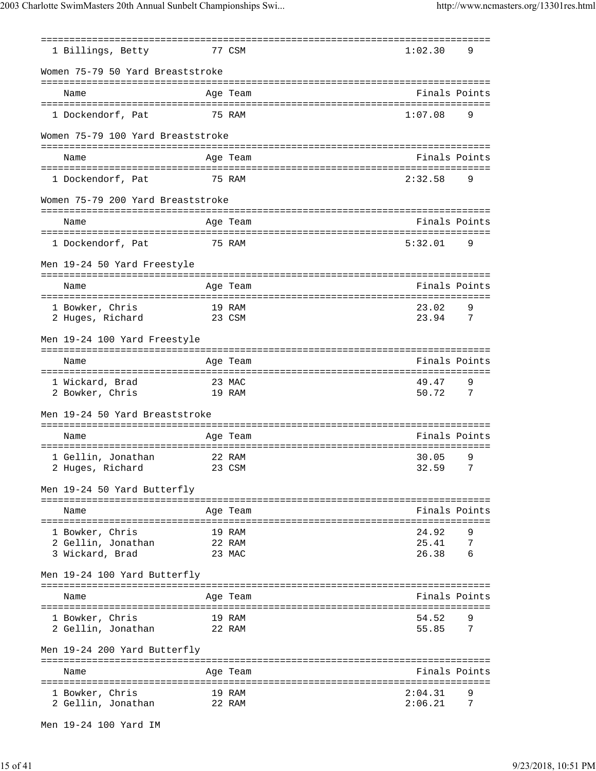| | Name | Age | Team | Finals | Points |
|---|---|---|---|---|---|
| 1 | Billings, Betty | 77 | CSM | 1:02.30 | 9 |

Women 75-79 50 Yard Breaststroke

| | Name | Age | Team | Finals | Points |
|---|---|---|---|---|---|
| 1 | Dockendorf, Pat | 75 | RAM | 1:07.08 | 9 |

Women 75-79 100 Yard Breaststroke

| | Name | Age | Team | Finals | Points |
|---|---|---|---|---|---|
| 1 | Dockendorf, Pat | 75 | RAM | 2:32.58 | 9 |

Women 75-79 200 Yard Breaststroke

| | Name | Age | Team | Finals | Points |
|---|---|---|---|---|---|
| 1 | Dockendorf, Pat | 75 | RAM | 5:32.01 | 9 |

Men 19-24 50 Yard Freestyle

| | Name | Age | Team | Finals | Points |
|---|---|---|---|---|---|
| 1 | Bowker, Chris | 19 | RAM | 23.02 | 9 |
| 2 | Huges, Richard | 23 | CSM | 23.94 | 7 |

Men 19-24 100 Yard Freestyle

| | Name | Age | Team | Finals | Points |
|---|---|---|---|---|---|
| 1 | Wickard, Brad | 23 | MAC | 49.47 | 9 |
| 2 | Bowker, Chris | 19 | RAM | 50.72 | 7 |

Men 19-24 50 Yard Breaststroke

| | Name | Age | Team | Finals | Points |
|---|---|---|---|---|---|
| 1 | Gellin, Jonathan | 22 | RAM | 30.05 | 9 |
| 2 | Huges, Richard | 23 | CSM | 32.59 | 7 |

Men 19-24 50 Yard Butterfly

| | Name | Age | Team | Finals | Points |
|---|---|---|---|---|---|
| 1 | Bowker, Chris | 19 | RAM | 24.92 | 9 |
| 2 | Gellin, Jonathan | 22 | RAM | 25.41 | 7 |
| 3 | Wickard, Brad | 23 | MAC | 26.38 | 6 |

Men 19-24 100 Yard Butterfly

| | Name | Age | Team | Finals | Points |
|---|---|---|---|---|---|
| 1 | Bowker, Chris | 19 | RAM | 54.52 | 9 |
| 2 | Gellin, Jonathan | 22 | RAM | 55.85 | 7 |

Men 19-24 200 Yard Butterfly

| | Name | Age | Team | Finals | Points |
|---|---|---|---|---|---|
| 1 | Bowker, Chris | 19 | RAM | 2:04.31 | 9 |
| 2 | Gellin, Jonathan | 22 | RAM | 2:06.21 | 7 |

Men 19-24 100 Yard IM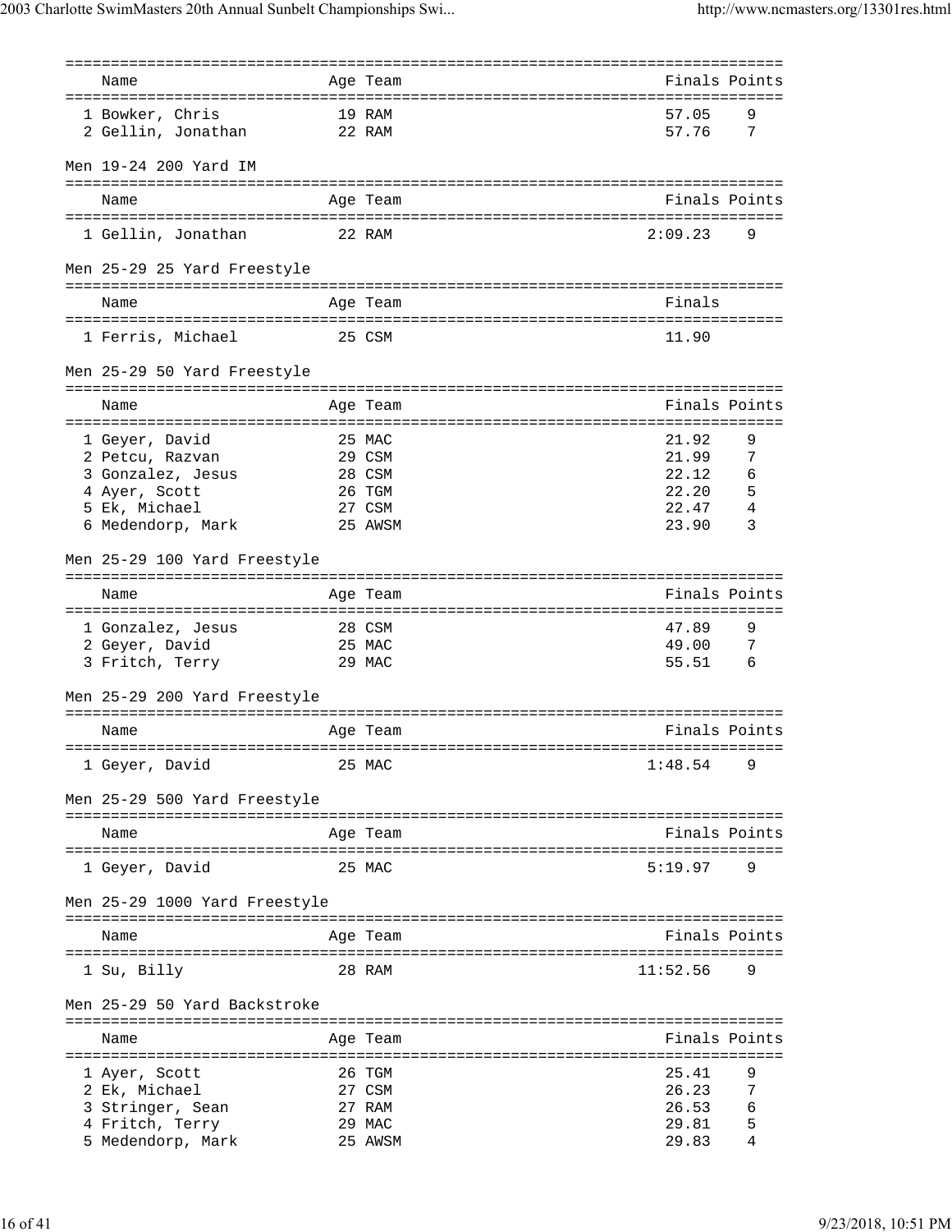| | Name | Age | Team | Finals | Points |
|---|---|---|---|---|---|
| 1 | Bowker, Chris | 19 | RAM | 57.05 | 9 |
| 2 | Gellin, Jonathan | 22 | RAM | 57.76 | 7 |

### Men 19-24 200 Yard IM

| | Name | Age | Team | Finals | Points |
|---|---|---|---|---|---|
| 1 | Gellin, Jonathan | 22 | RAM | 2:09.23 | 9 |

### Men 25-29 25 Yard Freestyle

| | Name | Age | Team | Finals |
|---|---|---|---|---|
| 1 | Ferris, Michael | 25 | CSM | 11.90 |

### Men 25-29 50 Yard Freestyle

| | Name | Age | Team | Finals | Points |
|---|---|---|---|---|---|
| 1 | Geyer, David | 25 | MAC | 21.92 | 9 |
| 2 | Petcu, Razvan | 29 | CSM | 21.99 | 7 |
| 3 | Gonzalez, Jesus | 28 | CSM | 22.12 | 6 |
| 4 | Ayer, Scott | 26 | TGM | 22.20 | 5 |
| 5 | Ek, Michael | 27 | CSM | 22.47 | 4 |
| 6 | Medendorp, Mark | 25 | AWSM | 23.90 | 3 |

### Men 25-29 100 Yard Freestyle

| | Name | Age | Team | Finals | Points |
|---|---|---|---|---|---|
| 1 | Gonzalez, Jesus | 28 | CSM | 47.89 | 9 |
| 2 | Geyer, David | 25 | MAC | 49.00 | 7 |
| 3 | Fritch, Terry | 29 | MAC | 55.51 | 6 |

### Men 25-29 200 Yard Freestyle

| | Name | Age | Team | Finals | Points |
|---|---|---|---|---|---|
| 1 | Geyer, David | 25 | MAC | 1:48.54 | 9 |

### Men 25-29 500 Yard Freestyle

| | Name | Age | Team | Finals | Points |
|---|---|---|---|---|---|
| 1 | Geyer, David | 25 | MAC | 5:19.97 | 9 |

### Men 25-29 1000 Yard Freestyle

| | Name | Age | Team | Finals | Points |
|---|---|---|---|---|---|
| 1 | Su, Billy | 28 | RAM | 11:52.56 | 9 |

### Men 25-29 50 Yard Backstroke

| | Name | Age | Team | Finals | Points |
|---|---|---|---|---|---|
| 1 | Ayer, Scott | 26 | TGM | 25.41 | 9 |
| 2 | Ek, Michael | 27 | CSM | 26.23 | 7 |
| 3 | Stringer, Sean | 27 | RAM | 26.53 | 6 |
| 4 | Fritch, Terry | 29 | MAC | 29.81 | 5 |
| 5 | Medendorp, Mark | 25 | AWSM | 29.83 | 4 |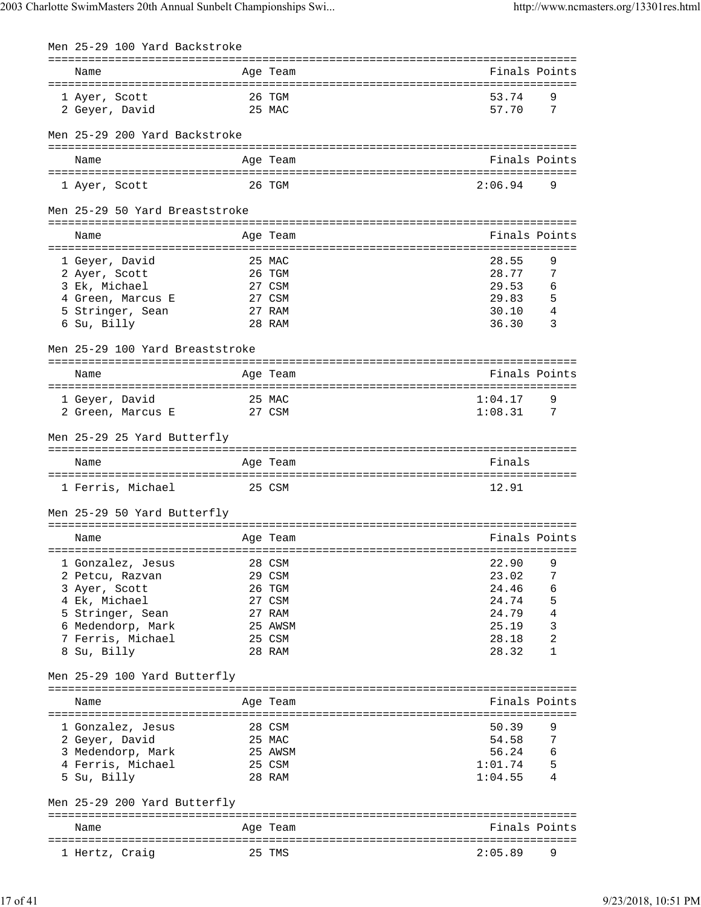## Men 25-29 100 Yard Backstroke

| | Name | Age | Team | Finals | Points |
|---|---|---|---|---|---|
| 1 | Ayer, Scott | 26 | TGM | 53.74 | 9 |
| 2 | Geyer, David | 25 | MAC | 57.70 | 7 |

## Men 25-29 200 Yard Backstroke

| | Name | Age | Team | Finals | Points |
|---|---|---|---|---|---|
| 1 | Ayer, Scott | 26 | TGM | 2:06.94 | 9 |

## Men 25-29 50 Yard Breaststroke

| | Name | Age | Team | Finals | Points |
|---|---|---|---|---|---|
| 1 | Geyer, David | 25 | MAC | 28.55 | 9 |
| 2 | Ayer, Scott | 26 | TGM | 28.77 | 7 |
| 3 | Ek, Michael | 27 | CSM | 29.53 | 6 |
| 4 | Green, Marcus E | 27 | CSM | 29.83 | 5 |
| 5 | Stringer, Sean | 27 | RAM | 30.10 | 4 |
| 6 | Su, Billy | 28 | RAM | 36.30 | 3 |

## Men 25-29 100 Yard Breaststroke

| | Name | Age | Team | Finals | Points |
|---|---|---|---|---|---|
| 1 | Geyer, David | 25 | MAC | 1:04.17 | 9 |
| 2 | Green, Marcus E | 27 | CSM | 1:08.31 | 7 |

## Men 25-29 25 Yard Butterfly

| | Name | Age | Team | Finals |
|---|---|---|---|---|
| 1 | Ferris, Michael | 25 | CSM | 12.91 |

## Men 25-29 50 Yard Butterfly

| | Name | Age | Team | Finals | Points |
|---|---|---|---|---|---|
| 1 | Gonzalez, Jesus | 28 | CSM | 22.90 | 9 |
| 2 | Petcu, Razvan | 29 | CSM | 23.02 | 7 |
| 3 | Ayer, Scott | 26 | TGM | 24.46 | 6 |
| 4 | Ek, Michael | 27 | CSM | 24.74 | 5 |
| 5 | Stringer, Sean | 27 | RAM | 24.79 | 4 |
| 6 | Medendorp, Mark | 25 | AWSM | 25.19 | 3 |
| 7 | Ferris, Michael | 25 | CSM | 28.18 | 2 |
| 8 | Su, Billy | 28 | RAM | 28.32 | 1 |

## Men 25-29 100 Yard Butterfly

| | Name | Age | Team | Finals | Points |
|---|---|---|---|---|---|
| 1 | Gonzalez, Jesus | 28 | CSM | 50.39 | 9 |
| 2 | Geyer, David | 25 | MAC | 54.58 | 7 |
| 3 | Medendorp, Mark | 25 | AWSM | 56.24 | 6 |
| 4 | Ferris, Michael | 25 | CSM | 1:01.74 | 5 |
| 5 | Su, Billy | 28 | RAM | 1:04.55 | 4 |

## Men 25-29 200 Yard Butterfly

| | Name | Age | Team | Finals | Points |
|---|---|---|---|---|---|
| 1 | Hertz, Craig | 25 | TMS | 2:05.89 | 9 |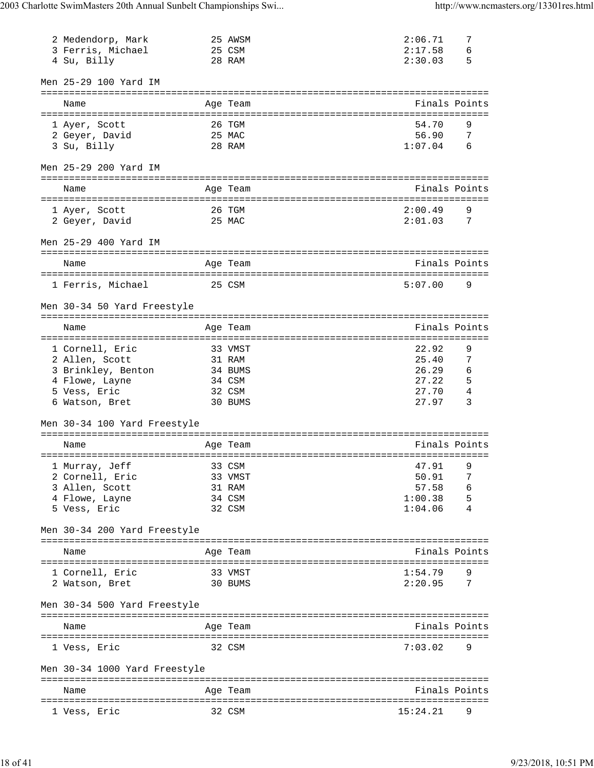| Place | Name | Age | Team | Finals | Points |
|---|---|---|---|---|---|
| 2 | Medendorp, Mark | 25 | AWSM | 2:06.71 | 7 |
| 3 | Ferris, Michael | 25 | CSM | 2:17.58 | 6 |
| 4 | Su, Billy | 28 | RAM | 2:30.03 | 5 |

Men 25-29 100 Yard IM

| Place | Name | Age | Team | Finals | Points |
|---|---|---|---|---|---|
| 1 | Ayer, Scott | 26 | TGM | 54.70 | 9 |
| 2 | Geyer, David | 25 | MAC | 56.90 | 7 |
| 3 | Su, Billy | 28 | RAM | 1:07.04 | 6 |

Men 25-29 200 Yard IM

| Place | Name | Age | Team | Finals | Points |
|---|---|---|---|---|---|
| 1 | Ayer, Scott | 26 | TGM | 2:00.49 | 9 |
| 2 | Geyer, David | 25 | MAC | 2:01.03 | 7 |

Men 25-29 400 Yard IM

| Place | Name | Age | Team | Finals | Points |
|---|---|---|---|---|---|
| 1 | Ferris, Michael | 25 | CSM | 5:07.00 | 9 |

Men 30-34 50 Yard Freestyle

| Place | Name | Age | Team | Finals | Points |
|---|---|---|---|---|---|
| 1 | Cornell, Eric | 33 | VMST | 22.92 | 9 |
| 2 | Allen, Scott | 31 | RAM | 25.40 | 7 |
| 3 | Brinkley, Benton | 34 | BUMS | 26.29 | 6 |
| 4 | Flowe, Layne | 34 | CSM | 27.22 | 5 |
| 5 | Vess, Eric | 32 | CSM | 27.70 | 4 |
| 6 | Watson, Bret | 30 | BUMS | 27.97 | 3 |

Men 30-34 100 Yard Freestyle

| Place | Name | Age | Team | Finals | Points |
|---|---|---|---|---|---|
| 1 | Murray, Jeff | 33 | CSM | 47.91 | 9 |
| 2 | Cornell, Eric | 33 | VMST | 50.91 | 7 |
| 3 | Allen, Scott | 31 | RAM | 57.58 | 6 |
| 4 | Flowe, Layne | 34 | CSM | 1:00.38 | 5 |
| 5 | Vess, Eric | 32 | CSM | 1:04.06 | 4 |

Men 30-34 200 Yard Freestyle

| Place | Name | Age | Team | Finals | Points |
|---|---|---|---|---|---|
| 1 | Cornell, Eric | 33 | VMST | 1:54.79 | 9 |
| 2 | Watson, Bret | 30 | BUMS | 2:20.95 | 7 |

Men 30-34 500 Yard Freestyle

| Place | Name | Age | Team | Finals | Points |
|---|---|---|---|---|---|
| 1 | Vess, Eric | 32 | CSM | 7:03.02 | 9 |

Men 30-34 1000 Yard Freestyle

| Place | Name | Age | Team | Finals | Points |
|---|---|---|---|---|---|
| 1 | Vess, Eric | 32 | CSM | 15:24.21 | 9 |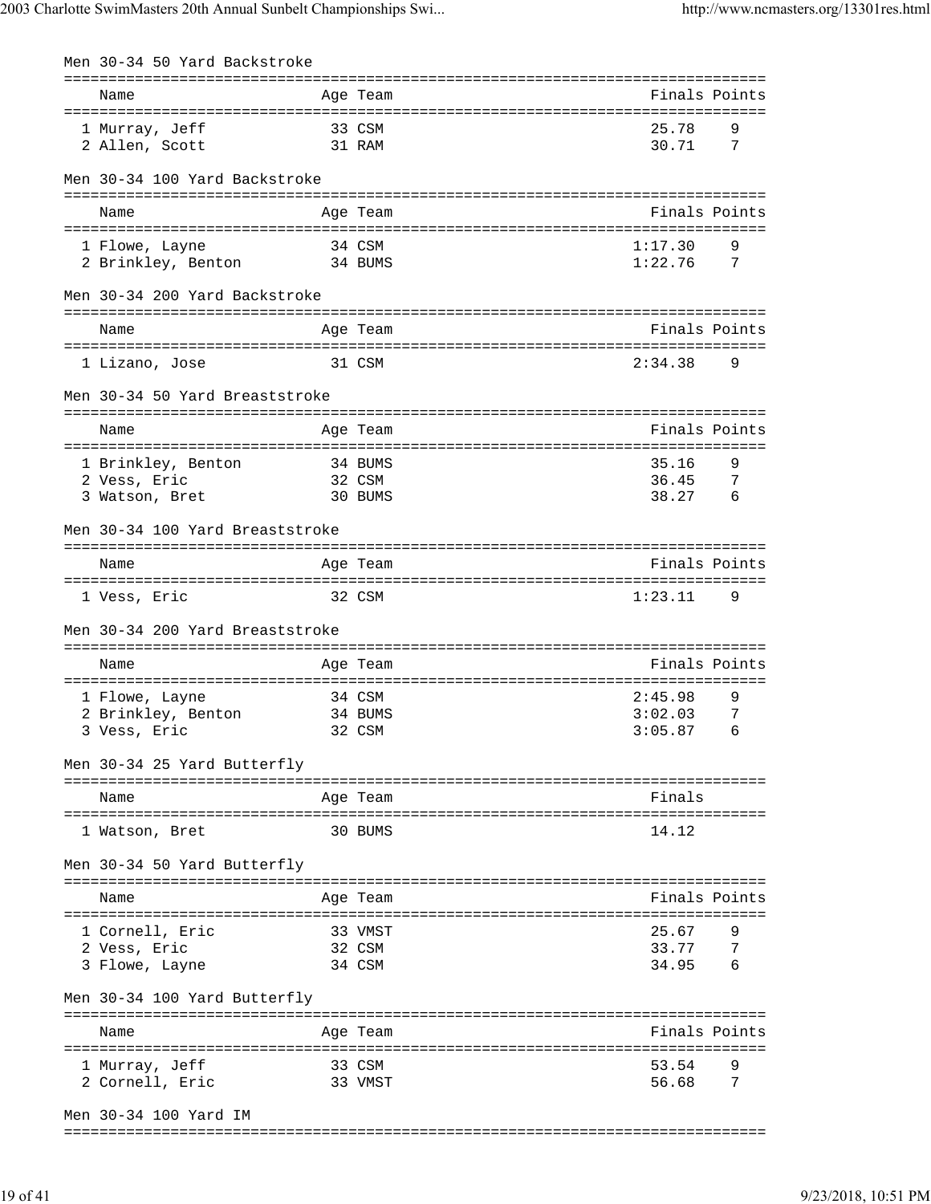### Men 30-34 50 Yard Backstroke

| Name | Age | Team | Finals | Points |
|---|---|---|---|---|
| 1 Murray, Jeff | 33 | CSM | 25.78 | 9 |
| 2 Allen, Scott | 31 | RAM | 30.71 | 7 |

### Men 30-34 100 Yard Backstroke

| Name | Age | Team | Finals | Points |
|---|---|---|---|---|
| 1 Flowe, Layne | 34 | CSM | 1:17.30 | 9 |
| 2 Brinkley, Benton | 34 | BUMS | 1:22.76 | 7 |

### Men 30-34 200 Yard Backstroke

| Name | Age | Team | Finals | Points |
|---|---|---|---|---|
| 1 Lizano, Jose | 31 | CSM | 2:34.38 | 9 |

### Men 30-34 50 Yard Breaststroke

| Name | Age | Team | Finals | Points |
|---|---|---|---|---|
| 1 Brinkley, Benton | 34 | BUMS | 35.16 | 9 |
| 2 Vess, Eric | 32 | CSM | 36.45 | 7 |
| 3 Watson, Bret | 30 | BUMS | 38.27 | 6 |

### Men 30-34 100 Yard Breaststroke

| Name | Age | Team | Finals | Points |
|---|---|---|---|---|
| 1 Vess, Eric | 32 | CSM | 1:23.11 | 9 |

### Men 30-34 200 Yard Breaststroke

| Name | Age | Team | Finals | Points |
|---|---|---|---|---|
| 1 Flowe, Layne | 34 | CSM | 2:45.98 | 9 |
| 2 Brinkley, Benton | 34 | BUMS | 3:02.03 | 7 |
| 3 Vess, Eric | 32 | CSM | 3:05.87 | 6 |

### Men 30-34 25 Yard Butterfly

| Name | Age | Team | Finals |
|---|---|---|---|
| 1 Watson, Bret | 30 | BUMS | 14.12 |

### Men 30-34 50 Yard Butterfly

| Name | Age | Team | Finals | Points |
|---|---|---|---|---|
| 1 Cornell, Eric | 33 | VMST | 25.67 | 9 |
| 2 Vess, Eric | 32 | CSM | 33.77 | 7 |
| 3 Flowe, Layne | 34 | CSM | 34.95 | 6 |

### Men 30-34 100 Yard Butterfly

| Name | Age | Team | Finals | Points |
|---|---|---|---|---|
| 1 Murray, Jeff | 33 | CSM | 53.54 | 9 |
| 2 Cornell, Eric | 33 | VMST | 56.68 | 7 |

### Men 30-34 100 Yard IM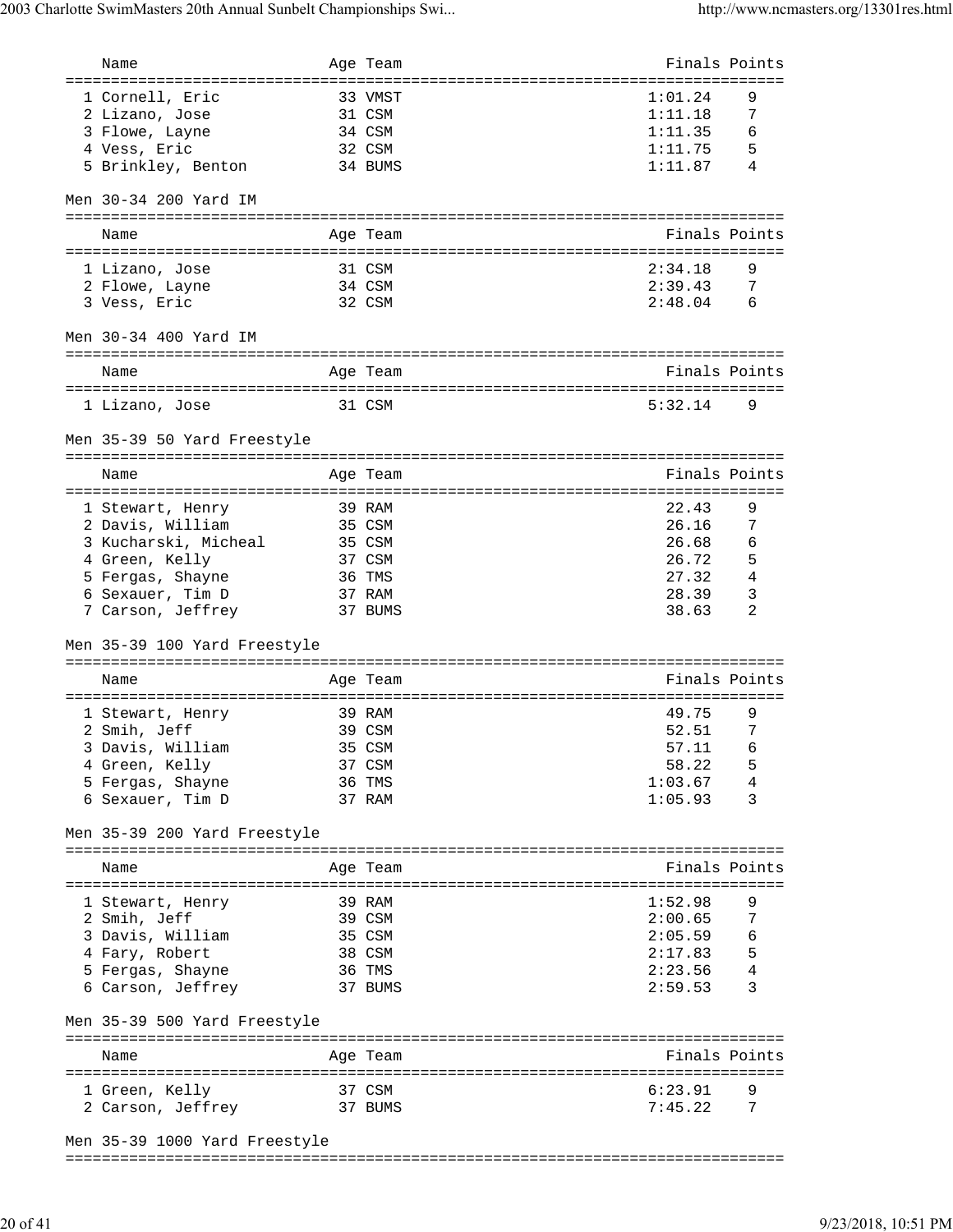| Name | Age | Team | Finals | Points |
|---|---|---|---|---|
| 1 Cornell, Eric | 33 | VMST | 1:01.24 | 9 |
| 2 Lizano, Jose | 31 | CSM | 1:11.18 | 7 |
| 3 Flowe, Layne | 34 | CSM | 1:11.35 | 6 |
| 4 Vess, Eric | 32 | CSM | 1:11.75 | 5 |
| 5 Brinkley, Benton | 34 | BUMS | 1:11.87 | 4 |

## Men 30-34 200 Yard IM

| Name | Age | Team | Finals | Points |
|---|---|---|---|---|
| 1 Lizano, Jose | 31 | CSM | 2:34.18 | 9 |
| 2 Flowe, Layne | 34 | CSM | 2:39.43 | 7 |
| 3 Vess, Eric | 32 | CSM | 2:48.04 | 6 |

## Men 30-34 400 Yard IM

| Name | Age | Team | Finals | Points |
|---|---|---|---|---|
| 1 Lizano, Jose | 31 | CSM | 5:32.14 | 9 |

## Men 35-39 50 Yard Freestyle

| Name | Age | Team | Finals | Points |
|---|---|---|---|---|
| 1 Stewart, Henry | 39 | RAM | 22.43 | 9 |
| 2 Davis, William | 35 | CSM | 26.16 | 7 |
| 3 Kucharski, Micheal | 35 | CSM | 26.68 | 6 |
| 4 Green, Kelly | 37 | CSM | 26.72 | 5 |
| 5 Fergas, Shayne | 36 | TMS | 27.32 | 4 |
| 6 Sexauer, Tim D | 37 | RAM | 28.39 | 3 |
| 7 Carson, Jeffrey | 37 | BUMS | 38.63 | 2 |

## Men 35-39 100 Yard Freestyle

| Name | Age | Team | Finals | Points |
|---|---|---|---|---|
| 1 Stewart, Henry | 39 | RAM | 49.75 | 9 |
| 2 Smih, Jeff | 39 | CSM | 52.51 | 7 |
| 3 Davis, William | 35 | CSM | 57.11 | 6 |
| 4 Green, Kelly | 37 | CSM | 58.22 | 5 |
| 5 Fergas, Shayne | 36 | TMS | 1:03.67 | 4 |
| 6 Sexauer, Tim D | 37 | RAM | 1:05.93 | 3 |

## Men 35-39 200 Yard Freestyle

| Name | Age | Team | Finals | Points |
|---|---|---|---|---|
| 1 Stewart, Henry | 39 | RAM | 1:52.98 | 9 |
| 2 Smih, Jeff | 39 | CSM | 2:00.65 | 7 |
| 3 Davis, William | 35 | CSM | 2:05.59 | 6 |
| 4 Fary, Robert | 38 | CSM | 2:17.83 | 5 |
| 5 Fergas, Shayne | 36 | TMS | 2:23.56 | 4 |
| 6 Carson, Jeffrey | 37 | BUMS | 2:59.53 | 3 |

## Men 35-39 500 Yard Freestyle

| Name | Age | Team | Finals | Points |
|---|---|---|---|---|
| 1 Green, Kelly | 37 | CSM | 6:23.91 | 9 |
| 2 Carson, Jeffrey | 37 | BUMS | 7:45.22 | 7 |

## Men 35-39 1000 Yard Freestyle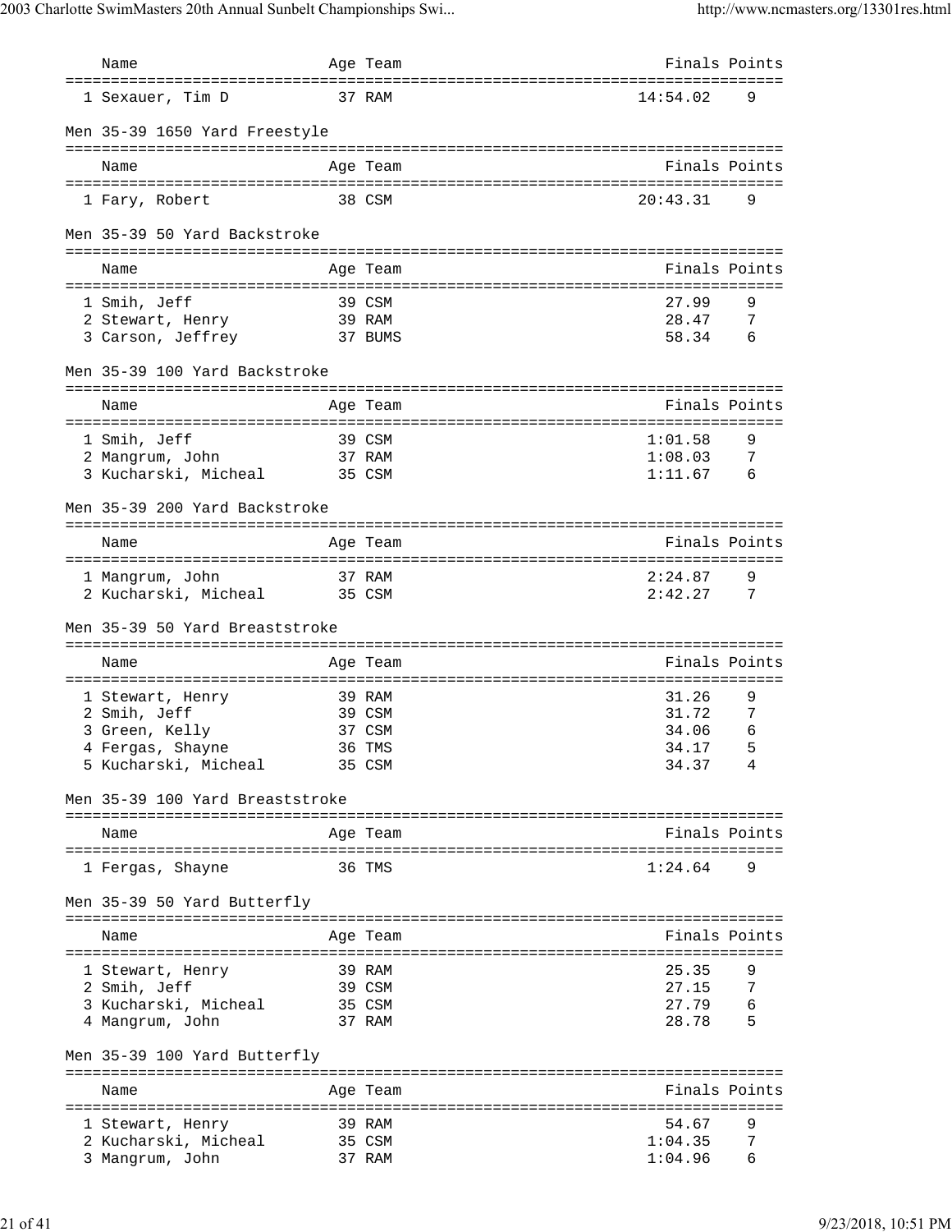| Name | Age | Team | Finals | Points |
|---|---|---|---|---|
| 1 Sexauer, Tim D | 37 | RAM | 14:54.02 | 9 |

### Men 35-39 1650 Yard Freestyle

| Name | Age | Team | Finals | Points |
|---|---|---|---|---|
| 1 Fary, Robert | 38 | CSM | 20:43.31 | 9 |

### Men 35-39 50 Yard Backstroke

| Name | Age | Team | Finals | Points |
|---|---|---|---|---|
| 1 Smih, Jeff | 39 | CSM | 27.99 | 9 |
| 2 Stewart, Henry | 39 | RAM | 28.47 | 7 |
| 3 Carson, Jeffrey | 37 | BUMS | 58.34 | 6 |

### Men 35-39 100 Yard Backstroke

| Name | Age | Team | Finals | Points |
|---|---|---|---|---|
| 1 Smih, Jeff | 39 | CSM | 1:01.58 | 9 |
| 2 Mangrum, John | 37 | RAM | 1:08.03 | 7 |
| 3 Kucharski, Micheal | 35 | CSM | 1:11.67 | 6 |

### Men 35-39 200 Yard Backstroke

| Name | Age | Team | Finals | Points |
|---|---|---|---|---|
| 1 Mangrum, John | 37 | RAM | 2:24.87 | 9 |
| 2 Kucharski, Micheal | 35 | CSM | 2:42.27 | 7 |

### Men 35-39 50 Yard Breaststroke

| Name | Age | Team | Finals | Points |
|---|---|---|---|---|
| 1 Stewart, Henry | 39 | RAM | 31.26 | 9 |
| 2 Smih, Jeff | 39 | CSM | 31.72 | 7 |
| 3 Green, Kelly | 37 | CSM | 34.06 | 6 |
| 4 Fergas, Shayne | 36 | TMS | 34.17 | 5 |
| 5 Kucharski, Micheal | 35 | CSM | 34.37 | 4 |

### Men 35-39 100 Yard Breaststroke

| Name | Age | Team | Finals | Points |
|---|---|---|---|---|
| 1 Fergas, Shayne | 36 | TMS | 1:24.64 | 9 |

### Men 35-39 50 Yard Butterfly

| Name | Age | Team | Finals | Points |
|---|---|---|---|---|
| 1 Stewart, Henry | 39 | RAM | 25.35 | 9 |
| 2 Smih, Jeff | 39 | CSM | 27.15 | 7 |
| 3 Kucharski, Micheal | 35 | CSM | 27.79 | 6 |
| 4 Mangrum, John | 37 | RAM | 28.78 | 5 |

### Men 35-39 100 Yard Butterfly

| Name | Age | Team | Finals | Points |
|---|---|---|---|---|
| 1 Stewart, Henry | 39 | RAM | 54.67 | 9 |
| 2 Kucharski, Micheal | 35 | CSM | 1:04.35 | 7 |
| 3 Mangrum, John | 37 | RAM | 1:04.96 | 6 |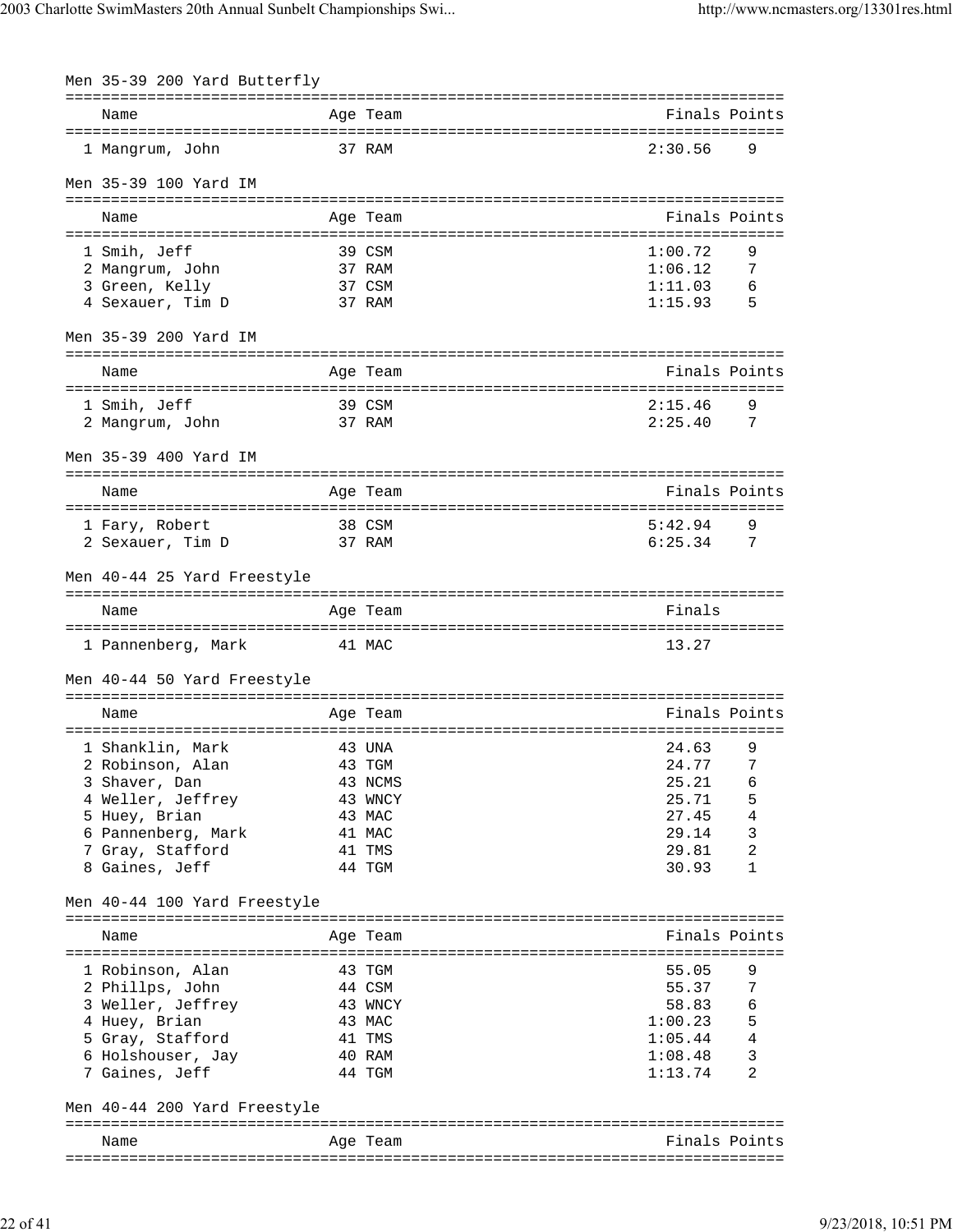### Men 35-39 200 Yard Butterfly

| | Name | Age | Team | Finals | Points |
|---|---|---|---|---|---|
| 1 | Mangrum, John | 37 | RAM | 2:30.56 | 9 |

### Men 35-39 100 Yard IM

| | Name | Age | Team | Finals | Points |
|---|---|---|---|---|---|
| 1 | Smih, Jeff | 39 | CSM | 1:00.72 | 9 |
| 2 | Mangrum, John | 37 | RAM | 1:06.12 | 7 |
| 3 | Green, Kelly | 37 | CSM | 1:11.03 | 6 |
| 4 | Sexauer, Tim D | 37 | RAM | 1:15.93 | 5 |

### Men 35-39 200 Yard IM

| | Name | Age | Team | Finals | Points |
|---|---|---|---|---|---|
| 1 | Smih, Jeff | 39 | CSM | 2:15.46 | 9 |
| 2 | Mangrum, John | 37 | RAM | 2:25.40 | 7 |

### Men 35-39 400 Yard IM

| | Name | Age | Team | Finals | Points |
|---|---|---|---|---|---|
| 1 | Fary, Robert | 38 | CSM | 5:42.94 | 9 |
| 2 | Sexauer, Tim D | 37 | RAM | 6:25.34 | 7 |

### Men 40-44 25 Yard Freestyle

| | Name | Age | Team | Finals |
|---|---|---|---|---|
| 1 | Pannenberg, Mark | 41 | MAC | 13.27 |

### Men 40-44 50 Yard Freestyle

| | Name | Age | Team | Finals | Points |
|---|---|---|---|---|---|
| 1 | Shanklin, Mark | 43 | UNA | 24.63 | 9 |
| 2 | Robinson, Alan | 43 | TGM | 24.77 | 7 |
| 3 | Shaver, Dan | 43 | NCMS | 25.21 | 6 |
| 4 | Weller, Jeffrey | 43 | WNCY | 25.71 | 5 |
| 5 | Huey, Brian | 43 | MAC | 27.45 | 4 |
| 6 | Pannenberg, Mark | 41 | MAC | 29.14 | 3 |
| 7 | Gray, Stafford | 41 | TMS | 29.81 | 2 |
| 8 | Gaines, Jeff | 44 | TGM | 30.93 | 1 |

### Men 40-44 100 Yard Freestyle

| | Name | Age | Team | Finals | Points |
|---|---|---|---|---|---|
| 1 | Robinson, Alan | 43 | TGM | 55.05 | 9 |
| 2 | Phillps, John | 44 | CSM | 55.37 | 7 |
| 3 | Weller, Jeffrey | 43 | WNCY | 58.83 | 6 |
| 4 | Huey, Brian | 43 | MAC | 1:00.23 | 5 |
| 5 | Gray, Stafford | 41 | TMS | 1:05.44 | 4 |
| 6 | Holshouser, Jay | 40 | RAM | 1:08.48 | 3 |
| 7 | Gaines, Jeff | 44 | TGM | 1:13.74 | 2 |

### Men 40-44 200 Yard Freestyle

| | Name | Age | Team | Finals | Points |
|---|---|---|---|---|---|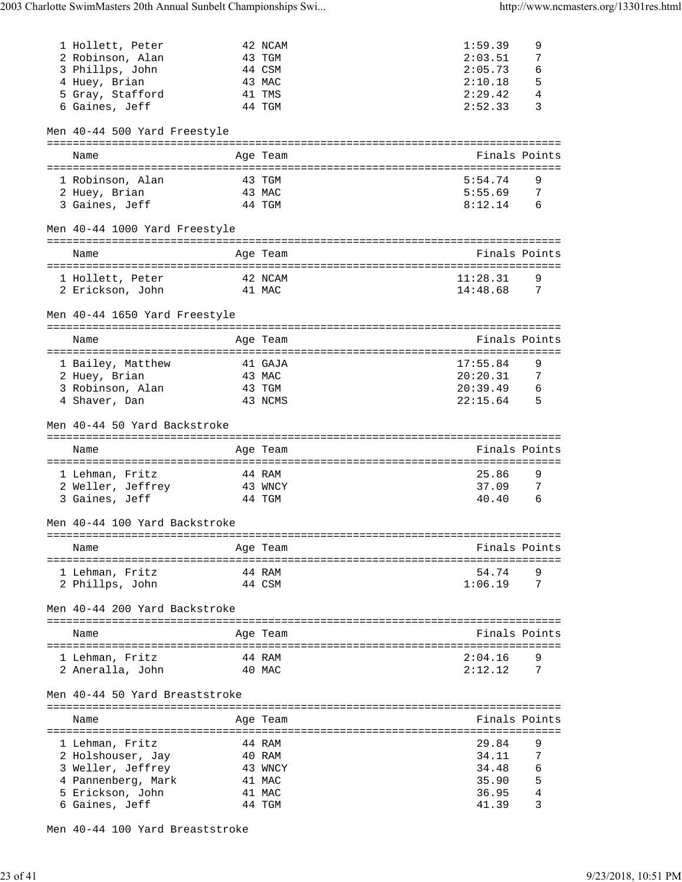| Place | Name | Age | Team | Finals | Points |
|---|---|---|---|---|---|
| 1 | Hollett, Peter | 42 | NCAM | 1:59.39 | 9 |
| 2 | Robinson, Alan | 43 | TGM | 2:03.51 | 7 |
| 3 | Phillps, John | 44 | CSM | 2:05.73 | 6 |
| 4 | Huey, Brian | 43 | MAC | 2:10.18 | 5 |
| 5 | Gray, Stafford | 41 | TMS | 2:29.42 | 4 |
| 6 | Gaines, Jeff | 44 | TGM | 2:52.33 | 3 |

Men 40-44 500 Yard Freestyle

| Place | Name | Age | Team | Finals | Points |
|---|---|---|---|---|---|
| 1 | Robinson, Alan | 43 | TGM | 5:54.74 | 9 |
| 2 | Huey, Brian | 43 | MAC | 5:55.69 | 7 |
| 3 | Gaines, Jeff | 44 | TGM | 8:12.14 | 6 |

Men 40-44 1000 Yard Freestyle

| Place | Name | Age | Team | Finals | Points |
|---|---|---|---|---|---|
| 1 | Hollett, Peter | 42 | NCAM | 11:28.31 | 9 |
| 2 | Erickson, John | 41 | MAC | 14:48.68 | 7 |

Men 40-44 1650 Yard Freestyle

| Place | Name | Age | Team | Finals | Points |
|---|---|---|---|---|---|
| 1 | Bailey, Matthew | 41 | GAJA | 17:55.84 | 9 |
| 2 | Huey, Brian | 43 | MAC | 20:20.31 | 7 |
| 3 | Robinson, Alan | 43 | TGM | 20:39.49 | 6 |
| 4 | Shaver, Dan | 43 | NCMS | 22:15.64 | 5 |

Men 40-44 50 Yard Backstroke

| Place | Name | Age | Team | Finals | Points |
|---|---|---|---|---|---|
| 1 | Lehman, Fritz | 44 | RAM | 25.86 | 9 |
| 2 | Weller, Jeffrey | 43 | WNCY | 37.09 | 7 |
| 3 | Gaines, Jeff | 44 | TGM | 40.40 | 6 |

Men 40-44 100 Yard Backstroke

| Place | Name | Age | Team | Finals | Points |
|---|---|---|---|---|---|
| 1 | Lehman, Fritz | 44 | RAM | 54.74 | 9 |
| 2 | Phillps, John | 44 | CSM | 1:06.19 | 7 |

Men 40-44 200 Yard Backstroke

| Place | Name | Age | Team | Finals | Points |
|---|---|---|---|---|---|
| 1 | Lehman, Fritz | 44 | RAM | 2:04.16 | 9 |
| 2 | Aneralla, John | 40 | MAC | 2:12.12 | 7 |

Men 40-44 50 Yard Breaststroke

| Place | Name | Age | Team | Finals | Points |
|---|---|---|---|---|---|
| 1 | Lehman, Fritz | 44 | RAM | 29.84 | 9 |
| 2 | Holshouser, Jay | 40 | RAM | 34.11 | 7 |
| 3 | Weller, Jeffrey | 43 | WNCY | 34.48 | 6 |
| 4 | Pannenberg, Mark | 41 | MAC | 35.90 | 5 |
| 5 | Erickson, John | 41 | MAC | 36.95 | 4 |
| 6 | Gaines, Jeff | 44 | TGM | 41.39 | 3 |

Men 40-44 100 Yard Breaststroke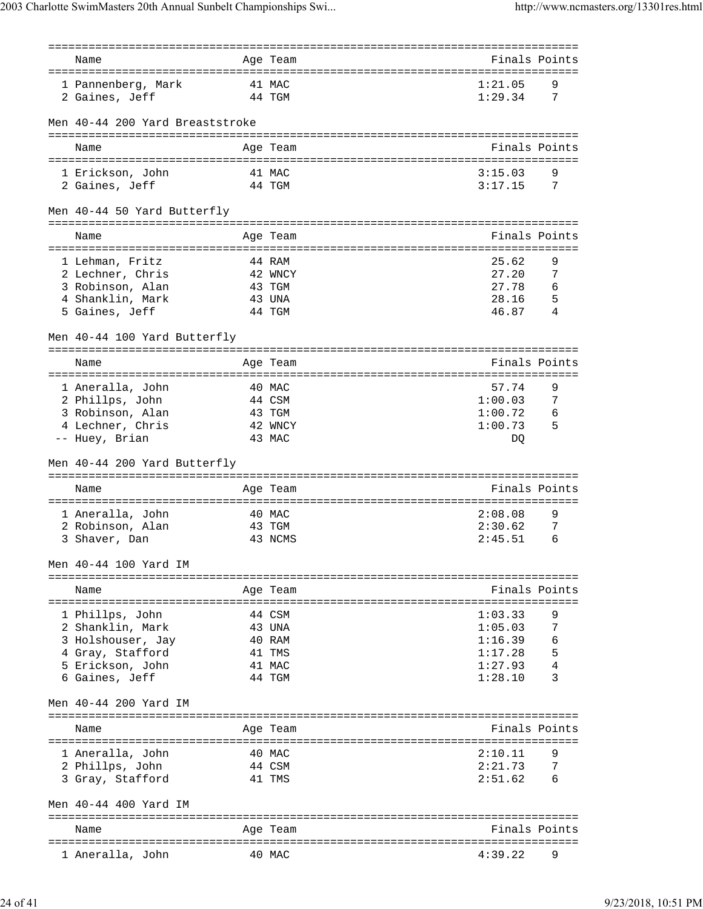| Name | Age | Team | Finals | Points |
|---|---|---|---|---|
| 1 Pannenberg, Mark | 41 | MAC | 1:21.05 | 9 |
| 2 Gaines, Jeff | 44 | TGM | 1:29.34 | 7 |

### Men 40-44 200 Yard Breaststroke

| Name | Age | Team | Finals | Points |
|---|---|---|---|---|
| 1 Erickson, John | 41 | MAC | 3:15.03 | 9 |
| 2 Gaines, Jeff | 44 | TGM | 3:17.15 | 7 |

### Men 40-44 50 Yard Butterfly

| Name | Age | Team | Finals | Points |
|---|---|---|---|---|
| 1 Lehman, Fritz | 44 | RAM | 25.62 | 9 |
| 2 Lechner, Chris | 42 | WNCY | 27.20 | 7 |
| 3 Robinson, Alan | 43 | TGM | 27.78 | 6 |
| 4 Shanklin, Mark | 43 | UNA | 28.16 | 5 |
| 5 Gaines, Jeff | 44 | TGM | 46.87 | 4 |

### Men 40-44 100 Yard Butterfly

| Name | Age | Team | Finals | Points |
|---|---|---|---|---|
| 1 Aneralla, John | 40 | MAC | 57.74 | 9 |
| 2 Phillps, John | 44 | CSM | 1:00.03 | 7 |
| 3 Robinson, Alan | 43 | TGM | 1:00.72 | 6 |
| 4 Lechner, Chris | 42 | WNCY | 1:00.73 | 5 |
| -- Huey, Brian | 43 | MAC | DQ | |

### Men 40-44 200 Yard Butterfly

| Name | Age | Team | Finals | Points |
|---|---|---|---|---|
| 1 Aneralla, John | 40 | MAC | 2:08.08 | 9 |
| 2 Robinson, Alan | 43 | TGM | 2:30.62 | 7 |
| 3 Shaver, Dan | 43 | NCMS | 2:45.51 | 6 |

### Men 40-44 100 Yard IM

| Name | Age | Team | Finals | Points |
|---|---|---|---|---|
| 1 Phillps, John | 44 | CSM | 1:03.33 | 9 |
| 2 Shanklin, Mark | 43 | UNA | 1:05.03 | 7 |
| 3 Holshouser, Jay | 40 | RAM | 1:16.39 | 6 |
| 4 Gray, Stafford | 41 | TMS | 1:17.28 | 5 |
| 5 Erickson, John | 41 | MAC | 1:27.93 | 4 |
| 6 Gaines, Jeff | 44 | TGM | 1:28.10 | 3 |

### Men 40-44 200 Yard IM

| Name | Age | Team | Finals | Points |
|---|---|---|---|---|
| 1 Aneralla, John | 40 | MAC | 2:10.11 | 9 |
| 2 Phillps, John | 44 | CSM | 2:21.73 | 7 |
| 3 Gray, Stafford | 41 | TMS | 2:51.62 | 6 |

### Men 40-44 400 Yard IM

| Name | Age | Team | Finals | Points |
|---|---|---|---|---|
| 1 Aneralla, John | 40 | MAC | 4:39.22 | 9 |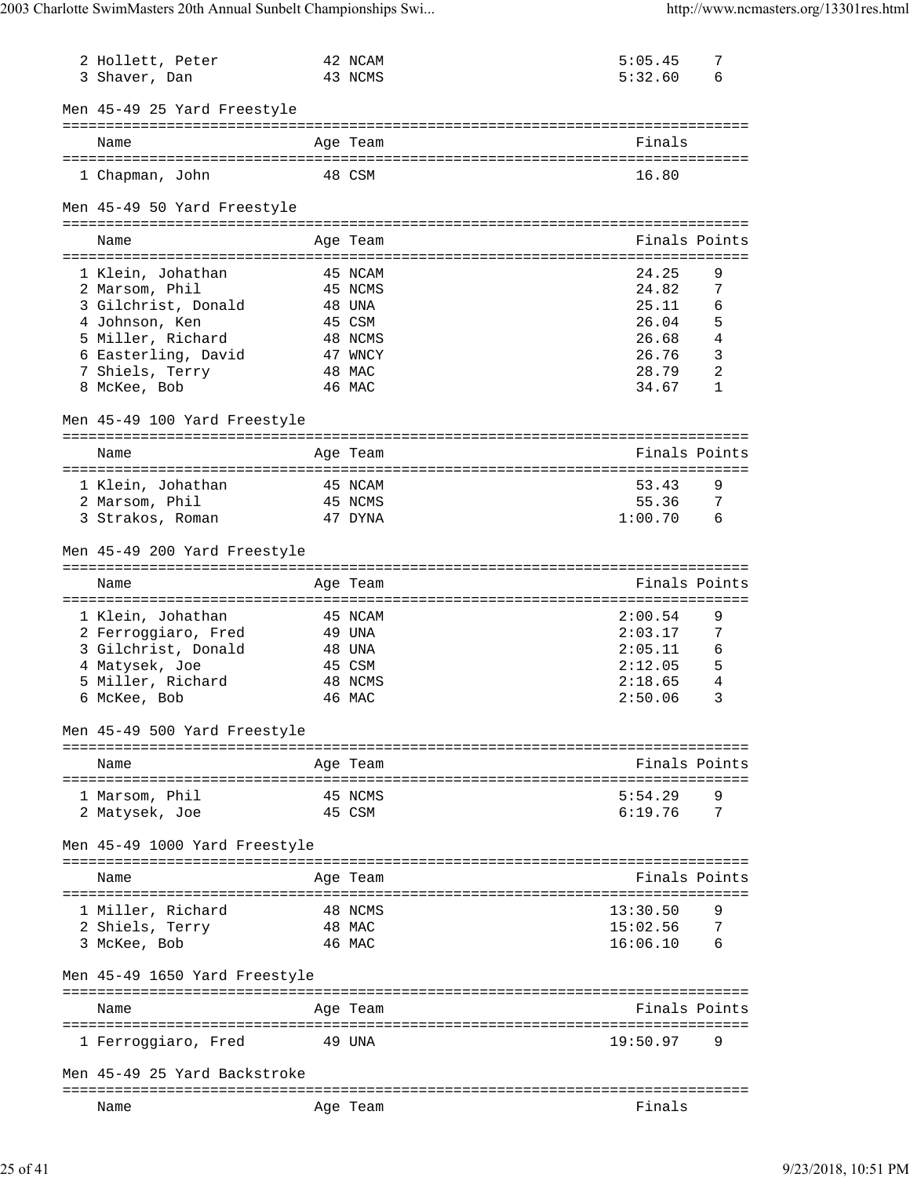| | Name | Age | Team | Finals | Points |
|---|---|---|---|---|---|
| 2 | Hollett, Peter | 42 | NCAM | 5:05.45 | 7 |
| 3 | Shaver, Dan | 43 | NCMS | 5:32.60 | 6 |

### Men 45-49 25 Yard Freestyle

| | Name | Age | Team | Finals |
|---|---|---|---|---|
| 1 | Chapman, John | 48 | CSM | 16.80 |

### Men 45-49 50 Yard Freestyle

| | Name | Age | Team | Finals | Points |
|---|---|---|---|---|---|
| 1 | Klein, Johathan | 45 | NCAM | 24.25 | 9 |
| 2 | Marsom, Phil | 45 | NCMS | 24.82 | 7 |
| 3 | Gilchrist, Donald | 48 | UNA | 25.11 | 6 |
| 4 | Johnson, Ken | 45 | CSM | 26.04 | 5 |
| 5 | Miller, Richard | 48 | NCMS | 26.68 | 4 |
| 6 | Easterling, David | 47 | WNCY | 26.76 | 3 |
| 7 | Shiels, Terry | 48 | MAC | 28.79 | 2 |
| 8 | McKee, Bob | 46 | MAC | 34.67 | 1 |

### Men 45-49 100 Yard Freestyle

| | Name | Age | Team | Finals | Points |
|---|---|---|---|---|---|
| 1 | Klein, Johathan | 45 | NCAM | 53.43 | 9 |
| 2 | Marsom, Phil | 45 | NCMS | 55.36 | 7 |
| 3 | Strakos, Roman | 47 | DYNA | 1:00.70 | 6 |

### Men 45-49 200 Yard Freestyle

| | Name | Age | Team | Finals | Points |
|---|---|---|---|---|---|
| 1 | Klein, Johathan | 45 | NCAM | 2:00.54 | 9 |
| 2 | Ferroggiaro, Fred | 49 | UNA | 2:03.17 | 7 |
| 3 | Gilchrist, Donald | 48 | UNA | 2:05.11 | 6 |
| 4 | Matysek, Joe | 45 | CSM | 2:12.05 | 5 |
| 5 | Miller, Richard | 48 | NCMS | 2:18.65 | 4 |
| 6 | McKee, Bob | 46 | MAC | 2:50.06 | 3 |

### Men 45-49 500 Yard Freestyle

| | Name | Age | Team | Finals | Points |
|---|---|---|---|---|---|
| 1 | Marsom, Phil | 45 | NCMS | 5:54.29 | 9 |
| 2 | Matysek, Joe | 45 | CSM | 6:19.76 | 7 |

### Men 45-49 1000 Yard Freestyle

| | Name | Age | Team | Finals | Points |
|---|---|---|---|---|---|
| 1 | Miller, Richard | 48 | NCMS | 13:30.50 | 9 |
| 2 | Shiels, Terry | 48 | MAC | 15:02.56 | 7 |
| 3 | McKee, Bob | 46 | MAC | 16:06.10 | 6 |

### Men 45-49 1650 Yard Freestyle

| | Name | Age | Team | Finals | Points |
|---|---|---|---|---|---|
| 1 | Ferroggiaro, Fred | 49 | UNA | 19:50.97 | 9 |

### Men 45-49 25 Yard Backstroke

| | Name | Age | Team | Finals |
|---|---|---|---|---|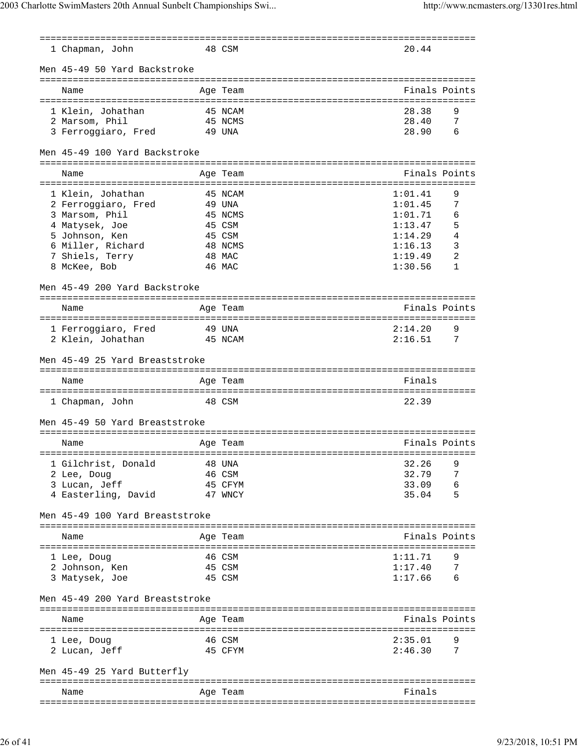| | Name | Age | Team | Finals |
|---|---|---|---|---|
| 1 | Chapman, John | 48 | CSM | 20.44 |

Men 45-49 50 Yard Backstroke

| | Name | Age | Team | Finals | Points |
|---|---|---|---|---|---|
| 1 | Klein, Johathan | 45 | NCAM | 28.38 | 9 |
| 2 | Marsom, Phil | 45 | NCMS | 28.40 | 7 |
| 3 | Ferroggiaro, Fred | 49 | UNA | 28.90 | 6 |

Men 45-49 100 Yard Backstroke

| | Name | Age | Team | Finals | Points |
|---|---|---|---|---|---|
| 1 | Klein, Johathan | 45 | NCAM | 1:01.41 | 9 |
| 2 | Ferroggiaro, Fred | 49 | UNA | 1:01.45 | 7 |
| 3 | Marsom, Phil | 45 | NCMS | 1:01.71 | 6 |
| 4 | Matysek, Joe | 45 | CSM | 1:13.47 | 5 |
| 5 | Johnson, Ken | 45 | CSM | 1:14.29 | 4 |
| 6 | Miller, Richard | 48 | NCMS | 1:16.13 | 3 |
| 7 | Shiels, Terry | 48 | MAC | 1:19.49 | 2 |
| 8 | McKee, Bob | 46 | MAC | 1:30.56 | 1 |

Men 45-49 200 Yard Backstroke

| | Name | Age | Team | Finals | Points |
|---|---|---|---|---|---|
| 1 | Ferroggiaro, Fred | 49 | UNA | 2:14.20 | 9 |
| 2 | Klein, Johathan | 45 | NCAM | 2:16.51 | 7 |

Men 45-49 25 Yard Breaststroke

| | Name | Age | Team | Finals |
|---|---|---|---|---|
| 1 | Chapman, John | 48 | CSM | 22.39 |

Men 45-49 50 Yard Breaststroke

| | Name | Age | Team | Finals | Points |
|---|---|---|---|---|---|
| 1 | Gilchrist, Donald | 48 | UNA | 32.26 | 9 |
| 2 | Lee, Doug | 46 | CSM | 32.79 | 7 |
| 3 | Lucan, Jeff | 45 | CFYM | 33.09 | 6 |
| 4 | Easterling, David | 47 | WNCY | 35.04 | 5 |

Men 45-49 100 Yard Breaststroke

| | Name | Age | Team | Finals | Points |
|---|---|---|---|---|---|
| 1 | Lee, Doug | 46 | CSM | 1:11.71 | 9 |
| 2 | Johnson, Ken | 45 | CSM | 1:17.40 | 7 |
| 3 | Matysek, Joe | 45 | CSM | 1:17.66 | 6 |

Men 45-49 200 Yard Breaststroke

| | Name | Age | Team | Finals | Points |
|---|---|---|---|---|---|
| 1 | Lee, Doug | 46 | CSM | 2:35.01 | 9 |
| 2 | Lucan, Jeff | 45 | CFYM | 2:46.30 | 7 |

Men 45-49 25 Yard Butterfly

| | Name | Age | Team | Finals |
|---|---|---|---|---|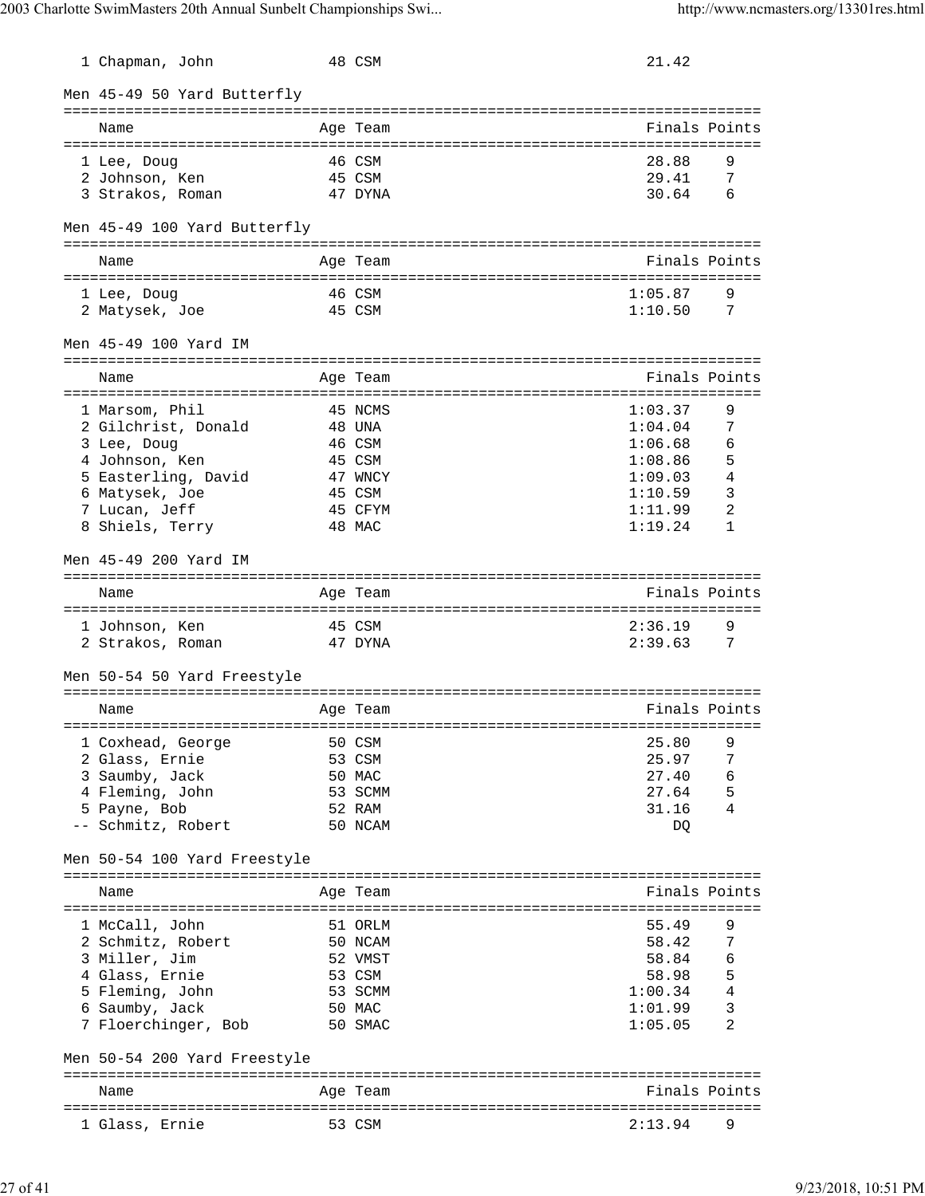| Name | Age | Team | Finals | Points |
|---|---|---|---|---|
| 1 Chapman, John | 48 | CSM | 21.42 | |

## Men 45-49 50 Yard Butterfly

| Name | Age | Team | Finals | Points |
|---|---|---|---|---|
| 1 Lee, Doug | 46 | CSM | 28.88 | 9 |
| 2 Johnson, Ken | 45 | CSM | 29.41 | 7 |
| 3 Strakos, Roman | 47 | DYNA | 30.64 | 6 |

## Men 45-49 100 Yard Butterfly

| Name | Age | Team | Finals | Points |
|---|---|---|---|---|
| 1 Lee, Doug | 46 | CSM | 1:05.87 | 9 |
| 2 Matysek, Joe | 45 | CSM | 1:10.50 | 7 |

## Men 45-49 100 Yard IM

| Name | Age | Team | Finals | Points |
|---|---|---|---|---|
| 1 Marsom, Phil | 45 | NCMS | 1:03.37 | 9 |
| 2 Gilchrist, Donald | 48 | UNA | 1:04.04 | 7 |
| 3 Lee, Doug | 46 | CSM | 1:06.68 | 6 |
| 4 Johnson, Ken | 45 | CSM | 1:08.86 | 5 |
| 5 Easterling, David | 47 | WNCY | 1:09.03 | 4 |
| 6 Matysek, Joe | 45 | CSM | 1:10.59 | 3 |
| 7 Lucan, Jeff | 45 | CFYM | 1:11.99 | 2 |
| 8 Shiels, Terry | 48 | MAC | 1:19.24 | 1 |

## Men 45-49 200 Yard IM

| Name | Age | Team | Finals | Points |
|---|---|---|---|---|
| 1 Johnson, Ken | 45 | CSM | 2:36.19 | 9 |
| 2 Strakos, Roman | 47 | DYNA | 2:39.63 | 7 |

## Men 50-54 50 Yard Freestyle

| Name | Age | Team | Finals | Points |
|---|---|---|---|---|
| 1 Coxhead, George | 50 | CSM | 25.80 | 9 |
| 2 Glass, Ernie | 53 | CSM | 25.97 | 7 |
| 3 Saumby, Jack | 50 | MAC | 27.40 | 6 |
| 4 Fleming, John | 53 | SCMM | 27.64 | 5 |
| 5 Payne, Bob | 52 | RAM | 31.16 | 4 |
| -- Schmitz, Robert | 50 | NCAM | DQ | |

## Men 50-54 100 Yard Freestyle

| Name | Age | Team | Finals | Points |
|---|---|---|---|---|
| 1 McCall, John | 51 | ORLM | 55.49 | 9 |
| 2 Schmitz, Robert | 50 | NCAM | 58.42 | 7 |
| 3 Miller, Jim | 52 | VMST | 58.84 | 6 |
| 4 Glass, Ernie | 53 | CSM | 58.98 | 5 |
| 5 Fleming, John | 53 | SCMM | 1:00.34 | 4 |
| 6 Saumby, Jack | 50 | MAC | 1:01.99 | 3 |
| 7 Floerchinger, Bob | 50 | SMAC | 1:05.05 | 2 |

## Men 50-54 200 Yard Freestyle

| Name | Age | Team | Finals | Points |
|---|---|---|---|---|
| 1 Glass, Ernie | 53 | CSM | 2:13.94 | 9 |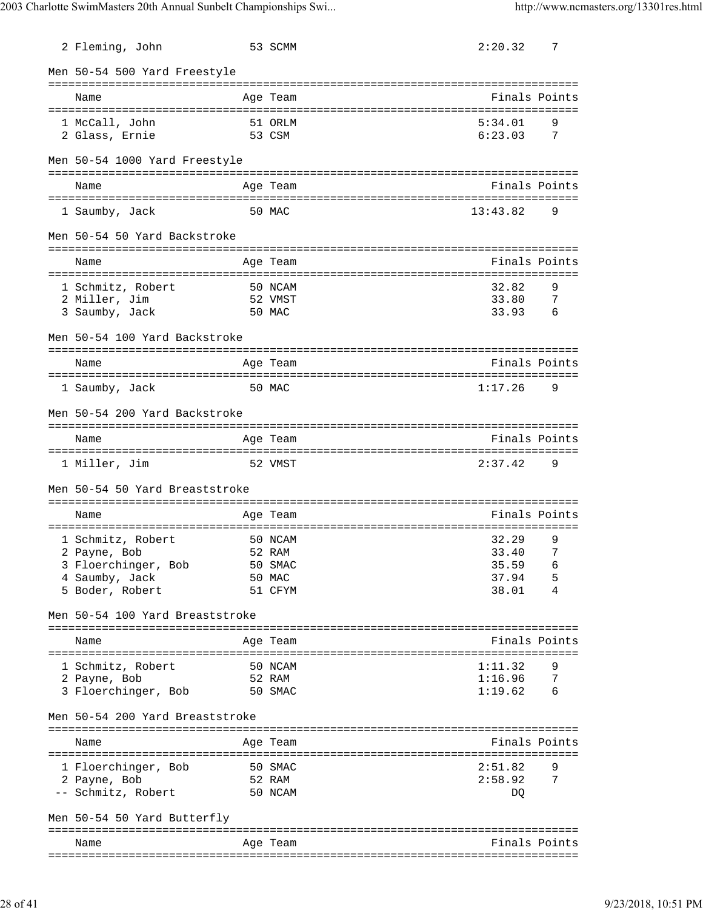| | Name | Age | Team | Finals | Points |
|---|---|---|---|---|---|
| 2 | Fleming, John | 53 | SCMM | 2:20.32 | 7 |

### Men 50-54 500 Yard Freestyle

| | Name | Age | Team | Finals | Points |
|---|---|---|---|---|---|
| 1 | McCall, John | 51 | ORLM | 5:34.01 | 9 |
| 2 | Glass, Ernie | 53 | CSM | 6:23.03 | 7 |

### Men 50-54 1000 Yard Freestyle

| | Name | Age | Team | Finals | Points |
|---|---|---|---|---|---|
| 1 | Saumby, Jack | 50 | MAC | 13:43.82 | 9 |

### Men 50-54 50 Yard Backstroke

| | Name | Age | Team | Finals | Points |
|---|---|---|---|---|---|
| 1 | Schmitz, Robert | 50 | NCAM | 32.82 | 9 |
| 2 | Miller, Jim | 52 | VMST | 33.80 | 7 |
| 3 | Saumby, Jack | 50 | MAC | 33.93 | 6 |

### Men 50-54 100 Yard Backstroke

| | Name | Age | Team | Finals | Points |
|---|---|---|---|---|---|
| 1 | Saumby, Jack | 50 | MAC | 1:17.26 | 9 |

### Men 50-54 200 Yard Backstroke

| | Name | Age | Team | Finals | Points |
|---|---|---|---|---|---|
| 1 | Miller, Jim | 52 | VMST | 2:37.42 | 9 |

### Men 50-54 50 Yard Breaststroke

| | Name | Age | Team | Finals | Points |
|---|---|---|---|---|---|
| 1 | Schmitz, Robert | 50 | NCAM | 32.29 | 9 |
| 2 | Payne, Bob | 52 | RAM | 33.40 | 7 |
| 3 | Floerchinger, Bob | 50 | SMAC | 35.59 | 6 |
| 4 | Saumby, Jack | 50 | MAC | 37.94 | 5 |
| 5 | Boder, Robert | 51 | CFYM | 38.01 | 4 |

### Men 50-54 100 Yard Breaststroke

| | Name | Age | Team | Finals | Points |
|---|---|---|---|---|---|
| 1 | Schmitz, Robert | 50 | NCAM | 1:11.32 | 9 |
| 2 | Payne, Bob | 52 | RAM | 1:16.96 | 7 |
| 3 | Floerchinger, Bob | 50 | SMAC | 1:19.62 | 6 |

### Men 50-54 200 Yard Breaststroke

| | Name | Age | Team | Finals | Points |
|---|---|---|---|---|---|
| 1 | Floerchinger, Bob | 50 | SMAC | 2:51.82 | 9 |
| 2 | Payne, Bob | 52 | RAM | 2:58.92 | 7 |
| -- | Schmitz, Robert | 50 | NCAM | DQ | |

### Men 50-54 50 Yard Butterfly

| | Name | Age | Team | Finals | Points |
|---|---|---|---|---|---|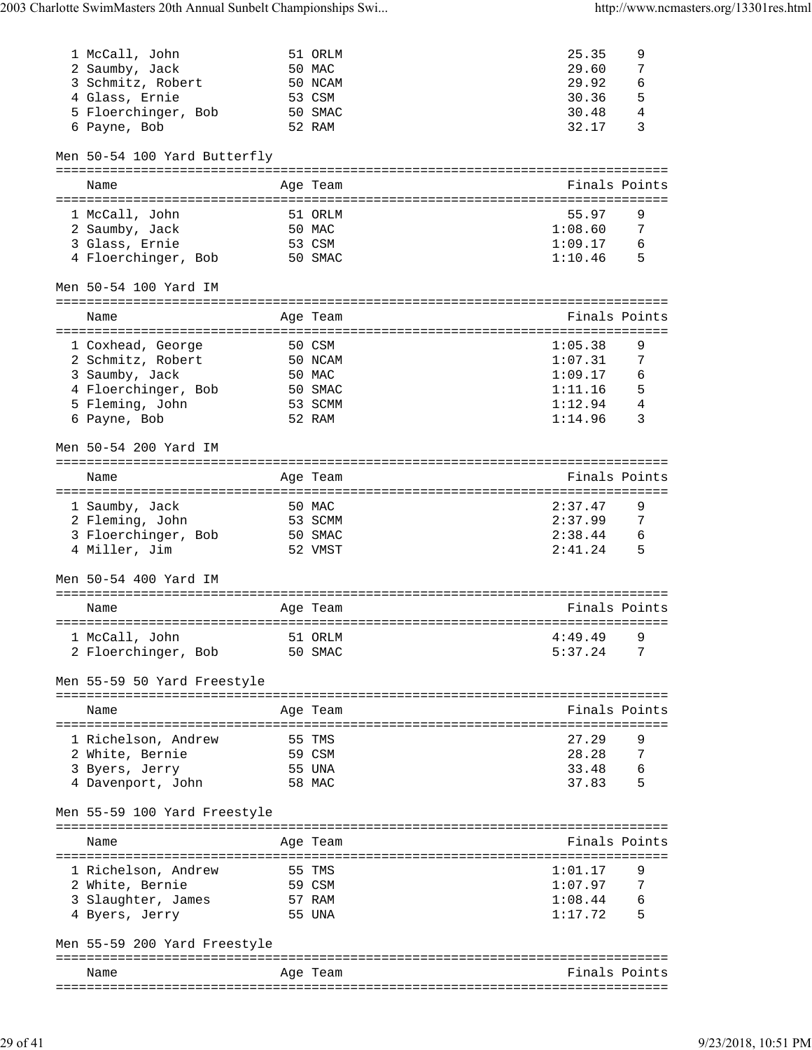| Place | Name | Age | Team | Finals | Points |
|---|---|---|---|---|---|
| 1 | McCall, John | 51 | ORLM | 25.35 | 9 |
| 2 | Saumby, Jack | 50 | MAC | 29.60 | 7 |
| 3 | Schmitz, Robert | 50 | NCAM | 29.92 | 6 |
| 4 | Glass, Ernie | 53 | CSM | 30.36 | 5 |
| 5 | Floerchinger, Bob | 50 | SMAC | 30.48 | 4 |
| 6 | Payne, Bob | 52 | RAM | 32.17 | 3 |

### Men 50-54 100 Yard Butterfly

| Place | Name | Age | Team | Finals | Points |
|---|---|---|---|---|---|
| 1 | McCall, John | 51 | ORLM | 55.97 | 9 |
| 2 | Saumby, Jack | 50 | MAC | 1:08.60 | 7 |
| 3 | Glass, Ernie | 53 | CSM | 1:09.17 | 6 |
| 4 | Floerchinger, Bob | 50 | SMAC | 1:10.46 | 5 |

### Men 50-54 100 Yard IM

| Place | Name | Age | Team | Finals | Points |
|---|---|---|---|---|---|
| 1 | Coxhead, George | 50 | CSM | 1:05.38 | 9 |
| 2 | Schmitz, Robert | 50 | NCAM | 1:07.31 | 7 |
| 3 | Saumby, Jack | 50 | MAC | 1:09.17 | 6 |
| 4 | Floerchinger, Bob | 50 | SMAC | 1:11.16 | 5 |
| 5 | Fleming, John | 53 | SCMM | 1:12.94 | 4 |
| 6 | Payne, Bob | 52 | RAM | 1:14.96 | 3 |

### Men 50-54 200 Yard IM

| Place | Name | Age | Team | Finals | Points |
|---|---|---|---|---|---|
| 1 | Saumby, Jack | 50 | MAC | 2:37.47 | 9 |
| 2 | Fleming, John | 53 | SCMM | 2:37.99 | 7 |
| 3 | Floerchinger, Bob | 50 | SMAC | 2:38.44 | 6 |
| 4 | Miller, Jim | 52 | VMST | 2:41.24 | 5 |

### Men 50-54 400 Yard IM

| Place | Name | Age | Team | Finals | Points |
|---|---|---|---|---|---|
| 1 | McCall, John | 51 | ORLM | 4:49.49 | 9 |
| 2 | Floerchinger, Bob | 50 | SMAC | 5:37.24 | 7 |

### Men 55-59 50 Yard Freestyle

| Place | Name | Age | Team | Finals | Points |
|---|---|---|---|---|---|
| 1 | Richelson, Andrew | 55 | TMS | 27.29 | 9 |
| 2 | White, Bernie | 59 | CSM | 28.28 | 7 |
| 3 | Byers, Jerry | 55 | UNA | 33.48 | 6 |
| 4 | Davenport, John | 58 | MAC | 37.83 | 5 |

### Men 55-59 100 Yard Freestyle

| Place | Name | Age | Team | Finals | Points |
|---|---|---|---|---|---|
| 1 | Richelson, Andrew | 55 | TMS | 1:01.17 | 9 |
| 2 | White, Bernie | 59 | CSM | 1:07.97 | 7 |
| 3 | Slaughter, James | 57 | RAM | 1:08.44 | 6 |
| 4 | Byers, Jerry | 55 | UNA | 1:17.72 | 5 |

### Men 55-59 200 Yard Freestyle

| Place | Name | Age | Team | Finals | Points |
|---|---|---|---|---|---|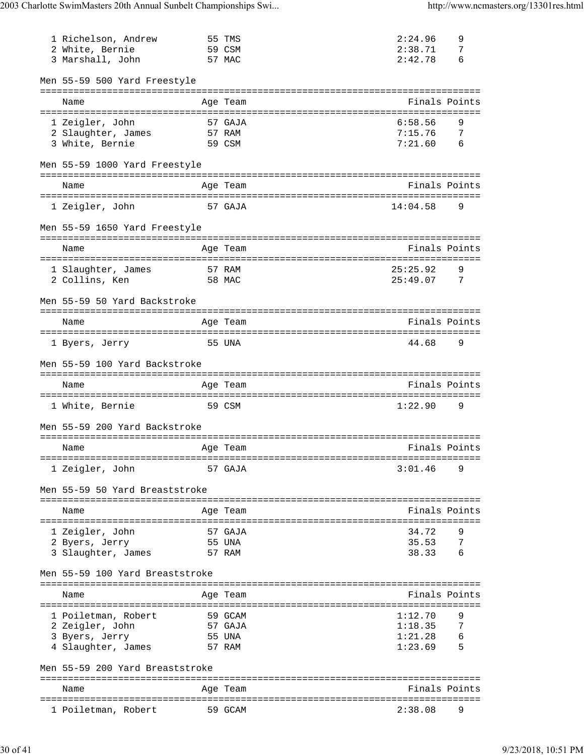| Place | Name | Age | Team | Finals | Points |
|---|---|---|---|---|---|
| 1 | Richelson, Andrew | 55 | TMS | 2:24.96 | 9 |
| 2 | White, Bernie | 59 | CSM | 2:38.71 | 7 |
| 3 | Marshall, John | 57 | MAC | 2:42.78 | 6 |

### Men 55-59 500 Yard Freestyle

| Place | Name | Age | Team | Finals | Points |
|---|---|---|---|---|---|
| 1 | Zeigler, John | 57 | GAJA | 6:58.56 | 9 |
| 2 | Slaughter, James | 57 | RAM | 7:15.76 | 7 |
| 3 | White, Bernie | 59 | CSM | 7:21.60 | 6 |

### Men 55-59 1000 Yard Freestyle

| Place | Name | Age | Team | Finals | Points |
|---|---|---|---|---|---|
| 1 | Zeigler, John | 57 | GAJA | 14:04.58 | 9 |

### Men 55-59 1650 Yard Freestyle

| Place | Name | Age | Team | Finals | Points |
|---|---|---|---|---|---|
| 1 | Slaughter, James | 57 | RAM | 25:25.92 | 9 |
| 2 | Collins, Ken | 58 | MAC | 25:49.07 | 7 |

### Men 55-59 50 Yard Backstroke

| Place | Name | Age | Team | Finals | Points |
|---|---|---|---|---|---|
| 1 | Byers, Jerry | 55 | UNA | 44.68 | 9 |

### Men 55-59 100 Yard Backstroke

| Place | Name | Age | Team | Finals | Points |
|---|---|---|---|---|---|
| 1 | White, Bernie | 59 | CSM | 1:22.90 | 9 |

### Men 55-59 200 Yard Backstroke

| Place | Name | Age | Team | Finals | Points |
|---|---|---|---|---|---|
| 1 | Zeigler, John | 57 | GAJA | 3:01.46 | 9 |

### Men 55-59 50 Yard Breaststroke

| Place | Name | Age | Team | Finals | Points |
|---|---|---|---|---|---|
| 1 | Zeigler, John | 57 | GAJA | 34.72 | 9 |
| 2 | Byers, Jerry | 55 | UNA | 35.53 | 7 |
| 3 | Slaughter, James | 57 | RAM | 38.33 | 6 |

### Men 55-59 100 Yard Breaststroke

| Place | Name | Age | Team | Finals | Points |
|---|---|---|---|---|---|
| 1 | Poiletman, Robert | 59 | GCAM | 1:12.70 | 9 |
| 2 | Zeigler, John | 57 | GAJA | 1:18.35 | 7 |
| 3 | Byers, Jerry | 55 | UNA | 1:21.28 | 6 |
| 4 | Slaughter, James | 57 | RAM | 1:23.69 | 5 |

### Men 55-59 200 Yard Breaststroke

| Place | Name | Age | Team | Finals | Points |
|---|---|---|---|---|---|
| 1 | Poiletman, Robert | 59 | GCAM | 2:38.08 | 9 |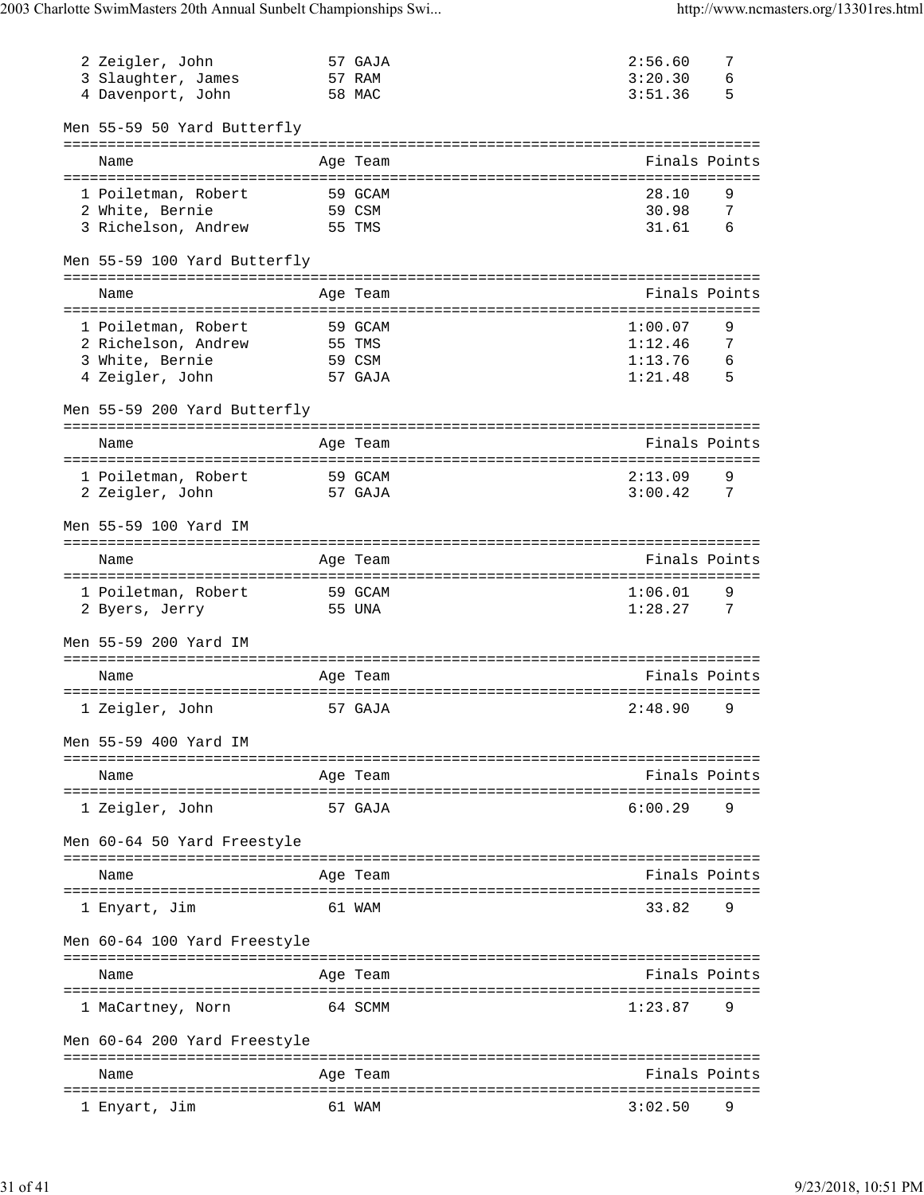| | Name | Age | Team | Finals | Points |
|---|---|---|---|---|---|
| 2 | Zeigler, John | 57 | GAJA | 2:56.60 | 7 |
| 3 | Slaughter, James | 57 | RAM | 3:20.30 | 6 |
| 4 | Davenport, John | 58 | MAC | 3:51.36 | 5 |

### Men 55-59 50 Yard Butterfly

| | Name | Age | Team | Finals | Points |
|---|---|---|---|---|---|
| 1 | Poiletman, Robert | 59 | GCAM | 28.10 | 9 |
| 2 | White, Bernie | 59 | CSM | 30.98 | 7 |
| 3 | Richelson, Andrew | 55 | TMS | 31.61 | 6 |

### Men 55-59 100 Yard Butterfly

| | Name | Age | Team | Finals | Points |
|---|---|---|---|---|---|
| 1 | Poiletman, Robert | 59 | GCAM | 1:00.07 | 9 |
| 2 | Richelson, Andrew | 55 | TMS | 1:12.46 | 7 |
| 3 | White, Bernie | 59 | CSM | 1:13.76 | 6 |
| 4 | Zeigler, John | 57 | GAJA | 1:21.48 | 5 |

### Men 55-59 200 Yard Butterfly

| | Name | Age | Team | Finals | Points |
|---|---|---|---|---|---|
| 1 | Poiletman, Robert | 59 | GCAM | 2:13.09 | 9 |
| 2 | Zeigler, John | 57 | GAJA | 3:00.42 | 7 |

### Men 55-59 100 Yard IM

| | Name | Age | Team | Finals | Points |
|---|---|---|---|---|---|
| 1 | Poiletman, Robert | 59 | GCAM | 1:06.01 | 9 |
| 2 | Byers, Jerry | 55 | UNA | 1:28.27 | 7 |

### Men 55-59 200 Yard IM

| | Name | Age | Team | Finals | Points |
|---|---|---|---|---|---|
| 1 | Zeigler, John | 57 | GAJA | 2:48.90 | 9 |

### Men 55-59 400 Yard IM

| | Name | Age | Team | Finals | Points |
|---|---|---|---|---|---|
| 1 | Zeigler, John | 57 | GAJA | 6:00.29 | 9 |

### Men 60-64 50 Yard Freestyle

| | Name | Age | Team | Finals | Points |
|---|---|---|---|---|---|
| 1 | Enyart, Jim | 61 | WAM | 33.82 | 9 |

### Men 60-64 100 Yard Freestyle

| | Name | Age | Team | Finals | Points |
|---|---|---|---|---|---|
| 1 | MaCartney, Norn | 64 | SCMM | 1:23.87 | 9 |

### Men 60-64 200 Yard Freestyle

| | Name | Age | Team | Finals | Points |
|---|---|---|---|---|---|
| 1 | Enyart, Jim | 61 | WAM | 3:02.50 | 9 |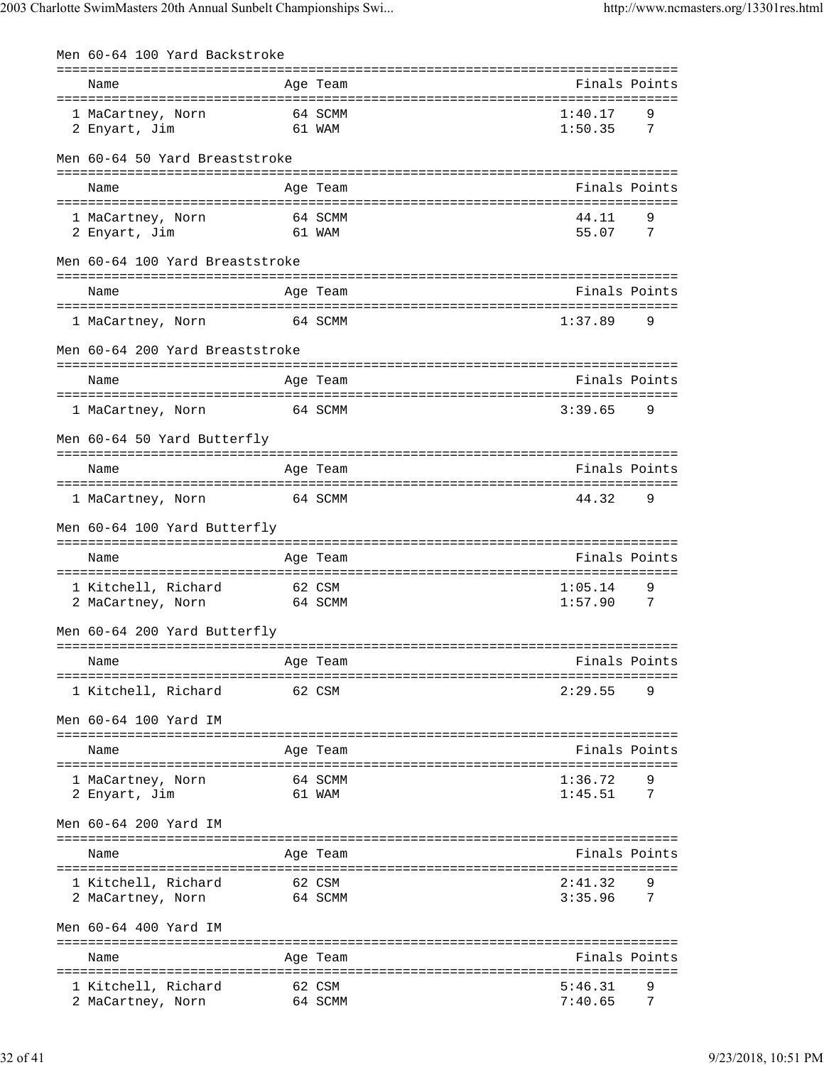### Men 60-64 100 Yard Backstroke

| | Name | Age | Team | Finals | Points |
|---|---|---|---|---|---|
| 1 | MaCartney, Norn | 64 | SCMM | 1:40.17 | 9 |
| 2 | Enyart, Jim | 61 | WAM | 1:50.35 | 7 |

### Men 60-64 50 Yard Breaststroke

| | Name | Age | Team | Finals | Points |
|---|---|---|---|---|---|
| 1 | MaCartney, Norn | 64 | SCMM | 44.11 | 9 |
| 2 | Enyart, Jim | 61 | WAM | 55.07 | 7 |

### Men 60-64 100 Yard Breaststroke

| | Name | Age | Team | Finals | Points |
|---|---|---|---|---|---|
| 1 | MaCartney, Norn | 64 | SCMM | 1:37.89 | 9 |

### Men 60-64 200 Yard Breaststroke

| | Name | Age | Team | Finals | Points |
|---|---|---|---|---|---|
| 1 | MaCartney, Norn | 64 | SCMM | 3:39.65 | 9 |

### Men 60-64 50 Yard Butterfly

| | Name | Age | Team | Finals | Points |
|---|---|---|---|---|---|
| 1 | MaCartney, Norn | 64 | SCMM | 44.32 | 9 |

### Men 60-64 100 Yard Butterfly

| | Name | Age | Team | Finals | Points |
|---|---|---|---|---|---|
| 1 | Kitchell, Richard | 62 | CSM | 1:05.14 | 9 |
| 2 | MaCartney, Norn | 64 | SCMM | 1:57.90 | 7 |

### Men 60-64 200 Yard Butterfly

| | Name | Age | Team | Finals | Points |
|---|---|---|---|---|---|
| 1 | Kitchell, Richard | 62 | CSM | 2:29.55 | 9 |

### Men 60-64 100 Yard IM

| | Name | Age | Team | Finals | Points |
|---|---|---|---|---|---|
| 1 | MaCartney, Norn | 64 | SCMM | 1:36.72 | 9 |
| 2 | Enyart, Jim | 61 | WAM | 1:45.51 | 7 |

### Men 60-64 200 Yard IM

| | Name | Age | Team | Finals | Points |
|---|---|---|---|---|---|
| 1 | Kitchell, Richard | 62 | CSM | 2:41.32 | 9 |
| 2 | MaCartney, Norn | 64 | SCMM | 3:35.96 | 7 |

### Men 60-64 400 Yard IM

| | Name | Age | Team | Finals | Points |
|---|---|---|---|---|---|
| 1 | Kitchell, Richard | 62 | CSM | 5:46.31 | 9 |
| 2 | MaCartney, Norn | 64 | SCMM | 7:40.65 | 7 |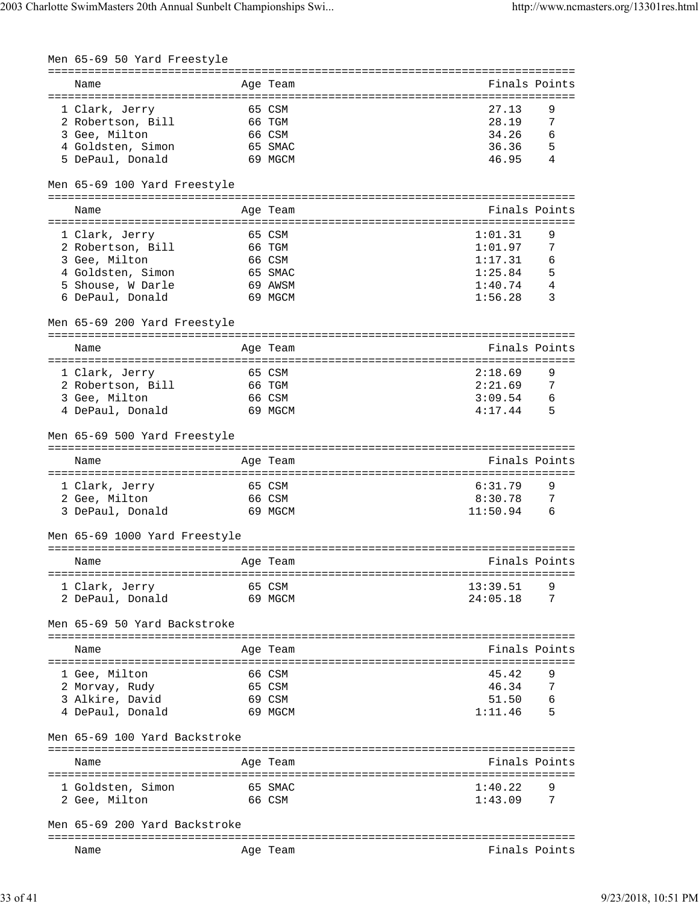## Men 65-69 50 Yard Freestyle

| | Name | Age | Team | Finals | Points |
|---|---|---|---|---|---|
| 1 | Clark, Jerry | 65 | CSM | 27.13 | 9 |
| 2 | Robertson, Bill | 66 | TGM | 28.19 | 7 |
| 3 | Gee, Milton | 66 | CSM | 34.26 | 6 |
| 4 | Goldsten, Simon | 65 | SMAC | 36.36 | 5 |
| 5 | DePaul, Donald | 69 | MGCM | 46.95 | 4 |

## Men 65-69 100 Yard Freestyle

| | Name | Age | Team | Finals | Points |
|---|---|---|---|---|---|
| 1 | Clark, Jerry | 65 | CSM | 1:01.31 | 9 |
| 2 | Robertson, Bill | 66 | TGM | 1:01.97 | 7 |
| 3 | Gee, Milton | 66 | CSM | 1:17.31 | 6 |
| 4 | Goldsten, Simon | 65 | SMAC | 1:25.84 | 5 |
| 5 | Shouse, W Darle | 69 | AWSM | 1:40.74 | 4 |
| 6 | DePaul, Donald | 69 | MGCM | 1:56.28 | 3 |

## Men 65-69 200 Yard Freestyle

| | Name | Age | Team | Finals | Points |
|---|---|---|---|---|---|
| 1 | Clark, Jerry | 65 | CSM | 2:18.69 | 9 |
| 2 | Robertson, Bill | 66 | TGM | 2:21.69 | 7 |
| 3 | Gee, Milton | 66 | CSM | 3:09.54 | 6 |
| 4 | DePaul, Donald | 69 | MGCM | 4:17.44 | 5 |

## Men 65-69 500 Yard Freestyle

| | Name | Age | Team | Finals | Points |
|---|---|---|---|---|---|
| 1 | Clark, Jerry | 65 | CSM | 6:31.79 | 9 |
| 2 | Gee, Milton | 66 | CSM | 8:30.78 | 7 |
| 3 | DePaul, Donald | 69 | MGCM | 11:50.94 | 6 |

## Men 65-69 1000 Yard Freestyle

| | Name | Age | Team | Finals | Points |
|---|---|---|---|---|---|
| 1 | Clark, Jerry | 65 | CSM | 13:39.51 | 9 |
| 2 | DePaul, Donald | 69 | MGCM | 24:05.18 | 7 |

## Men 65-69 50 Yard Backstroke

| | Name | Age | Team | Finals | Points |
|---|---|---|---|---|---|
| 1 | Gee, Milton | 66 | CSM | 45.42 | 9 |
| 2 | Morvay, Rudy | 65 | CSM | 46.34 | 7 |
| 3 | Alkire, David | 69 | CSM | 51.50 | 6 |
| 4 | DePaul, Donald | 69 | MGCM | 1:11.46 | 5 |

## Men 65-69 100 Yard Backstroke

| | Name | Age | Team | Finals | Points |
|---|---|---|---|---|---|
| 1 | Goldsten, Simon | 65 | SMAC | 1:40.22 | 9 |
| 2 | Gee, Milton | 66 | CSM | 1:43.09 | 7 |

## Men 65-69 200 Yard Backstroke

| | Name | Age | Team | Finals | Points |
|---|---|---|---|---|---|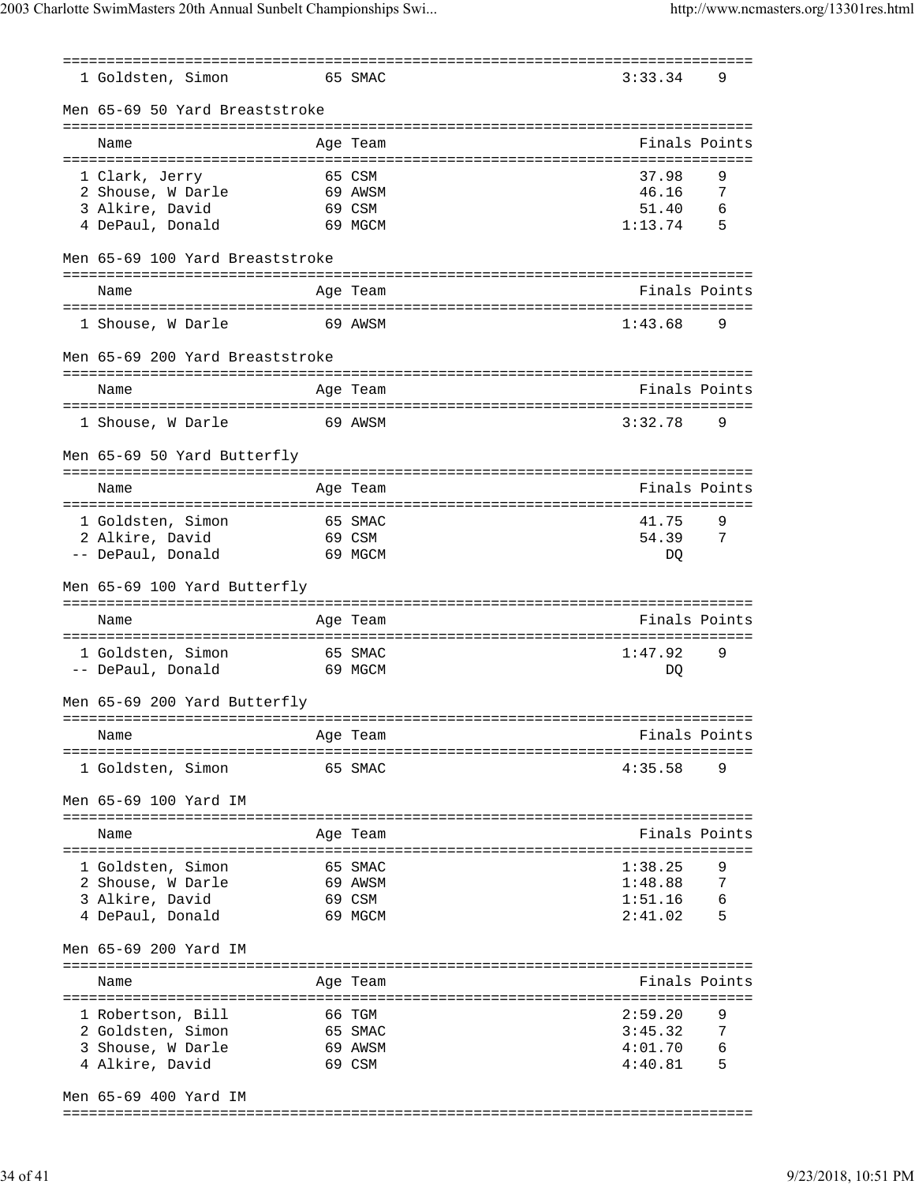| | Name | Age | Team | Finals | Points |
|---|---|---|---|---|---|
| 1 | Goldsten, Simon | 65 | SMAC | 3:33.34 | 9 |

## Men 65-69 50 Yard Breaststroke

| | Name | Age | Team | Finals | Points |
|---|---|---|---|---|---|
| 1 | Clark, Jerry | 65 | CSM | 37.98 | 9 |
| 2 | Shouse, W Darle | 69 | AWSM | 46.16 | 7 |
| 3 | Alkire, David | 69 | CSM | 51.40 | 6 |
| 4 | DePaul, Donald | 69 | MGCM | 1:13.74 | 5 |

## Men 65-69 100 Yard Breaststroke

| | Name | Age | Team | Finals | Points |
|---|---|---|---|---|---|
| 1 | Shouse, W Darle | 69 | AWSM | 1:43.68 | 9 |

## Men 65-69 200 Yard Breaststroke

| | Name | Age | Team | Finals | Points |
|---|---|---|---|---|---|
| 1 | Shouse, W Darle | 69 | AWSM | 3:32.78 | 9 |

## Men 65-69 50 Yard Butterfly

| | Name | Age | Team | Finals | Points |
|---|---|---|---|---|---|
| 1 | Goldsten, Simon | 65 | SMAC | 41.75 | 9 |
| 2 | Alkire, David | 69 | CSM | 54.39 | 7 |
| -- | DePaul, Donald | 69 | MGCM | DQ | |

## Men 65-69 100 Yard Butterfly

| | Name | Age | Team | Finals | Points |
|---|---|---|---|---|---|
| 1 | Goldsten, Simon | 65 | SMAC | 1:47.92 | 9 |
| -- | DePaul, Donald | 69 | MGCM | DQ | |

## Men 65-69 200 Yard Butterfly

| | Name | Age | Team | Finals | Points |
|---|---|---|---|---|---|
| 1 | Goldsten, Simon | 65 | SMAC | 4:35.58 | 9 |

## Men 65-69 100 Yard IM

| | Name | Age | Team | Finals | Points |
|---|---|---|---|---|---|
| 1 | Goldsten, Simon | 65 | SMAC | 1:38.25 | 9 |
| 2 | Shouse, W Darle | 69 | AWSM | 1:48.88 | 7 |
| 3 | Alkire, David | 69 | CSM | 1:51.16 | 6 |
| 4 | DePaul, Donald | 69 | MGCM | 2:41.02 | 5 |

## Men 65-69 200 Yard IM

| | Name | Age | Team | Finals | Points |
|---|---|---|---|---|---|
| 1 | Robertson, Bill | 66 | TGM | 2:59.20 | 9 |
| 2 | Goldsten, Simon | 65 | SMAC | 3:45.32 | 7 |
| 3 | Shouse, W Darle | 69 | AWSM | 4:01.70 | 6 |
| 4 | Alkire, David | 69 | CSM | 4:40.81 | 5 |

## Men 65-69 400 Yard IM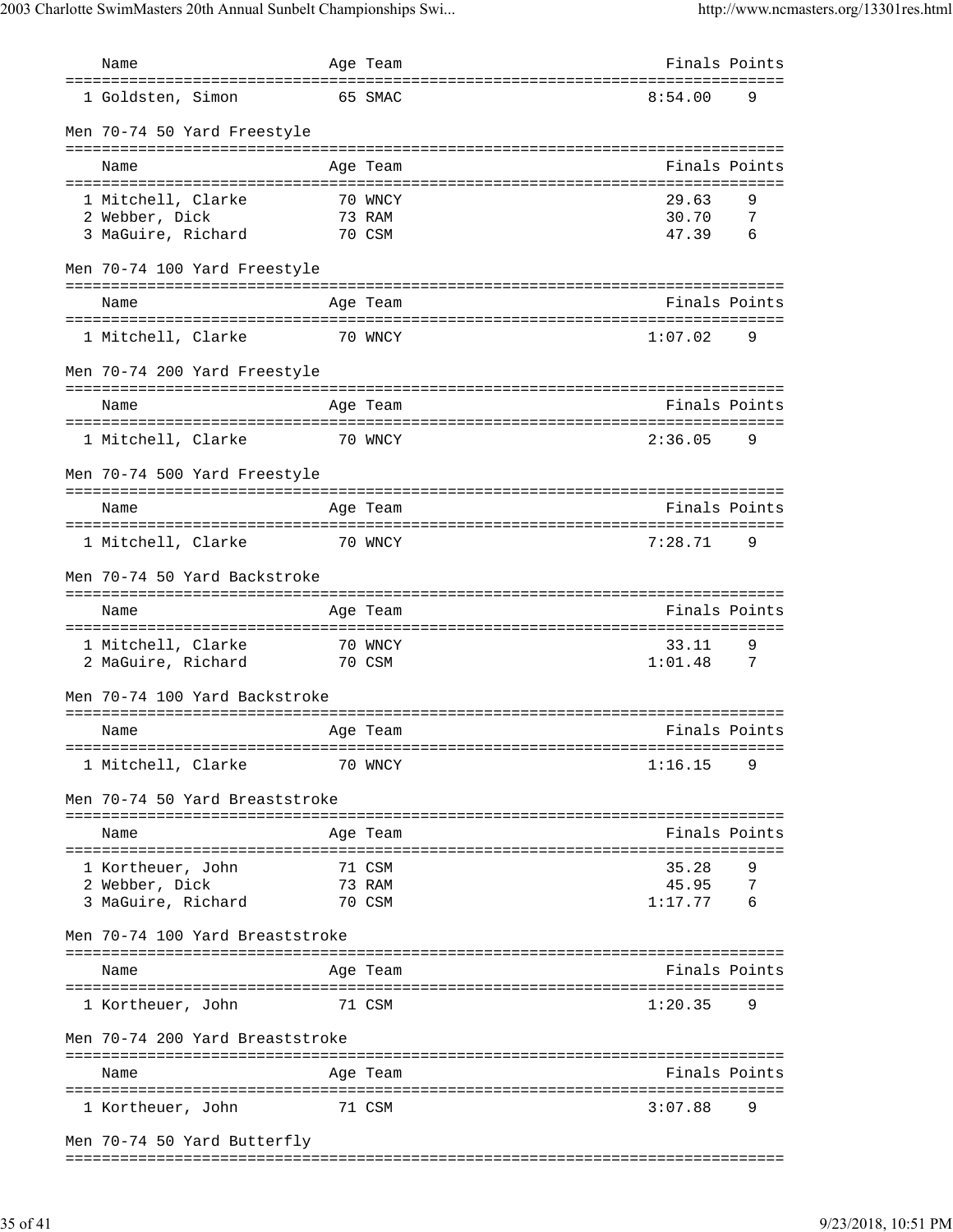| Name | Age | Team | Finals | Points |
|---|---|---|---|---|
| 1 Goldsten, Simon | 65 | SMAC | 8:54.00 | 9 |

Men 70-74 50 Yard Freestyle

| Name | Age | Team | Finals | Points |
|---|---|---|---|---|
| 1 Mitchell, Clarke | 70 | WNCY | 29.63 | 9 |
| 2 Webber, Dick | 73 | RAM | 30.70 | 7 |
| 3 MaGuire, Richard | 70 | CSM | 47.39 | 6 |

Men 70-74 100 Yard Freestyle

| Name | Age | Team | Finals | Points |
|---|---|---|---|---|
| 1 Mitchell, Clarke | 70 | WNCY | 1:07.02 | 9 |

Men 70-74 200 Yard Freestyle

| Name | Age | Team | Finals | Points |
|---|---|---|---|---|
| 1 Mitchell, Clarke | 70 | WNCY | 2:36.05 | 9 |

Men 70-74 500 Yard Freestyle

| Name | Age | Team | Finals | Points |
|---|---|---|---|---|
| 1 Mitchell, Clarke | 70 | WNCY | 7:28.71 | 9 |

Men 70-74 50 Yard Backstroke

| Name | Age | Team | Finals | Points |
|---|---|---|---|---|
| 1 Mitchell, Clarke | 70 | WNCY | 33.11 | 9 |
| 2 MaGuire, Richard | 70 | CSM | 1:01.48 | 7 |

Men 70-74 100 Yard Backstroke

| Name | Age | Team | Finals | Points |
|---|---|---|---|---|
| 1 Mitchell, Clarke | 70 | WNCY | 1:16.15 | 9 |

Men 70-74 50 Yard Breaststroke

| Name | Age | Team | Finals | Points |
|---|---|---|---|---|
| 1 Kortheuer, John | 71 | CSM | 35.28 | 9 |
| 2 Webber, Dick | 73 | RAM | 45.95 | 7 |
| 3 MaGuire, Richard | 70 | CSM | 1:17.77 | 6 |

Men 70-74 100 Yard Breaststroke

| Name | Age | Team | Finals | Points |
|---|---|---|---|---|
| 1 Kortheuer, John | 71 | CSM | 1:20.35 | 9 |

Men 70-74 200 Yard Breaststroke

| Name | Age | Team | Finals | Points |
|---|---|---|---|---|
| 1 Kortheuer, John | 71 | CSM | 3:07.88 | 9 |

Men 70-74 50 Yard Butterfly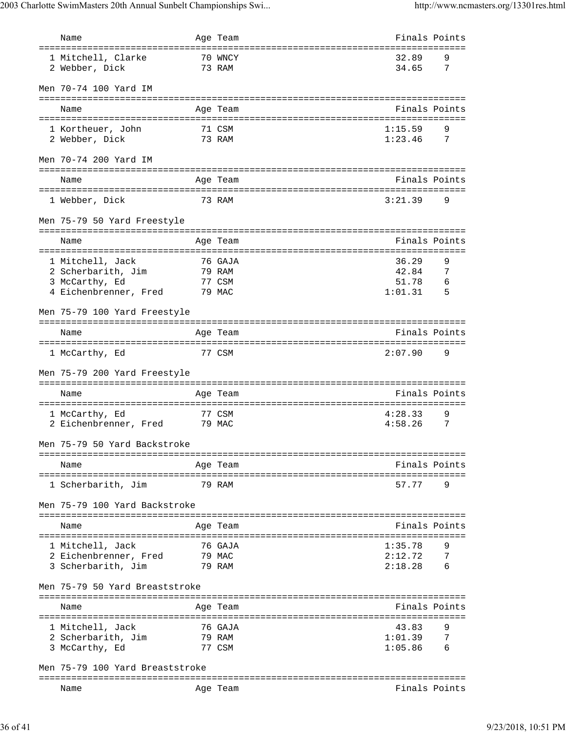| Name | Age | Team | Finals | Points |
|---|---|---|---|---|
| 1 Mitchell, Clarke | 70 | WNCY | 32.89 | 9 |
| 2 Webber, Dick | 73 | RAM | 34.65 | 7 |

### Men 70-74 100 Yard IM

| Name | Age | Team | Finals | Points |
|---|---|---|---|---|
| 1 Kortheuer, John | 71 | CSM | 1:15.59 | 9 |
| 2 Webber, Dick | 73 | RAM | 1:23.46 | 7 |

### Men 70-74 200 Yard IM

| Name | Age | Team | Finals | Points |
|---|---|---|---|---|
| 1 Webber, Dick | 73 | RAM | 3:21.39 | 9 |

### Men 75-79 50 Yard Freestyle

| Name | Age | Team | Finals | Points |
|---|---|---|---|---|
| 1 Mitchell, Jack | 76 | GAJA | 36.29 | 9 |
| 2 Scherbarith, Jim | 79 | RAM | 42.84 | 7 |
| 3 McCarthy, Ed | 77 | CSM | 51.78 | 6 |
| 4 Eichenbrenner, Fred | 79 | MAC | 1:01.31 | 5 |

### Men 75-79 100 Yard Freestyle

| Name | Age | Team | Finals | Points |
|---|---|---|---|---|
| 1 McCarthy, Ed | 77 | CSM | 2:07.90 | 9 |

### Men 75-79 200 Yard Freestyle

| Name | Age | Team | Finals | Points |
|---|---|---|---|---|
| 1 McCarthy, Ed | 77 | CSM | 4:28.33 | 9 |
| 2 Eichenbrenner, Fred | 79 | MAC | 4:58.26 | 7 |

### Men 75-79 50 Yard Backstroke

| Name | Age | Team | Finals | Points |
|---|---|---|---|---|
| 1 Scherbarith, Jim | 79 | RAM | 57.77 | 9 |

### Men 75-79 100 Yard Backstroke

| Name | Age | Team | Finals | Points |
|---|---|---|---|---|
| 1 Mitchell, Jack | 76 | GAJA | 1:35.78 | 9 |
| 2 Eichenbrenner, Fred | 79 | MAC | 2:12.72 | 7 |
| 3 Scherbarith, Jim | 79 | RAM | 2:18.28 | 6 |

### Men 75-79 50 Yard Breaststroke

| Name | Age | Team | Finals | Points |
|---|---|---|---|---|
| 1 Mitchell, Jack | 76 | GAJA | 43.83 | 9 |
| 2 Scherbarith, Jim | 79 | RAM | 1:01.39 | 7 |
| 3 McCarthy, Ed | 77 | CSM | 1:05.86 | 6 |

### Men 75-79 100 Yard Breaststroke

| Name | Age | Team | Finals | Points |
|---|---|---|---|---|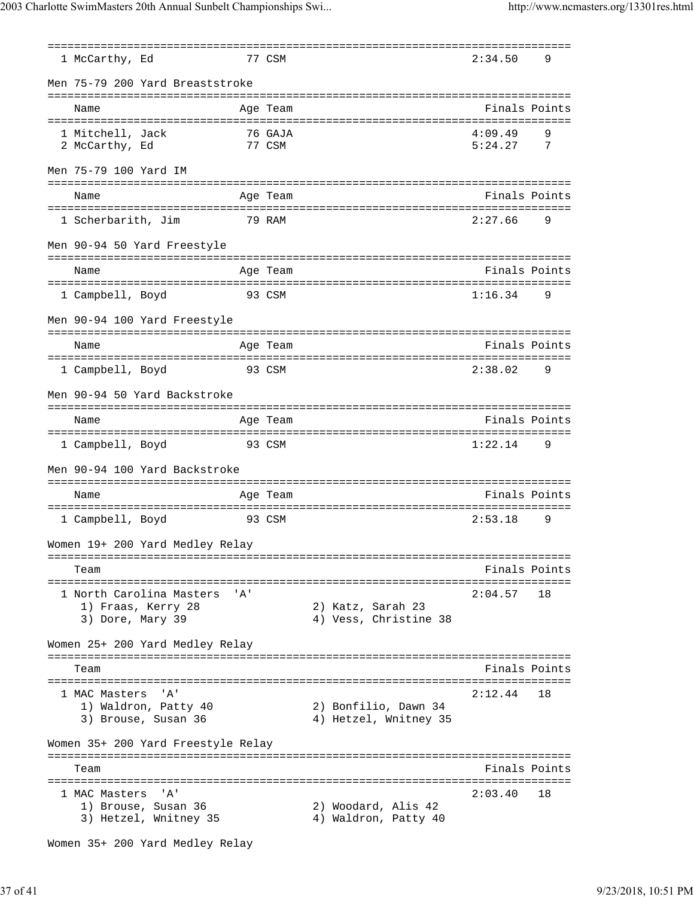| | Name | Age | Team | Finals | Points |
|---|---|---|---|---|---|
| 1 | McCarthy, Ed | 77 | CSM | 2:34.50 | 9 |

### Men 75-79 200 Yard Breaststroke

| | Name | Age | Team | Finals | Points |
|---|---|---|---|---|---|
| 1 | Mitchell, Jack | 76 | GAJA | 4:09.49 | 9 |
| 2 | McCarthy, Ed | 77 | CSM | 5:24.27 | 7 |

### Men 75-79 100 Yard IM

| | Name | Age | Team | Finals | Points |
|---|---|---|---|---|---|
| 1 | Scherbarith, Jim | 79 | RAM | 2:27.66 | 9 |

### Men 90-94 50 Yard Freestyle

| | Name | Age | Team | Finals | Points |
|---|---|---|---|---|---|
| 1 | Campbell, Boyd | 93 | CSM | 1:16.34 | 9 |

### Men 90-94 100 Yard Freestyle

| | Name | Age | Team | Finals | Points |
|---|---|---|---|---|---|
| 1 | Campbell, Boyd | 93 | CSM | 2:38.02 | 9 |

### Men 90-94 50 Yard Backstroke

| | Name | Age | Team | Finals | Points |
|---|---|---|---|---|---|
| 1 | Campbell, Boyd | 93 | CSM | 1:22.14 | 9 |

### Men 90-94 100 Yard Backstroke

| | Name | Age | Team | Finals | Points |
|---|---|---|---|---|---|
| 1 | Campbell, Boyd | 93 | CSM | 2:53.18 | 9 |

### Women 19+ 200 Yard Medley Relay

| | Team | Finals | Points |
|---|---|---|---|
| 1 | North Carolina Masters 'A' | 2:04.57 | 18 |

1) Fraas, Kerry 28 — 2) Katz, Sarah 23 — 3) Dore, Mary 39 — 4) Vess, Christine 38

### Women 25+ 200 Yard Medley Relay

| | Team | Finals | Points |
|---|---|---|---|
| 1 | MAC Masters 'A' | 2:12.44 | 18 |

1) Waldron, Patty 40 — 2) Bonfilio, Dawn 34 — 3) Brouse, Susan 36 — 4) Hetzel, Wnitney 35

### Women 35+ 200 Yard Freestyle Relay

| | Team | Finals | Points |
|---|---|---|---|
| 1 | MAC Masters 'A' | 2:03.40 | 18 |

1) Brouse, Susan 36 — 2) Woodard, Alis 42 — 3) Hetzel, Wnitney 35 — 4) Waldron, Patty 40

### Women 35+ 200 Yard Medley Relay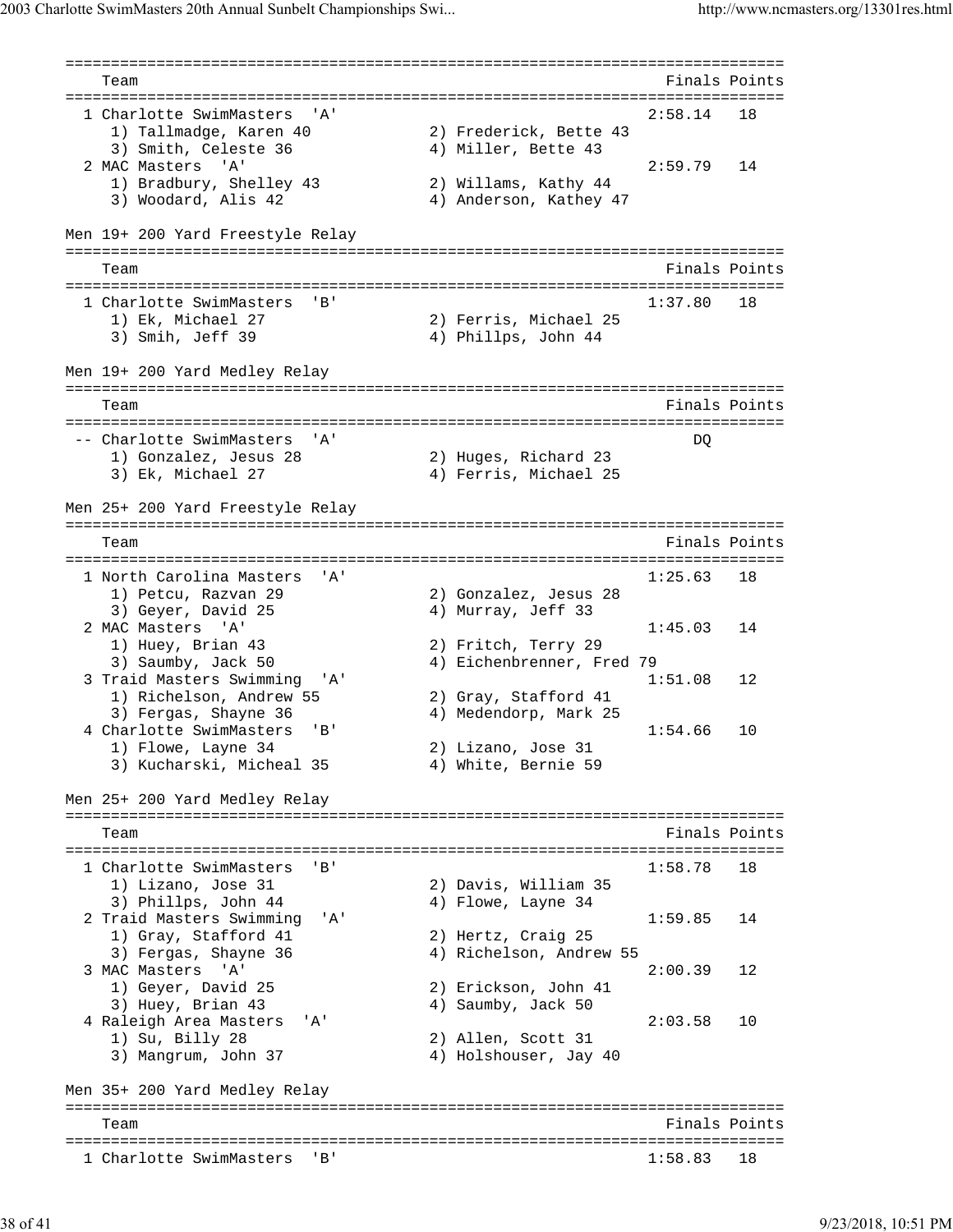| Team | Finals | Points |
|---|---|---|
| 1 Charlotte SwimMasters 'A' | 2:58.14 | 18 |
| 1) Tallmadge, Karen 40 2) Frederick, Bette 43 3) Smith, Celeste 36 4) Miller, Bette 43 | | |
| 2 MAC Masters 'A' | 2:59.79 | 14 |
| 1) Bradbury, Shelley 43 2) Willams, Kathy 44 3) Woodard, Alis 42 4) Anderson, Kathey 47 | | |

## Men 19+ 200 Yard Freestyle Relay

| Team | Finals | Points |
|---|---|---|
| 1 Charlotte SwimMasters 'B' | 1:37.80 | 18 |
| 1) Ek, Michael 27 2) Ferris, Michael 25 3) Smih, Jeff 39 4) Phillps, John 44 | | |

## Men 19+ 200 Yard Medley Relay

| Team | Finals | Points |
|---|---|---|
| -- Charlotte SwimMasters 'A' | DQ | |
| 1) Gonzalez, Jesus 28 2) Huges, Richard 23 3) Ek, Michael 27 4) Ferris, Michael 25 | | |

## Men 25+ 200 Yard Freestyle Relay

| Team | Finals | Points |
|---|---|---|
| 1 North Carolina Masters 'A' | 1:25.63 | 18 |
| 1) Petcu, Razvan 29 2) Gonzalez, Jesus 28 3) Geyer, David 25 4) Murray, Jeff 33 | | |
| 2 MAC Masters 'A' | 1:45.03 | 14 |
| 1) Huey, Brian 43 2) Fritch, Terry 29 3) Saumby, Jack 50 4) Eichenbrenner, Fred 79 | | |
| 3 Traid Masters Swimming 'A' | 1:51.08 | 12 |
| 1) Richelson, Andrew 55 2) Gray, Stafford 41 3) Fergas, Shayne 36 4) Medendorp, Mark 25 | | |
| 4 Charlotte SwimMasters 'B' | 1:54.66 | 10 |
| 1) Flowe, Layne 34 2) Lizano, Jose 31 3) Kucharski, Micheal 35 4) White, Bernie 59 | | |

## Men 25+ 200 Yard Medley Relay

| Team | Finals | Points |
|---|---|---|
| 1 Charlotte SwimMasters 'B' | 1:58.78 | 18 |
| 1) Lizano, Jose 31 2) Davis, William 35 3) Phillps, John 44 4) Flowe, Layne 34 | | |
| 2 Traid Masters Swimming 'A' | 1:59.85 | 14 |
| 1) Gray, Stafford 41 2) Hertz, Craig 25 3) Fergas, Shayne 36 4) Richelson, Andrew 55 | | |
| 3 MAC Masters 'A' | 2:00.39 | 12 |
| 1) Geyer, David 25 2) Erickson, John 41 3) Huey, Brian 43 4) Saumby, Jack 50 | | |
| 4 Raleigh Area Masters 'A' | 2:03.58 | 10 |
| 1) Su, Billy 28 2) Allen, Scott 31 3) Mangrum, John 37 4) Holshouser, Jay 40 | | |

## Men 35+ 200 Yard Medley Relay

| Team | Finals | Points |
|---|---|---|
| 1 Charlotte SwimMasters 'B' | 1:58.83 | 18 |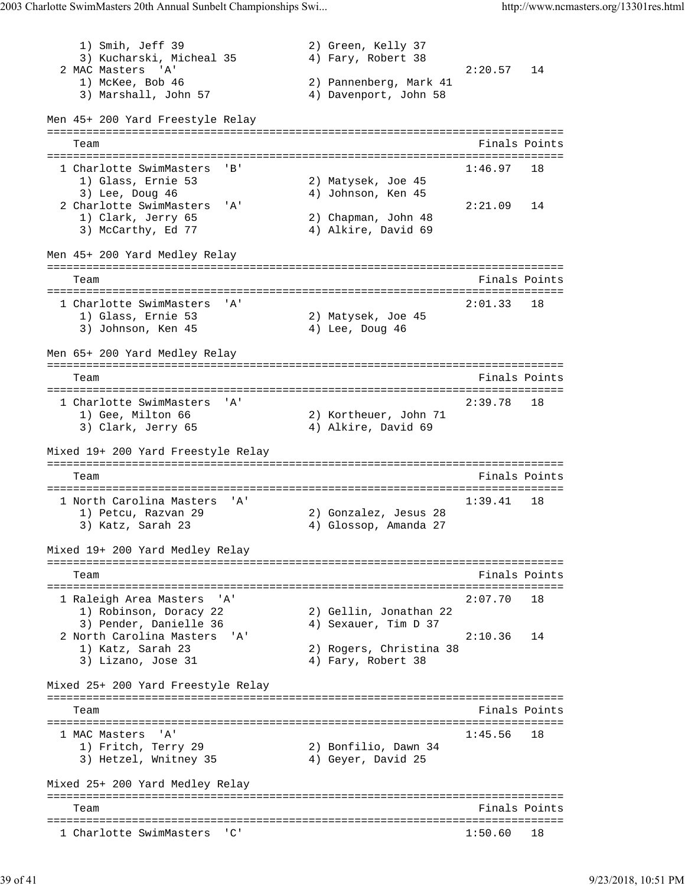1) Smih, Jeff 39 2) Green, Kelly 37
3) Kucharski, Micheal 35 4) Fary, Robert 38

| | Team | Finals | Points |
|---|---|---|---|
| 2 | MAC Masters 'A' | 2:20.57 | 14 |
| | 1) McKee, Bob 46; 2) Pannenberg, Mark 41; 3) Marshall, John 57; 4) Davenport, John 58 | | |

## Men 45+ 200 Yard Freestyle Relay

| | Team | Finals | Points |
|---|---|---|---|
| 1 | Charlotte SwimMasters 'B' | 1:46.97 | 18 |
| | 1) Glass, Ernie 53; 2) Matysek, Joe 45; 3) Lee, Doug 46; 4) Johnson, Ken 45 | | |
| 2 | Charlotte SwimMasters 'A' | 2:21.09 | 14 |
| | 1) Clark, Jerry 65; 2) Chapman, John 48; 3) McCarthy, Ed 77; 4) Alkire, David 69 | | |

## Men 45+ 200 Yard Medley Relay

| | Team | Finals | Points |
|---|---|---|---|
| 1 | Charlotte SwimMasters 'A' | 2:01.33 | 18 |
| | 1) Glass, Ernie 53; 2) Matysek, Joe 45; 3) Johnson, Ken 45; 4) Lee, Doug 46 | | |

## Men 65+ 200 Yard Medley Relay

| | Team | Finals | Points |
|---|---|---|---|
| 1 | Charlotte SwimMasters 'A' | 2:39.78 | 18 |
| | 1) Gee, Milton 66; 2) Kortheuer, John 71; 3) Clark, Jerry 65; 4) Alkire, David 69 | | |

## Mixed 19+ 200 Yard Freestyle Relay

| | Team | Finals | Points |
|---|---|---|---|
| 1 | North Carolina Masters 'A' | 1:39.41 | 18 |
| | 1) Petcu, Razvan 29; 2) Gonzalez, Jesus 28; 3) Katz, Sarah 23; 4) Glossop, Amanda 27 | | |

## Mixed 19+ 200 Yard Medley Relay

| | Team | Finals | Points |
|---|---|---|---|
| 1 | Raleigh Area Masters 'A' | 2:07.70 | 18 |
| | 1) Robinson, Doracy 22; 2) Gellin, Jonathan 22; 3) Pender, Danielle 36; 4) Sexauer, Tim D 37 | | |
| 2 | North Carolina Masters 'A' | 2:10.36 | 14 |
| | 1) Katz, Sarah 23; 2) Rogers, Christina 38; 3) Lizano, Jose 31; 4) Fary, Robert 38 | | |

## Mixed 25+ 200 Yard Freestyle Relay

| | Team | Finals | Points |
|---|---|---|---|
| 1 | MAC Masters 'A' | 1:45.56 | 18 |
| | 1) Fritch, Terry 29; 2) Bonfilio, Dawn 34; 3) Hetzel, Wnitney 35; 4) Geyer, David 25 | | |

## Mixed 25+ 200 Yard Medley Relay

| | Team | Finals | Points |
|---|---|---|---|
| 1 | Charlotte SwimMasters 'C' | 1:50.60 | 18 |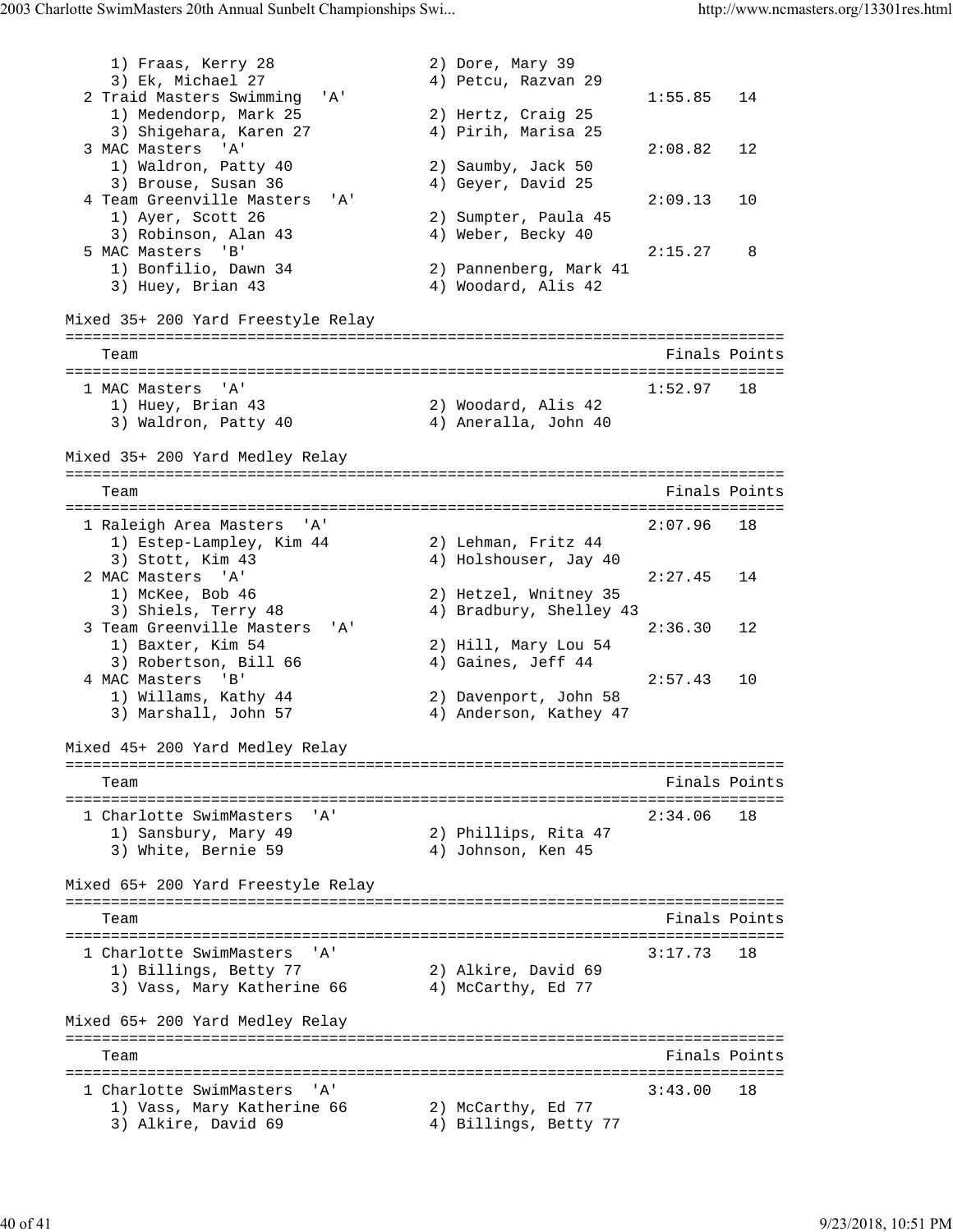```
     1) Fraas, Kerry 28               2) Dore, Mary 39
     3) Ek, Michael 27                4) Petcu, Razvan 29
  2 Traid Masters Swimming  'A'                              1:55.85   14
     1) Medendorp, Mark 25            2) Hertz, Craig 25
     3) Shigehara, Karen 27           4) Pirih, Marisa 25
  3 MAC Masters  'A'                                         2:08.82   12
     1) Waldron, Patty 40             2) Saumby, Jack 50
     3) Brouse, Susan 36              4) Geyer, David 25
  4 Team Greenville Masters  'A'                             2:09.13   10
     1) Ayer, Scott 26                2) Sumpter, Paula 45
     3) Robinson, Alan 43             4) Weber, Becky 40
  5 MAC Masters  'B'                                         2:15.27    8
     1) Bonfilio, Dawn 34             2) Pannenberg, Mark 41
     3) Huey, Brian 43                4) Woodard, Alis 42

Mixed 35+ 200 Yard Freestyle Relay
===============================================================================
    Team                                                    Finals Points
===============================================================================
  1 MAC Masters  'A'                                         1:52.97   18
     1) Huey, Brian 43                2) Woodard, Alis 42
     3) Waldron, Patty 40             4) Aneralla, John 40

Mixed 35+ 200 Yard Medley Relay
===============================================================================
    Team                                                    Finals Points
===============================================================================
  1 Raleigh Area Masters  'A'                                2:07.96   18
     1) Estep-Lampley, Kim 44         2) Lehman, Fritz 44
     3) Stott, Kim 43                 4) Holshouser, Jay 40
  2 MAC Masters  'A'                                         2:27.45   14
     1) McKee, Bob 46                 2) Hetzel, Wnitney 35
     3) Shiels, Terry 48              4) Bradbury, Shelley 43
  3 Team Greenville Masters  'A'                             2:36.30   12
     1) Baxter, Kim 54                2) Hill, Mary Lou 54
     3) Robertson, Bill 66            4) Gaines, Jeff 44
  4 MAC Masters  'B'                                         2:57.43   10
     1) Willams, Kathy 44             2) Davenport, John 58
     3) Marshall, John 57             4) Anderson, Kathey 47

Mixed 45+ 200 Yard Medley Relay
===============================================================================
    Team                                                    Finals Points
===============================================================================
  1 Charlotte SwimMasters  'A'                               2:34.06   18
     1) Sansbury, Mary 49             2) Phillips, Rita 47
     3) White, Bernie 59              4) Johnson, Ken 45

Mixed 65+ 200 Yard Freestyle Relay
===============================================================================
    Team                                                    Finals Points
===============================================================================
  1 Charlotte SwimMasters  'A'                               3:17.73   18
     1) Billings, Betty 77            2) Alkire, David 69
     3) Vass, Mary Katherine 66       4) McCarthy, Ed 77

Mixed 65+ 200 Yard Medley Relay
===============================================================================
    Team                                                    Finals Points
===============================================================================
  1 Charlotte SwimMasters  'A'                               3:43.00   18
     1) Vass, Mary Katherine 66       2) McCarthy, Ed 77
     3) Alkire, David 69              4) Billings, Betty 77
```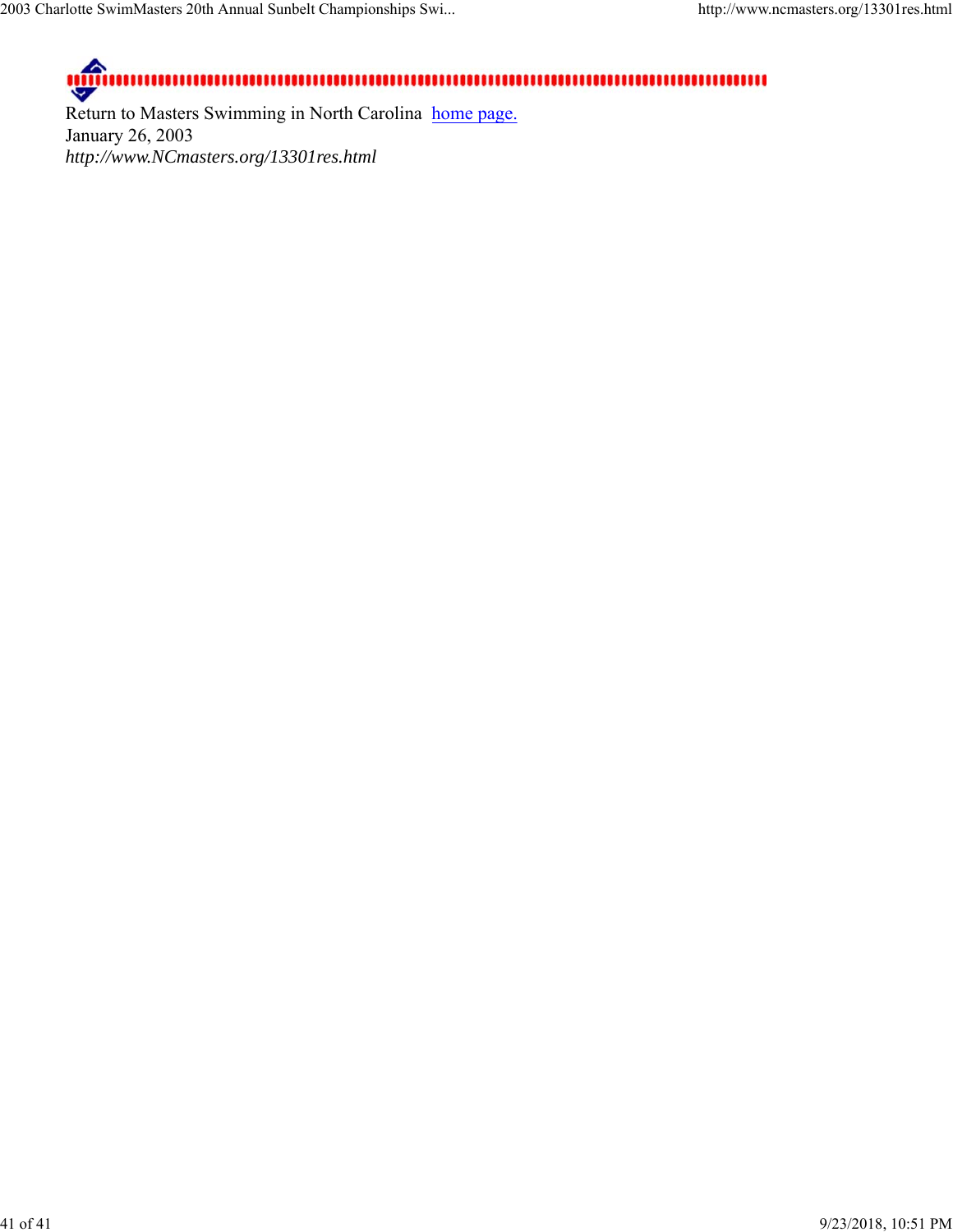Return to Masters Swimming in North Carolina home page.
January 26, 2003
*http://www.NCmasters.org/13301res.html*